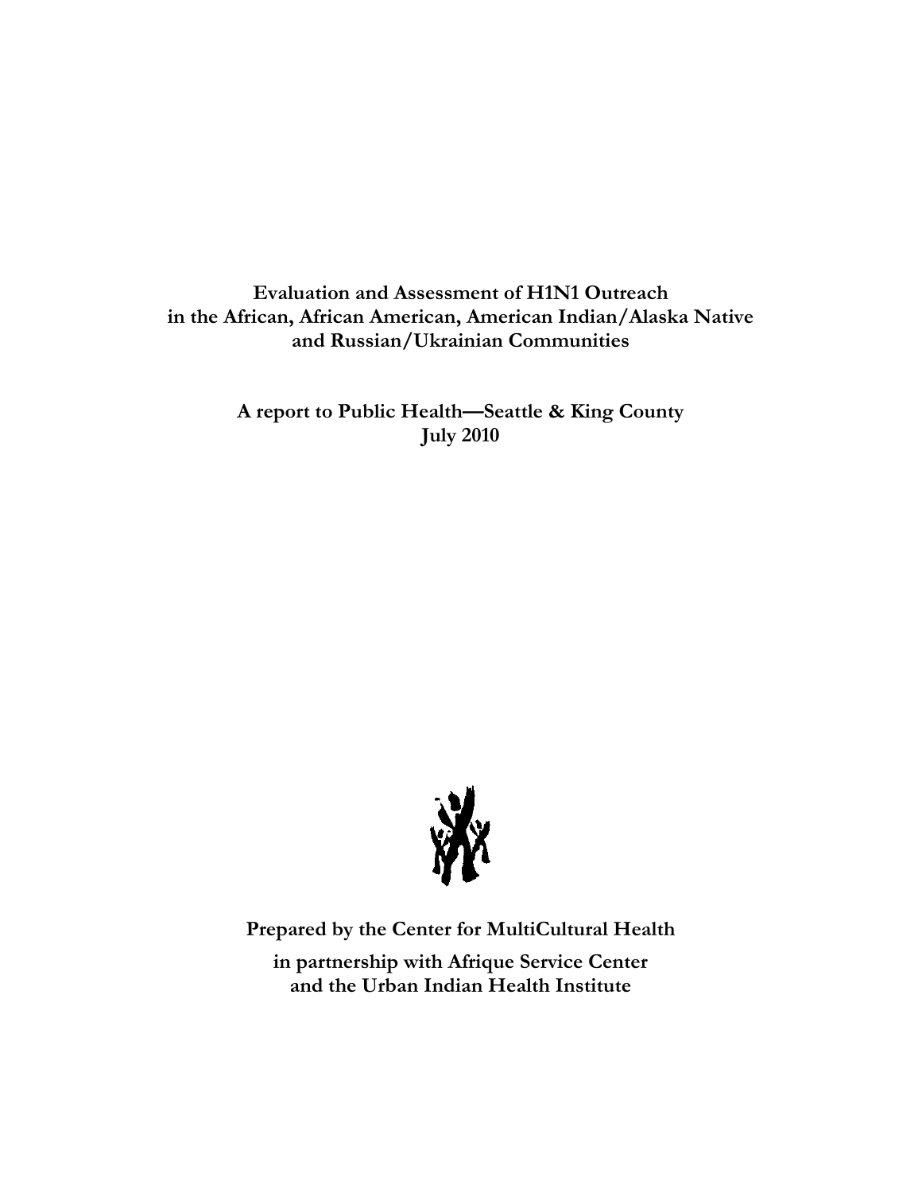# Evaluation and Assessment of H1N1 Outreach in the African, African American, American Indian/Alaska Native and Russian/Ukrainian Communities

**A report to Public Health—Seattle & King County**
**July 2010**

**Prepared by the Center for MultiCultural Health**

**in partnership with Afrique Service Center and the Urban Indian Health Institute**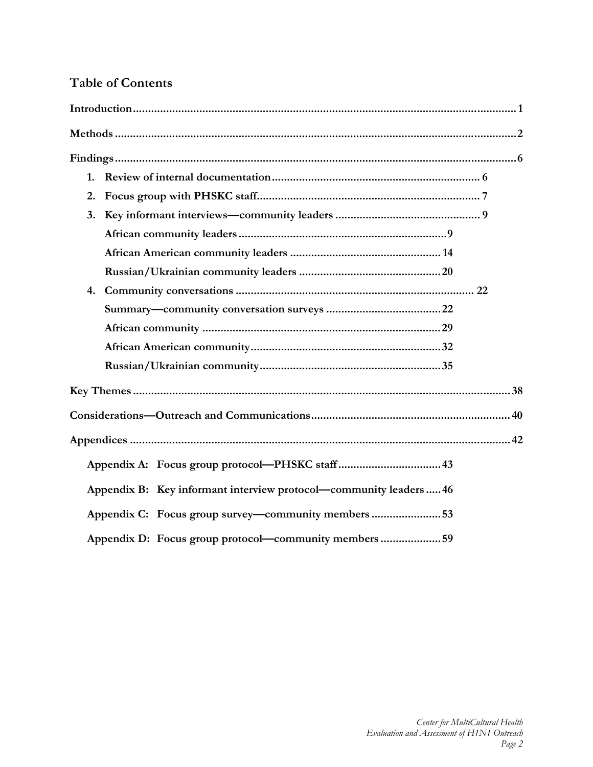## Table of Contents

**Introduction** ............................................................ 1

**Methods** ............................................................ 2

**Findings** ............................................................ 6

1. **Review of internal documentation** ............................................ 6
2. **Focus group with PHSKC staff** ............................................ 7
3. **Key informant interviews—community leaders** ............................................ 9
   - **African community leaders** ............................................ 9
   - **African American community leaders** ............................................ 14
   - **Russian/Ukrainian community leaders** ............................................ 20
4. **Community conversations** ............................................ 22
   - **Summary—community conversation surveys** ............................................ 22
   - **African community** ............................................ 29
   - **African American community** ............................................ 32
   - **Russian/Ukrainian community** ............................................ 35

**Key Themes** ............................................................ 38

**Considerations—Outreach and Communications** ............................................ 40

**Appendices** ............................................................ 42

- **Appendix A: Focus group protocol—PHSKC staff** ............................................ 43
- **Appendix B: Key informant interview protocol—community leaders** ..... 46
- **Appendix C: Focus group survey—community members** ............................................ 53
- **Appendix D: Focus group protocol—community members** ............................................ 59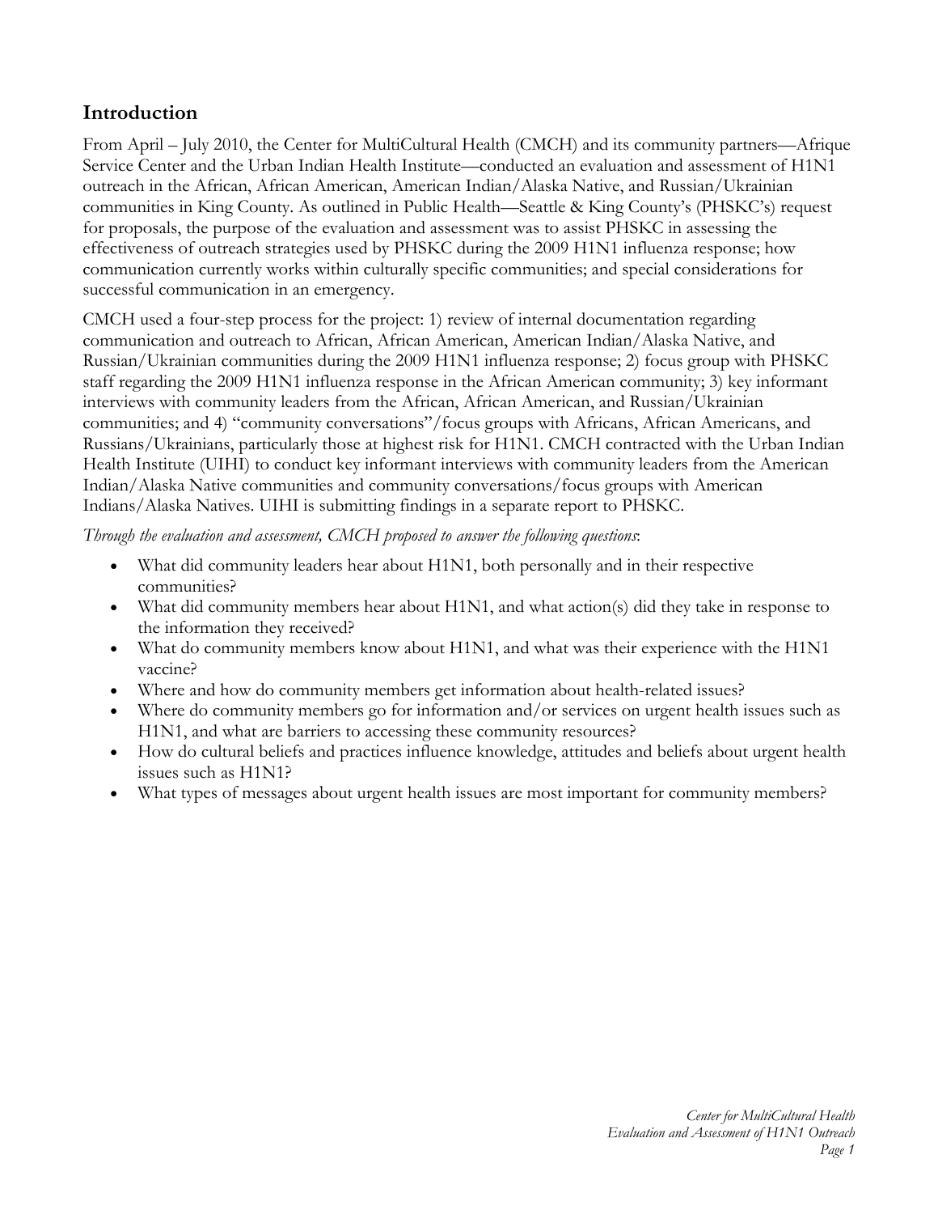## Introduction

From April – July 2010, the Center for MultiCultural Health (CMCH) and its community partners—Afrique Service Center and the Urban Indian Health Institute—conducted an evaluation and assessment of H1N1 outreach in the African, African American, American Indian/Alaska Native, and Russian/Ukrainian communities in King County. As outlined in Public Health—Seattle & King County's (PHSKC's) request for proposals, the purpose of the evaluation and assessment was to assist PHSKC in assessing the effectiveness of outreach strategies used by PHSKC during the 2009 H1N1 influenza response; how communication currently works within culturally specific communities; and special considerations for successful communication in an emergency.

CMCH used a four-step process for the project: 1) review of internal documentation regarding communication and outreach to African, African American, American Indian/Alaska Native, and Russian/Ukrainian communities during the 2009 H1N1 influenza response; 2) focus group with PHSKC staff regarding the 2009 H1N1 influenza response in the African American community; 3) key informant interviews with community leaders from the African, African American, and Russian/Ukrainian communities; and 4) "community conversations"/focus groups with Africans, African Americans, and Russians/Ukrainians, particularly those at highest risk for H1N1. CMCH contracted with the Urban Indian Health Institute (UIHI) to conduct key informant interviews with community leaders from the American Indian/Alaska Native communities and community conversations/focus groups with American Indians/Alaska Natives. UIHI is submitting findings in a separate report to PHSKC.

*Through the evaluation and assessment, CMCH proposed to answer the following questions*:

- What did community leaders hear about H1N1, both personally and in their respective communities?
- What did community members hear about H1N1, and what action(s) did they take in response to the information they received?
- What do community members know about H1N1, and what was their experience with the H1N1 vaccine?
- Where and how do community members get information about health-related issues?
- Where do community members go for information and/or services on urgent health issues such as H1N1, and what are barriers to accessing these community resources?
- How do cultural beliefs and practices influence knowledge, attitudes and beliefs about urgent health issues such as H1N1?
- What types of messages about urgent health issues are most important for community members?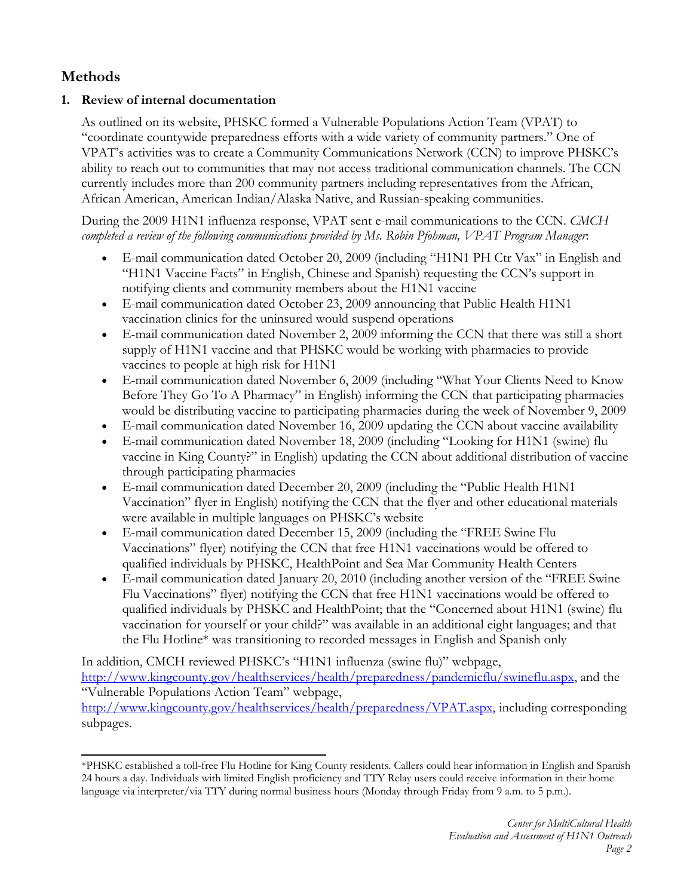## Methods

### 1. Review of internal documentation

As outlined on its website, PHSKC formed a Vulnerable Populations Action Team (VPAT) to "coordinate countywide preparedness efforts with a wide variety of community partners." One of VPAT's activities was to create a Community Communications Network (CCN) to improve PHSKC's ability to reach out to communities that may not access traditional communication channels. The CCN currently includes more than 200 community partners including representatives from the African, African American, American Indian/Alaska Native, and Russian-speaking communities.

During the 2009 H1N1 influenza response, VPAT sent e-mail communications to the CCN. *CMCH completed a review of the following communications provided by Ms. Robin Pfohman, VPAT Program Manager*:

- E-mail communication dated October 20, 2009 (including "H1N1 PH Ctr Vax" in English and "H1N1 Vaccine Facts" in English, Chinese and Spanish) requesting the CCN's support in notifying clients and community members about the H1N1 vaccine
- E-mail communication dated October 23, 2009 announcing that Public Health H1N1 vaccination clinics for the uninsured would suspend operations
- E-mail communication dated November 2, 2009 informing the CCN that there was still a short supply of H1N1 vaccine and that PHSKC would be working with pharmacies to provide vaccines to people at high risk for H1N1
- E-mail communication dated November 6, 2009 (including "What Your Clients Need to Know Before They Go To A Pharmacy" in English) informing the CCN that participating pharmacies would be distributing vaccine to participating pharmacies during the week of November 9, 2009
- E-mail communication dated November 16, 2009 updating the CCN about vaccine availability
- E-mail communication dated November 18, 2009 (including "Looking for H1N1 (swine) flu vaccine in King County?" in English) updating the CCN about additional distribution of vaccine through participating pharmacies
- E-mail communication dated December 20, 2009 (including the "Public Health H1N1 Vaccination" flyer in English) notifying the CCN that the flyer and other educational materials were available in multiple languages on PHSKC's website
- E-mail communication dated December 15, 2009 (including the "FREE Swine Flu Vaccinations" flyer) notifying the CCN that free H1N1 vaccinations would be offered to qualified individuals by PHSKC, HealthPoint and Sea Mar Community Health Centers
- E-mail communication dated January 20, 2010 (including another version of the "FREE Swine Flu Vaccinations" flyer) notifying the CCN that free H1N1 vaccinations would be offered to qualified individuals by PHSKC and HealthPoint; that the "Concerned about H1N1 (swine) flu vaccination for yourself or your child?" was available in an additional eight languages; and that the Flu Hotline* was transitioning to recorded messages in English and Spanish only

In addition, CMCH reviewed PHSKC's "H1N1 influenza (swine flu)" webpage, http://www.kingcounty.gov/healthservices/health/preparedness/pandemicflu/swineflu.aspx, and the "Vulnerable Populations Action Team" webpage, http://www.kingcounty.gov/healthservices/health/preparedness/VPAT.aspx, including corresponding subpages.

---

*PHSKC established a toll-free Flu Hotline for King County residents. Callers could hear information in English and Spanish 24 hours a day. Individuals with limited English proficiency and TTY Relay users could receive information in their home language via interpreter/via TTY during normal business hours (Monday through Friday from 9 a.m. to 5 p.m.).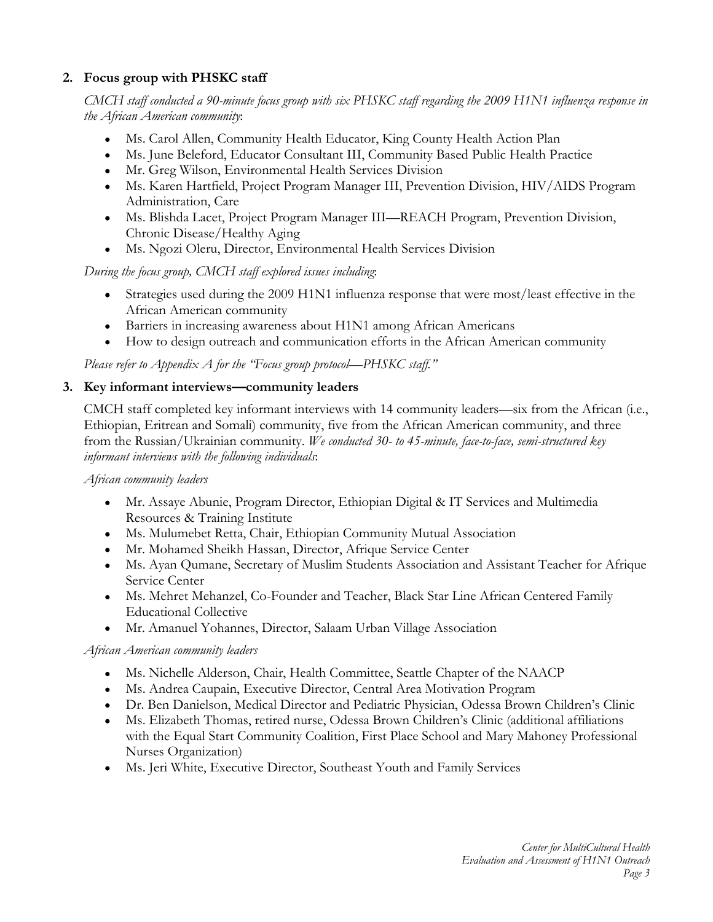2. **Focus group with PHSKC staff**

   *CMCH staff conducted a 90-minute focus group with six PHSKC staff regarding the 2009 H1N1 influenza response in the African American community*:

   - Ms. Carol Allen, Community Health Educator, King County Health Action Plan
   - Ms. June Beleford, Educator Consultant III, Community Based Public Health Practice
   - Mr. Greg Wilson, Environmental Health Services Division
   - Ms. Karen Hartfield, Project Program Manager III, Prevention Division, HIV/AIDS Program Administration, Care
   - Ms. Blishda Lacet, Project Program Manager III—REACH Program, Prevention Division, Chronic Disease/Healthy Aging
   - Ms. Ngozi Oleru, Director, Environmental Health Services Division

   *During the focus group, CMCH staff explored issues including*:

   - Strategies used during the 2009 H1N1 influenza response that were most/least effective in the African American community
   - Barriers in increasing awareness about H1N1 among African Americans
   - How to design outreach and communication efforts in the African American community

   *Please refer to Appendix A for the "Focus group protocol—PHSKC staff."*

3. **Key informant interviews—community leaders**

   CMCH staff completed key informant interviews with 14 community leaders—six from the African (i.e., Ethiopian, Eritrean and Somali) community, five from the African American community, and three from the Russian/Ukrainian community. *We conducted 30- to 45-minute, face-to-face, semi-structured key informant interviews with the following individuals*:

   *African community leaders*

   - Mr. Assaye Abunie, Program Director, Ethiopian Digital & IT Services and Multimedia Resources & Training Institute
   - Ms. Mulumebet Retta, Chair, Ethiopian Community Mutual Association
   - Mr. Mohamed Sheikh Hassan, Director, Afrique Service Center
   - Ms. Ayan Qumane, Secretary of Muslim Students Association and Assistant Teacher for Afrique Service Center
   - Ms. Mehret Mehanzel, Co-Founder and Teacher, Black Star Line African Centered Family Educational Collective
   - Mr. Amanuel Yohannes, Director, Salaam Urban Village Association

   *African American community leaders*

   - Ms. Nichelle Alderson, Chair, Health Committee, Seattle Chapter of the NAACP
   - Ms. Andrea Caupain, Executive Director, Central Area Motivation Program
   - Dr. Ben Danielson, Medical Director and Pediatric Physician, Odessa Brown Children's Clinic
   - Ms. Elizabeth Thomas, retired nurse, Odessa Brown Children's Clinic (additional affiliations with the Equal Start Community Coalition, First Place School and Mary Mahoney Professional Nurses Organization)
   - Ms. Jeri White, Executive Director, Southeast Youth and Family Services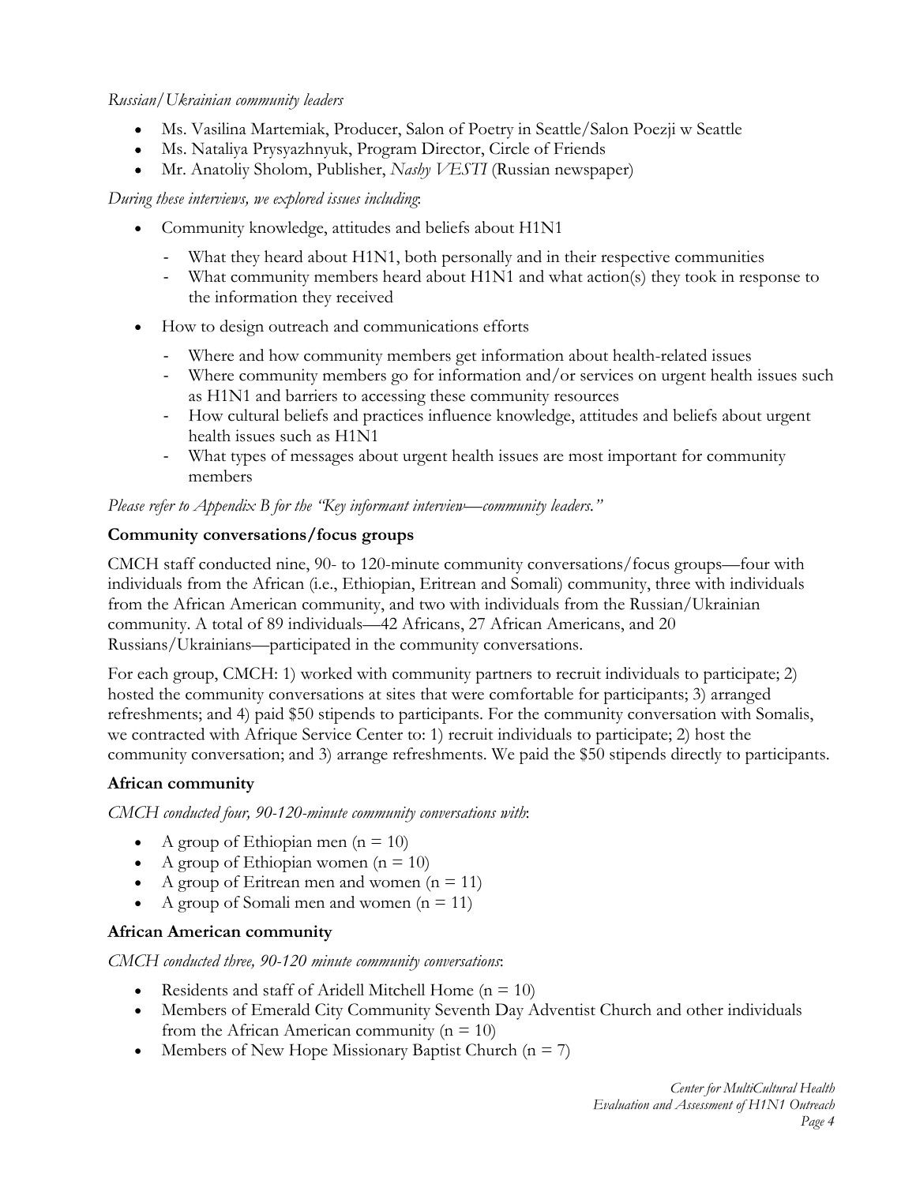*Russian/Ukrainian community leaders*

- Ms. Vasilina Martemiak, Producer, Salon of Poetry in Seattle/Salon Poezji w Seattle
- Ms. Nataliya Prysyazhnyuk, Program Director, Circle of Friends
- Mr. Anatoliy Sholom, Publisher, *Nashy VESTI* (Russian newspaper)

*During these interviews, we explored issues including*:

- Community knowledge, attitudes and beliefs about H1N1
    - What they heard about H1N1, both personally and in their respective communities
    - What community members heard about H1N1 and what action(s) they took in response to the information they received
- How to design outreach and communications efforts
    - Where and how community members get information about health-related issues
    - Where community members go for information and/or services on urgent health issues such as H1N1 and barriers to accessing these community resources
    - How cultural beliefs and practices influence knowledge, attitudes and beliefs about urgent health issues such as H1N1
    - What types of messages about urgent health issues are most important for community members

*Please refer to Appendix B for the "Key informant interview—community leaders."*

**Community conversations/focus groups**

CMCH staff conducted nine, 90- to 120-minute community conversations/focus groups—four with individuals from the African (i.e., Ethiopian, Eritrean and Somali) community, three with individuals from the African American community, and two with individuals from the Russian/Ukrainian community. A total of 89 individuals—42 Africans, 27 African Americans, and 20 Russians/Ukrainians—participated in the community conversations.

For each group, CMCH: 1) worked with community partners to recruit individuals to participate; 2) hosted the community conversations at sites that were comfortable for participants; 3) arranged refreshments; and 4) paid $50 stipends to participants. For the community conversation with Somalis, we contracted with Afrique Service Center to: 1) recruit individuals to participate; 2) host the community conversation; and 3) arrange refreshments. We paid the $50 stipends directly to participants.

**African community**

*CMCH conducted four, 90-120-minute community conversations with*:

- A group of Ethiopian men (n = 10)
- A group of Ethiopian women (n = 10)
- A group of Eritrean men and women (n = 11)
- A group of Somali men and women (n = 11)

**African American community**

*CMCH conducted three, 90-120 minute community conversations*:

- Residents and staff of Aridell Mitchell Home (n = 10)
- Members of Emerald City Community Seventh Day Adventist Church and other individuals from the African American community (n = 10)
- Members of New Hope Missionary Baptist Church (n = 7)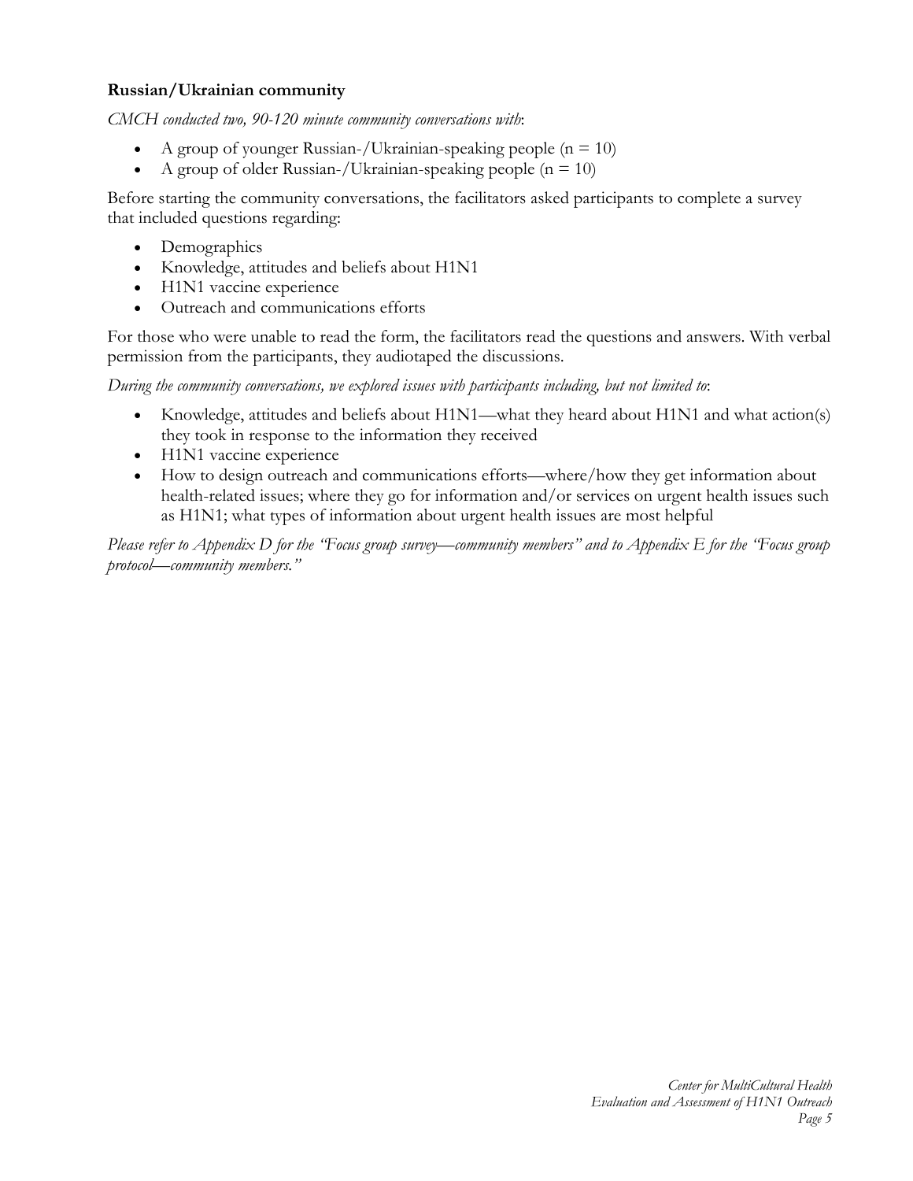**Russian/Ukrainian community**

*CMCH conducted two, 90-120 minute community conversations with*:

- A group of younger Russian-/Ukrainian-speaking people (n = 10)
- A group of older Russian-/Ukrainian-speaking people (n = 10)

Before starting the community conversations, the facilitators asked participants to complete a survey that included questions regarding:

- Demographics
- Knowledge, attitudes and beliefs about H1N1
- H1N1 vaccine experience
- Outreach and communications efforts

For those who were unable to read the form, the facilitators read the questions and answers. With verbal permission from the participants, they audiotaped the discussions.

*During the community conversations, we explored issues with participants including, but not limited to*:

- Knowledge, attitudes and beliefs about H1N1—what they heard about H1N1 and what action(s) they took in response to the information they received
- H1N1 vaccine experience
- How to design outreach and communications efforts—where/how they get information about health-related issues; where they go for information and/or services on urgent health issues such as H1N1; what types of information about urgent health issues are most helpful

*Please refer to Appendix D for the "Focus group survey—community members" and to Appendix E for the "Focus group protocol—community members."*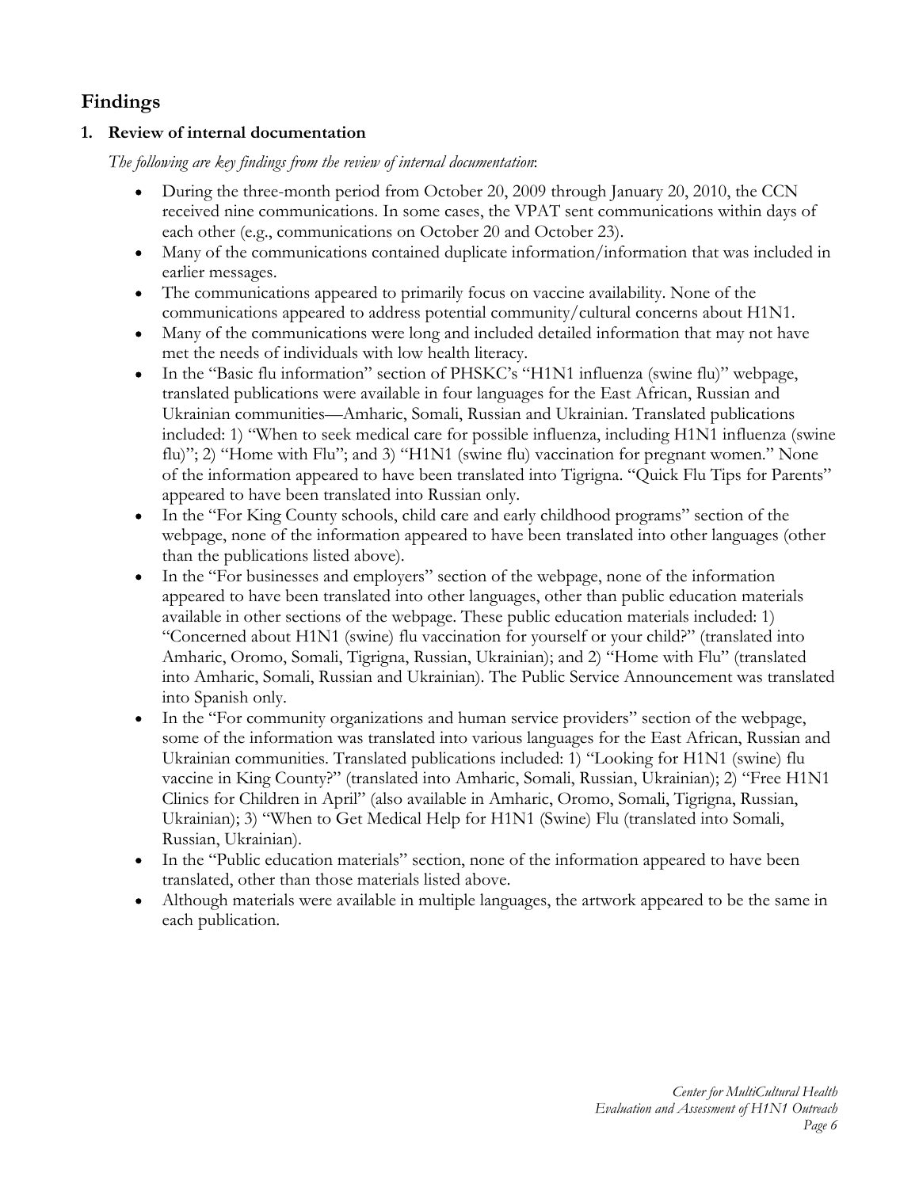## Findings

### 1. Review of internal documentation

*The following are key findings from the review of internal documentation*:

- During the three-month period from October 20, 2009 through January 20, 2010, the CCN received nine communications. In some cases, the VPAT sent communications within days of each other (e.g., communications on October 20 and October 23).
- Many of the communications contained duplicate information/information that was included in earlier messages.
- The communications appeared to primarily focus on vaccine availability. None of the communications appeared to address potential community/cultural concerns about H1N1.
- Many of the communications were long and included detailed information that may not have met the needs of individuals with low health literacy.
- In the "Basic flu information" section of PHSKC's "H1N1 influenza (swine flu)" webpage, translated publications were available in four languages for the East African, Russian and Ukrainian communities—Amharic, Somali, Russian and Ukrainian. Translated publications included: 1) "When to seek medical care for possible influenza, including H1N1 influenza (swine flu)"; 2) "Home with Flu"; and 3) "H1N1 (swine flu) vaccination for pregnant women." None of the information appeared to have been translated into Tigrigna. "Quick Flu Tips for Parents" appeared to have been translated into Russian only.
- In the "For King County schools, child care and early childhood programs" section of the webpage, none of the information appeared to have been translated into other languages (other than the publications listed above).
- In the "For businesses and employers" section of the webpage, none of the information appeared to have been translated into other languages, other than public education materials available in other sections of the webpage. These public education materials included: 1) "Concerned about H1N1 (swine) flu vaccination for yourself or your child?" (translated into Amharic, Oromo, Somali, Tigrigna, Russian, Ukrainian); and 2) "Home with Flu" (translated into Amharic, Somali, Russian and Ukrainian). The Public Service Announcement was translated into Spanish only.
- In the "For community organizations and human service providers" section of the webpage, some of the information was translated into various languages for the East African, Russian and Ukrainian communities. Translated publications included: 1) "Looking for H1N1 (swine) flu vaccine in King County?" (translated into Amharic, Somali, Russian, Ukrainian); 2) "Free H1N1 Clinics for Children in April" (also available in Amharic, Oromo, Somali, Tigrigna, Russian, Ukrainian); 3) "When to Get Medical Help for H1N1 (Swine) Flu (translated into Somali, Russian, Ukrainian).
- In the "Public education materials" section, none of the information appeared to have been translated, other than those materials listed above.
- Although materials were available in multiple languages, the artwork appeared to be the same in each publication.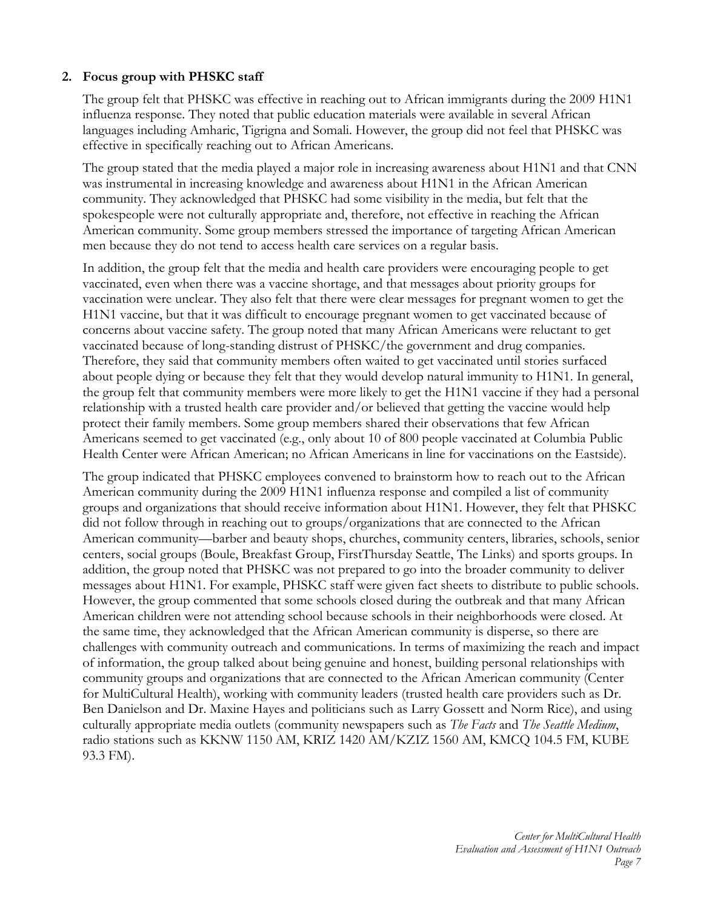**2. Focus group with PHSKC staff**

The group felt that PHSKC was effective in reaching out to African immigrants during the 2009 H1N1 influenza response. They noted that public education materials were available in several African languages including Amharic, Tigrigna and Somali. However, the group did not feel that PHSKC was effective in specifically reaching out to African Americans.

The group stated that the media played a major role in increasing awareness about H1N1 and that CNN was instrumental in increasing knowledge and awareness about H1N1 in the African American community. They acknowledged that PHSKC had some visibility in the media, but felt that the spokespeople were not culturally appropriate and, therefore, not effective in reaching the African American community. Some group members stressed the importance of targeting African American men because they do not tend to access health care services on a regular basis.

In addition, the group felt that the media and health care providers were encouraging people to get vaccinated, even when there was a vaccine shortage, and that messages about priority groups for vaccination were unclear. They also felt that there were clear messages for pregnant women to get the H1N1 vaccine, but that it was difficult to encourage pregnant women to get vaccinated because of concerns about vaccine safety. The group noted that many African Americans were reluctant to get vaccinated because of long-standing distrust of PHSKC/the government and drug companies. Therefore, they said that community members often waited to get vaccinated until stories surfaced about people dying or because they felt that they would develop natural immunity to H1N1. In general, the group felt that community members were more likely to get the H1N1 vaccine if they had a personal relationship with a trusted health care provider and/or believed that getting the vaccine would help protect their family members. Some group members shared their observations that few African Americans seemed to get vaccinated (e.g., only about 10 of 800 people vaccinated at Columbia Public Health Center were African American; no African Americans in line for vaccinations on the Eastside).

The group indicated that PHSKC employees convened to brainstorm how to reach out to the African American community during the 2009 H1N1 influenza response and compiled a list of community groups and organizations that should receive information about H1N1. However, they felt that PHSKC did not follow through in reaching out to groups/organizations that are connected to the African American community—barber and beauty shops, churches, community centers, libraries, schools, senior centers, social groups (Boule, Breakfast Group, FirstThursday Seattle, The Links) and sports groups. In addition, the group noted that PHSKC was not prepared to go into the broader community to deliver messages about H1N1. For example, PHSKC staff were given fact sheets to distribute to public schools. However, the group commented that some schools closed during the outbreak and that many African American children were not attending school because schools in their neighborhoods were closed. At the same time, they acknowledged that the African American community is disperse, so there are challenges with community outreach and communications. In terms of maximizing the reach and impact of information, the group talked about being genuine and honest, building personal relationships with community groups and organizations that are connected to the African American community (Center for MultiCultural Health), working with community leaders (trusted health care providers such as Dr. Ben Danielson and Dr. Maxine Hayes and politicians such as Larry Gossett and Norm Rice), and using culturally appropriate media outlets (community newspapers such as *The Facts* and *The Seattle Medium*, radio stations such as KKNW 1150 AM, KRIZ 1420 AM/KZIZ 1560 AM, KMCQ 104.5 FM, KUBE 93.3 FM).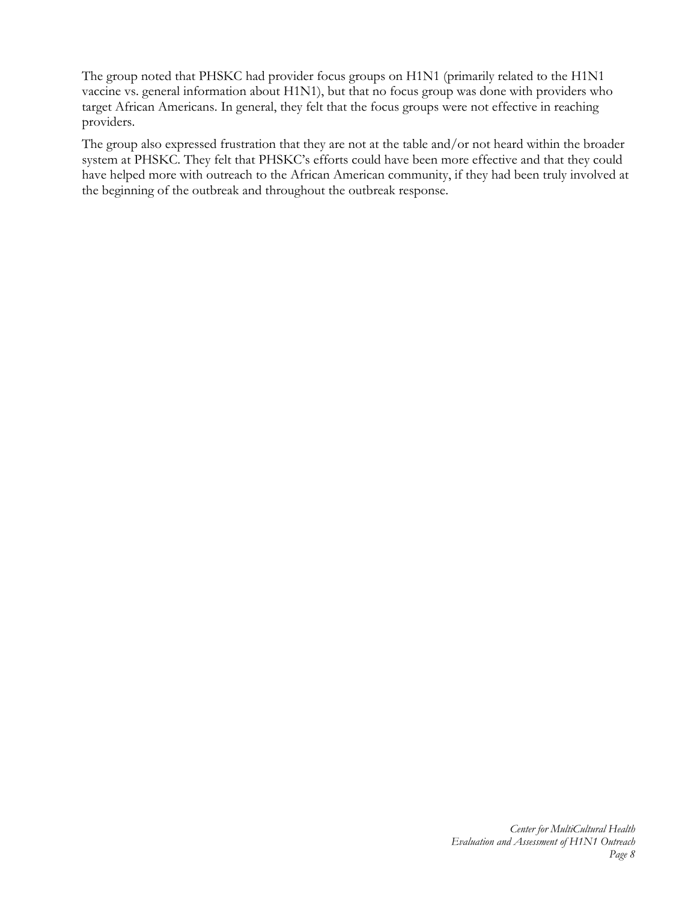The group noted that PHSKC had provider focus groups on H1N1 (primarily related to the H1N1 vaccine vs. general information about H1N1), but that no focus group was done with providers who target African Americans. In general, they felt that the focus groups were not effective in reaching providers.

The group also expressed frustration that they are not at the table and/or not heard within the broader system at PHSKC. They felt that PHSKC's efforts could have been more effective and that they could have helped more with outreach to the African American community, if they had been truly involved at the beginning of the outbreak and throughout the outbreak response.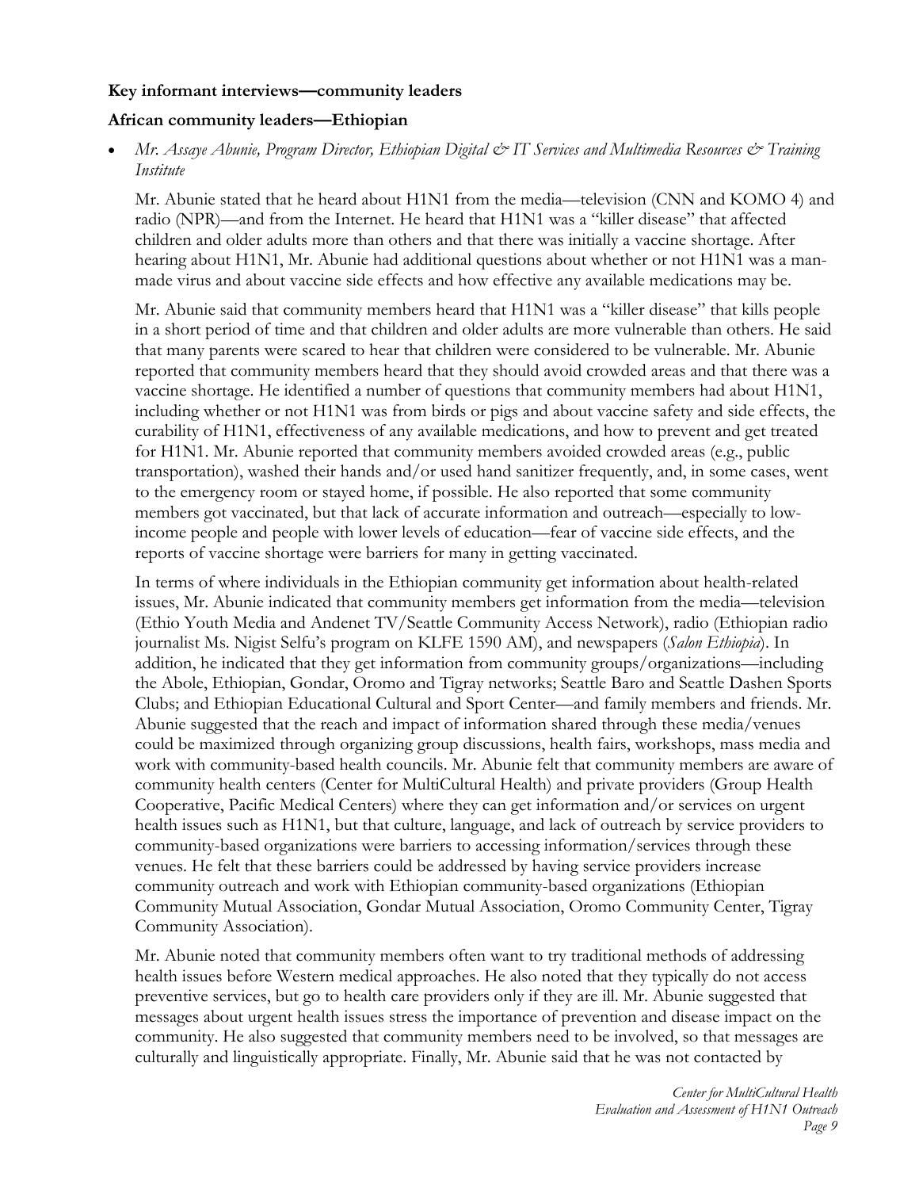**Key informant interviews—community leaders**

**African community leaders—Ethiopian**

- *Mr. Assaye Abunie, Program Director, Ethiopian Digital & IT Services and Multimedia Resources & Training Institute*

  Mr. Abunie stated that he heard about H1N1 from the media—television (CNN and KOMO 4) and radio (NPR)—and from the Internet. He heard that H1N1 was a "killer disease" that affected children and older adults more than others and that there was initially a vaccine shortage. After hearing about H1N1, Mr. Abunie had additional questions about whether or not H1N1 was a man-made virus and about vaccine side effects and how effective any available medications may be.

  Mr. Abunie said that community members heard that H1N1 was a "killer disease" that kills people in a short period of time and that children and older adults are more vulnerable than others. He said that many parents were scared to hear that children were considered to be vulnerable. Mr. Abunie reported that community members heard that they should avoid crowded areas and that there was a vaccine shortage. He identified a number of questions that community members had about H1N1, including whether or not H1N1 was from birds or pigs and about vaccine safety and side effects, the curability of H1N1, effectiveness of any available medications, and how to prevent and get treated for H1N1. Mr. Abunie reported that community members avoided crowded areas (e.g., public transportation), washed their hands and/or used hand sanitizer frequently, and, in some cases, went to the emergency room or stayed home, if possible. He also reported that some community members got vaccinated, but that lack of accurate information and outreach—especially to low-income people and people with lower levels of education—fear of vaccine side effects, and the reports of vaccine shortage were barriers for many in getting vaccinated.

  In terms of where individuals in the Ethiopian community get information about health-related issues, Mr. Abunie indicated that community members get information from the media—television (Ethio Youth Media and Andenet TV/Seattle Community Access Network), radio (Ethiopian radio journalist Ms. Nigist Selfu's program on KLFE 1590 AM), and newspapers (*Salon Ethiopia*). In addition, he indicated that they get information from community groups/organizations—including the Abole, Ethiopian, Gondar, Oromo and Tigray networks; Seattle Baro and Seattle Dashen Sports Clubs; and Ethiopian Educational Cultural and Sport Center—and family members and friends. Mr. Abunie suggested that the reach and impact of information shared through these media/venues could be maximized through organizing group discussions, health fairs, workshops, mass media and work with community-based health councils. Mr. Abunie felt that community members are aware of community health centers (Center for MultiCultural Health) and private providers (Group Health Cooperative, Pacific Medical Centers) where they can get information and/or services on urgent health issues such as H1N1, but that culture, language, and lack of outreach by service providers to community-based organizations were barriers to accessing information/services through these venues. He felt that these barriers could be addressed by having service providers increase community outreach and work with Ethiopian community-based organizations (Ethiopian Community Mutual Association, Gondar Mutual Association, Oromo Community Center, Tigray Community Association).

  Mr. Abunie noted that community members often want to try traditional methods of addressing health issues before Western medical approaches. He also noted that they typically do not access preventive services, but go to health care providers only if they are ill. Mr. Abunie suggested that messages about urgent health issues stress the importance of prevention and disease impact on the community. He also suggested that community members need to be involved, so that messages are culturally and linguistically appropriate. Finally, Mr. Abunie said that he was not contacted by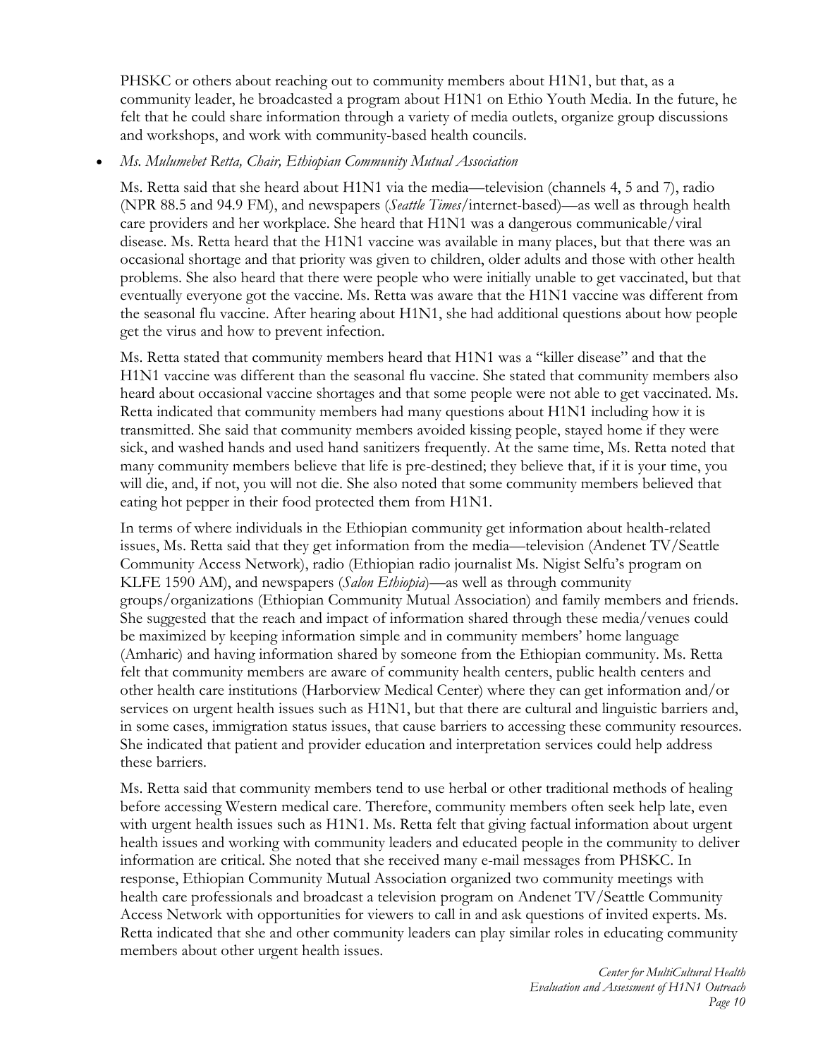PHSKC or others about reaching out to community members about H1N1, but that, as a community leader, he broadcasted a program about H1N1 on Ethio Youth Media. In the future, he felt that he could share information through a variety of media outlets, organize group discussions and workshops, and work with community-based health councils.

- *Ms. Mulumebet Retta, Chair, Ethiopian Community Mutual Association*

  Ms. Retta said that she heard about H1N1 via the media—television (channels 4, 5 and 7), radio (NPR 88.5 and 94.9 FM), and newspapers (*Seattle Times*/internet-based)—as well as through health care providers and her workplace. She heard that H1N1 was a dangerous communicable/viral disease. Ms. Retta heard that the H1N1 vaccine was available in many places, but that there was an occasional shortage and that priority was given to children, older adults and those with other health problems. She also heard that there were people who were initially unable to get vaccinated, but that eventually everyone got the vaccine. Ms. Retta was aware that the H1N1 vaccine was different from the seasonal flu vaccine. After hearing about H1N1, she had additional questions about how people get the virus and how to prevent infection.

  Ms. Retta stated that community members heard that H1N1 was a "killer disease" and that the H1N1 vaccine was different than the seasonal flu vaccine. She stated that community members also heard about occasional vaccine shortages and that some people were not able to get vaccinated. Ms. Retta indicated that community members had many questions about H1N1 including how it is transmitted. She said that community members avoided kissing people, stayed home if they were sick, and washed hands and used hand sanitizers frequently. At the same time, Ms. Retta noted that many community members believe that life is pre-destined; they believe that, if it is your time, you will die, and, if not, you will not die. She also noted that some community members believed that eating hot pepper in their food protected them from H1N1.

  In terms of where individuals in the Ethiopian community get information about health-related issues, Ms. Retta said that they get information from the media—television (Andenet TV/Seattle Community Access Network), radio (Ethiopian radio journalist Ms. Nigist Selfu's program on KLFE 1590 AM), and newspapers (*Salon Ethiopia*)—as well as through community groups/organizations (Ethiopian Community Mutual Association) and family members and friends. She suggested that the reach and impact of information shared through these media/venues could be maximized by keeping information simple and in community members' home language (Amharic) and having information shared by someone from the Ethiopian community. Ms. Retta felt that community members are aware of community health centers, public health centers and other health care institutions (Harborview Medical Center) where they can get information and/or services on urgent health issues such as H1N1, but that there are cultural and linguistic barriers and, in some cases, immigration status issues, that cause barriers to accessing these community resources. She indicated that patient and provider education and interpretation services could help address these barriers.

  Ms. Retta said that community members tend to use herbal or other traditional methods of healing before accessing Western medical care. Therefore, community members often seek help late, even with urgent health issues such as H1N1. Ms. Retta felt that giving factual information about urgent health issues and working with community leaders and educated people in the community to deliver information are critical. She noted that she received many e-mail messages from PHSKC. In response, Ethiopian Community Mutual Association organized two community meetings with health care professionals and broadcast a television program on Andenet TV/Seattle Community Access Network with opportunities for viewers to call in and ask questions of invited experts. Ms. Retta indicated that she and other community leaders can play similar roles in educating community members about other urgent health issues.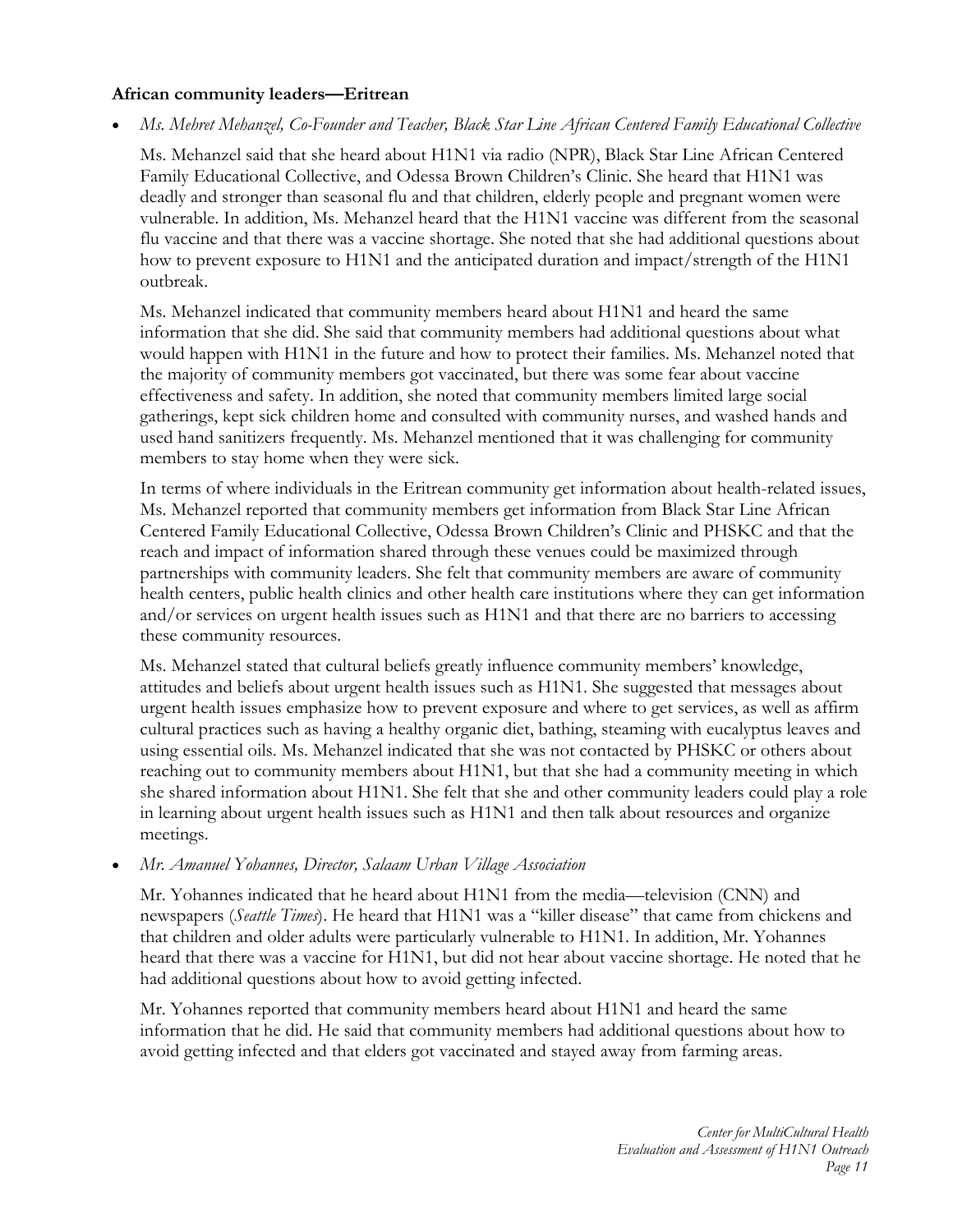**African community leaders—Eritrean**

- *Ms. Mehret Mehanzel, Co-Founder and Teacher, Black Star Line African Centered Family Educational Collective*

  Ms. Mehanzel said that she heard about H1N1 via radio (NPR), Black Star Line African Centered Family Educational Collective, and Odessa Brown Children's Clinic. She heard that H1N1 was deadly and stronger than seasonal flu and that children, elderly people and pregnant women were vulnerable. In addition, Ms. Mehanzel heard that the H1N1 vaccine was different from the seasonal flu vaccine and that there was a vaccine shortage. She noted that she had additional questions about how to prevent exposure to H1N1 and the anticipated duration and impact/strength of the H1N1 outbreak.

  Ms. Mehanzel indicated that community members heard about H1N1 and heard the same information that she did. She said that community members had additional questions about what would happen with H1N1 in the future and how to protect their families. Ms. Mehanzel noted that the majority of community members got vaccinated, but there was some fear about vaccine effectiveness and safety. In addition, she noted that community members limited large social gatherings, kept sick children home and consulted with community nurses, and washed hands and used hand sanitizers frequently. Ms. Mehanzel mentioned that it was challenging for community members to stay home when they were sick.

  In terms of where individuals in the Eritrean community get information about health-related issues, Ms. Mehanzel reported that community members get information from Black Star Line African Centered Family Educational Collective, Odessa Brown Children's Clinic and PHSKC and that the reach and impact of information shared through these venues could be maximized through partnerships with community leaders. She felt that community members are aware of community health centers, public health clinics and other health care institutions where they can get information and/or services on urgent health issues such as H1N1 and that there are no barriers to accessing these community resources.

  Ms. Mehanzel stated that cultural beliefs greatly influence community members' knowledge, attitudes and beliefs about urgent health issues such as H1N1. She suggested that messages about urgent health issues emphasize how to prevent exposure and where to get services, as well as affirm cultural practices such as having a healthy organic diet, bathing, steaming with eucalyptus leaves and using essential oils. Ms. Mehanzel indicated that she was not contacted by PHSKC or others about reaching out to community members about H1N1, but that she had a community meeting in which she shared information about H1N1. She felt that she and other community leaders could play a role in learning about urgent health issues such as H1N1 and then talk about resources and organize meetings.

- *Mr. Amanuel Yohannes, Director, Salaam Urban Village Association*

  Mr. Yohannes indicated that he heard about H1N1 from the media—television (CNN) and newspapers (*Seattle Times*). He heard that H1N1 was a "killer disease" that came from chickens and that children and older adults were particularly vulnerable to H1N1. In addition, Mr. Yohannes heard that there was a vaccine for H1N1, but did not hear about vaccine shortage. He noted that he had additional questions about how to avoid getting infected.

  Mr. Yohannes reported that community members heard about H1N1 and heard the same information that he did. He said that community members had additional questions about how to avoid getting infected and that elders got vaccinated and stayed away from farming areas.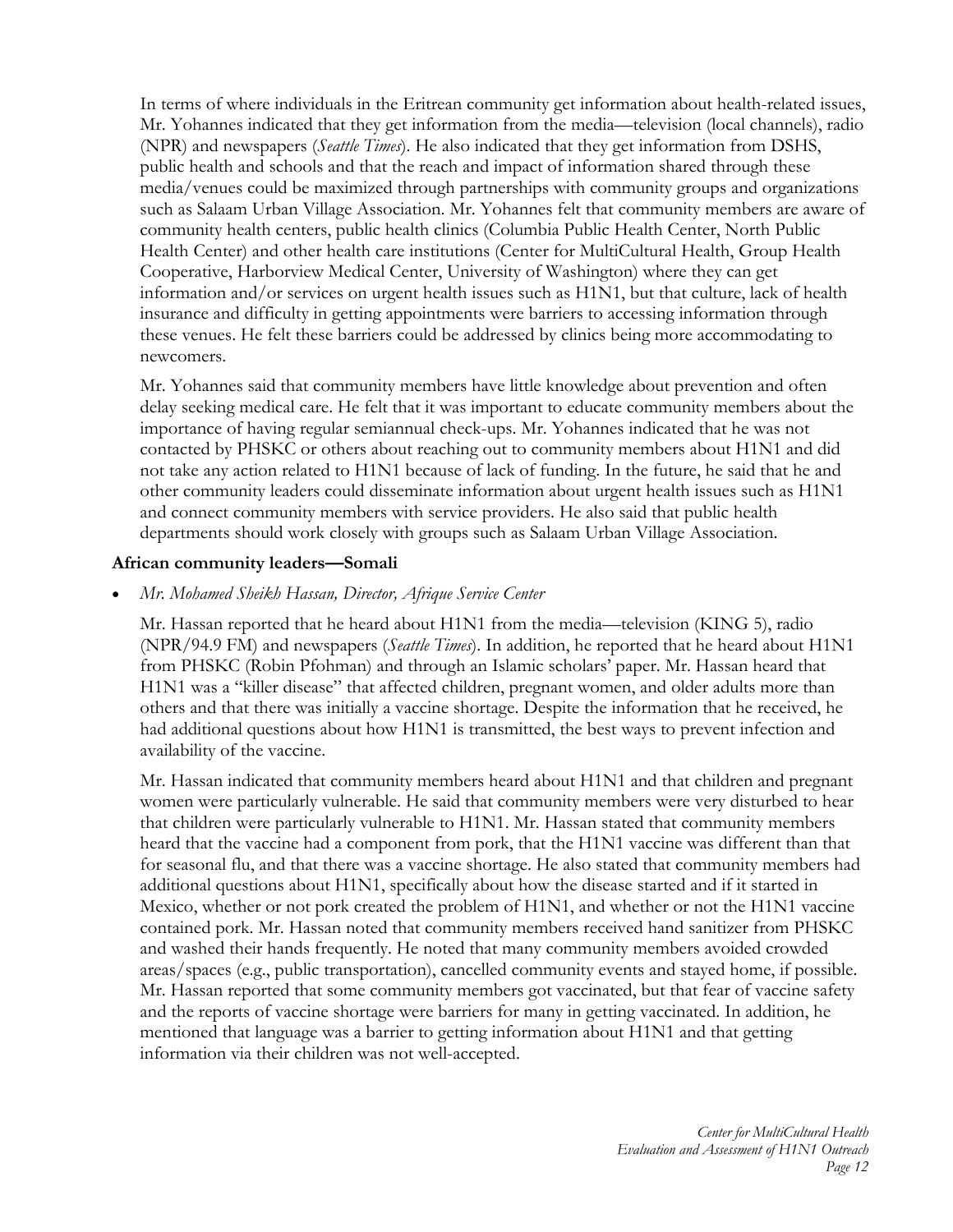In terms of where individuals in the Eritrean community get information about health-related issues, Mr. Yohannes indicated that they get information from the media—television (local channels), radio (NPR) and newspapers (*Seattle Times*). He also indicated that they get information from DSHS, public health and schools and that the reach and impact of information shared through these media/venues could be maximized through partnerships with community groups and organizations such as Salaam Urban Village Association. Mr. Yohannes felt that community members are aware of community health centers, public health clinics (Columbia Public Health Center, North Public Health Center) and other health care institutions (Center for MultiCultural Health, Group Health Cooperative, Harborview Medical Center, University of Washington) where they can get information and/or services on urgent health issues such as H1N1, but that culture, lack of health insurance and difficulty in getting appointments were barriers to accessing information through these venues. He felt these barriers could be addressed by clinics being more accommodating to newcomers.

Mr. Yohannes said that community members have little knowledge about prevention and often delay seeking medical care. He felt that it was important to educate community members about the importance of having regular semiannual check-ups. Mr. Yohannes indicated that he was not contacted by PHSKC or others about reaching out to community members about H1N1 and did not take any action related to H1N1 because of lack of funding. In the future, he said that he and other community leaders could disseminate information about urgent health issues such as H1N1 and connect community members with service providers. He also said that public health departments should work closely with groups such as Salaam Urban Village Association.

**African community leaders—Somali**

- *Mr. Mohamed Sheikh Hassan, Director, Afrique Service Center*

  Mr. Hassan reported that he heard about H1N1 from the media—television (KING 5), radio (NPR/94.9 FM) and newspapers (*Seattle Times*). In addition, he reported that he heard about H1N1 from PHSKC (Robin Pfohman) and through an Islamic scholars' paper. Mr. Hassan heard that H1N1 was a "killer disease" that affected children, pregnant women, and older adults more than others and that there was initially a vaccine shortage. Despite the information that he received, he had additional questions about how H1N1 is transmitted, the best ways to prevent infection and availability of the vaccine.

  Mr. Hassan indicated that community members heard about H1N1 and that children and pregnant women were particularly vulnerable. He said that community members were very disturbed to hear that children were particularly vulnerable to H1N1. Mr. Hassan stated that community members heard that the vaccine had a component from pork, that the H1N1 vaccine was different than that for seasonal flu, and that there was a vaccine shortage. He also stated that community members had additional questions about H1N1, specifically about how the disease started and if it started in Mexico, whether or not pork created the problem of H1N1, and whether or not the H1N1 vaccine contained pork. Mr. Hassan noted that community members received hand sanitizer from PHSKC and washed their hands frequently. He noted that many community members avoided crowded areas/spaces (e.g., public transportation), cancelled community events and stayed home, if possible. Mr. Hassan reported that some community members got vaccinated, but that fear of vaccine safety and the reports of vaccine shortage were barriers for many in getting vaccinated. In addition, he mentioned that language was a barrier to getting information about H1N1 and that getting information via their children was not well-accepted.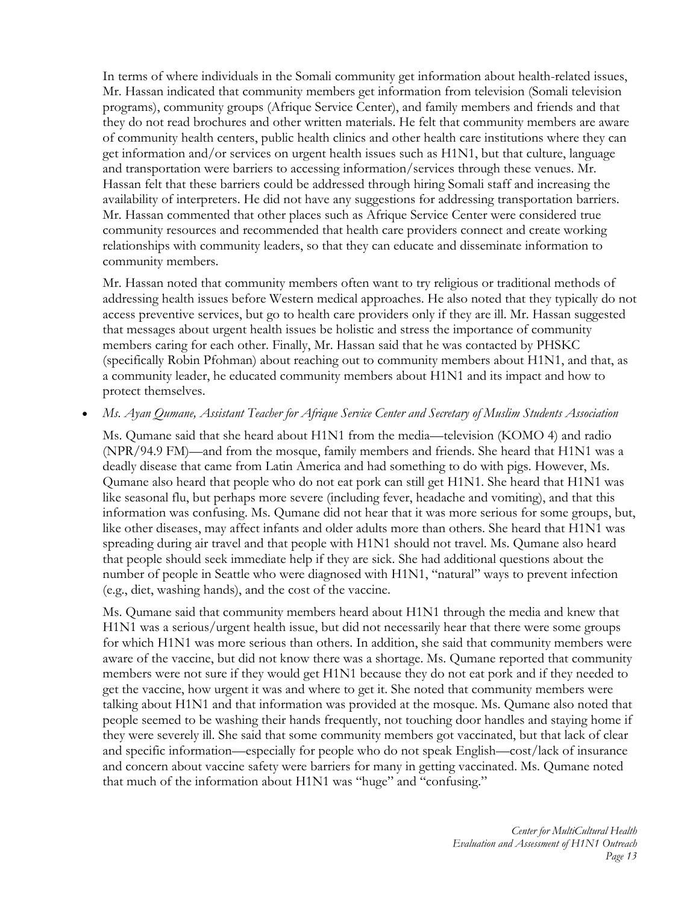In terms of where individuals in the Somali community get information about health-related issues, Mr. Hassan indicated that community members get information from television (Somali television programs), community groups (Afrique Service Center), and family members and friends and that they do not read brochures and other written materials. He felt that community members are aware of community health centers, public health clinics and other health care institutions where they can get information and/or services on urgent health issues such as H1N1, but that culture, language and transportation were barriers to accessing information/services through these venues. Mr. Hassan felt that these barriers could be addressed through hiring Somali staff and increasing the availability of interpreters. He did not have any suggestions for addressing transportation barriers. Mr. Hassan commented that other places such as Afrique Service Center were considered true community resources and recommended that health care providers connect and create working relationships with community leaders, so that they can educate and disseminate information to community members.

Mr. Hassan noted that community members often want to try religious or traditional methods of addressing health issues before Western medical approaches. He also noted that they typically do not access preventive services, but go to health care providers only if they are ill. Mr. Hassan suggested that messages about urgent health issues be holistic and stress the importance of community members caring for each other. Finally, Mr. Hassan said that he was contacted by PHSKC (specifically Robin Pfohman) about reaching out to community members about H1N1, and that, as a community leader, he educated community members about H1N1 and its impact and how to protect themselves.

- *Ms. Ayan Qumane, Assistant Teacher for Afrique Service Center and Secretary of Muslim Students Association*

  Ms. Qumane said that she heard about H1N1 from the media—television (KOMO 4) and radio (NPR/94.9 FM)—and from the mosque, family members and friends. She heard that H1N1 was a deadly disease that came from Latin America and had something to do with pigs. However, Ms. Qumane also heard that people who do not eat pork can still get H1N1. She heard that H1N1 was like seasonal flu, but perhaps more severe (including fever, headache and vomiting), and that this information was confusing. Ms. Qumane did not hear that it was more serious for some groups, but, like other diseases, may affect infants and older adults more than others. She heard that H1N1 was spreading during air travel and that people with H1N1 should not travel. Ms. Qumane also heard that people should seek immediate help if they are sick. She had additional questions about the number of people in Seattle who were diagnosed with H1N1, "natural" ways to prevent infection (e.g., diet, washing hands), and the cost of the vaccine.

  Ms. Qumane said that community members heard about H1N1 through the media and knew that H1N1 was a serious/urgent health issue, but did not necessarily hear that there were some groups for which H1N1 was more serious than others. In addition, she said that community members were aware of the vaccine, but did not know there was a shortage. Ms. Qumane reported that community members were not sure if they would get H1N1 because they do not eat pork and if they needed to get the vaccine, how urgent it was and where to get it. She noted that community members were talking about H1N1 and that information was provided at the mosque. Ms. Qumane also noted that people seemed to be washing their hands frequently, not touching door handles and staying home if they were severely ill. She said that some community members got vaccinated, but that lack of clear and specific information—especially for people who do not speak English—cost/lack of insurance and concern about vaccine safety were barriers for many in getting vaccinated. Ms. Qumane noted that much of the information about H1N1 was "huge" and "confusing."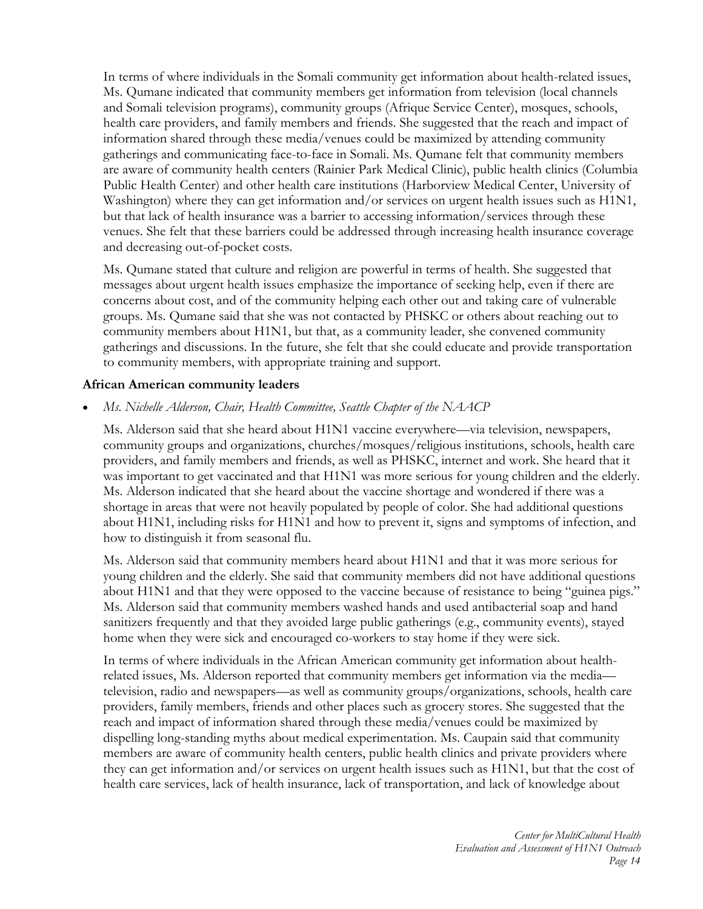In terms of where individuals in the Somali community get information about health-related issues, Ms. Qumane indicated that community members get information from television (local channels and Somali television programs), community groups (Afrique Service Center), mosques, schools, health care providers, and family members and friends. She suggested that the reach and impact of information shared through these media/venues could be maximized by attending community gatherings and communicating face-to-face in Somali. Ms. Qumane felt that community members are aware of community health centers (Rainier Park Medical Clinic), public health clinics (Columbia Public Health Center) and other health care institutions (Harborview Medical Center, University of Washington) where they can get information and/or services on urgent health issues such as H1N1, but that lack of health insurance was a barrier to accessing information/services through these venues. She felt that these barriers could be addressed through increasing health insurance coverage and decreasing out-of-pocket costs.

Ms. Qumane stated that culture and religion are powerful in terms of health. She suggested that messages about urgent health issues emphasize the importance of seeking help, even if there are concerns about cost, and of the community helping each other out and taking care of vulnerable groups. Ms. Qumane said that she was not contacted by PHSKC or others about reaching out to community members about H1N1, but that, as a community leader, she convened community gatherings and discussions. In the future, she felt that she could educate and provide transportation to community members, with appropriate training and support.

**African American community leaders**

- *Ms. Nichelle Alderson, Chair, Health Committee, Seattle Chapter of the NAACP*

  Ms. Alderson said that she heard about H1N1 vaccine everywhere—via television, newspapers, community groups and organizations, churches/mosques/religious institutions, schools, health care providers, and family members and friends, as well as PHSKC, internet and work. She heard that it was important to get vaccinated and that H1N1 was more serious for young children and the elderly. Ms. Alderson indicated that she heard about the vaccine shortage and wondered if there was a shortage in areas that were not heavily populated by people of color. She had additional questions about H1N1, including risks for H1N1 and how to prevent it, signs and symptoms of infection, and how to distinguish it from seasonal flu.

  Ms. Alderson said that community members heard about H1N1 and that it was more serious for young children and the elderly. She said that community members did not have additional questions about H1N1 and that they were opposed to the vaccine because of resistance to being "guinea pigs." Ms. Alderson said that community members washed hands and used antibacterial soap and hand sanitizers frequently and that they avoided large public gatherings (e.g., community events), stayed home when they were sick and encouraged co-workers to stay home if they were sick.

  In terms of where individuals in the African American community get information about health-related issues, Ms. Alderson reported that community members get information via the media—television, radio and newspapers—as well as community groups/organizations, schools, health care providers, family members, friends and other places such as grocery stores. She suggested that the reach and impact of information shared through these media/venues could be maximized by dispelling long-standing myths about medical experimentation. Ms. Caupain said that community members are aware of community health centers, public health clinics and private providers where they can get information and/or services on urgent health issues such as H1N1, but that the cost of health care services, lack of health insurance, lack of transportation, and lack of knowledge about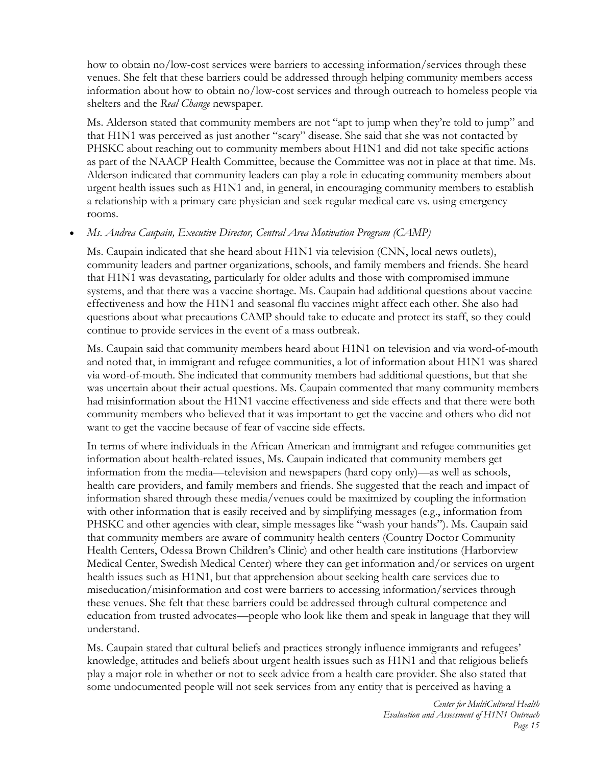how to obtain no/low-cost services were barriers to accessing information/services through these venues. She felt that these barriers could be addressed through helping community members access information about how to obtain no/low-cost services and through outreach to homeless people via shelters and the *Real Change* newspaper.

Ms. Alderson stated that community members are not "apt to jump when they're told to jump" and that H1N1 was perceived as just another "scary" disease. She said that she was not contacted by PHSKC about reaching out to community members about H1N1 and did not take specific actions as part of the NAACP Health Committee, because the Committee was not in place at that time. Ms. Alderson indicated that community leaders can play a role in educating community members about urgent health issues such as H1N1 and, in general, in encouraging community members to establish a relationship with a primary care physician and seek regular medical care vs. using emergency rooms.

- *Ms. Andrea Caupain, Executive Director, Central Area Motivation Program (CAMP)*

Ms. Caupain indicated that she heard about H1N1 via television (CNN, local news outlets), community leaders and partner organizations, schools, and family members and friends. She heard that H1N1 was devastating, particularly for older adults and those with compromised immune systems, and that there was a vaccine shortage. Ms. Caupain had additional questions about vaccine effectiveness and how the H1N1 and seasonal flu vaccines might affect each other. She also had questions about what precautions CAMP should take to educate and protect its staff, so they could continue to provide services in the event of a mass outbreak.

Ms. Caupain said that community members heard about H1N1 on television and via word-of-mouth and noted that, in immigrant and refugee communities, a lot of information about H1N1 was shared via word-of-mouth. She indicated that community members had additional questions, but that she was uncertain about their actual questions. Ms. Caupain commented that many community members had misinformation about the H1N1 vaccine effectiveness and side effects and that there were both community members who believed that it was important to get the vaccine and others who did not want to get the vaccine because of fear of vaccine side effects.

In terms of where individuals in the African American and immigrant and refugee communities get information about health-related issues, Ms. Caupain indicated that community members get information from the media—television and newspapers (hard copy only)—as well as schools, health care providers, and family members and friends. She suggested that the reach and impact of information shared through these media/venues could be maximized by coupling the information with other information that is easily received and by simplifying messages (e.g., information from PHSKC and other agencies with clear, simple messages like "wash your hands"). Ms. Caupain said that community members are aware of community health centers (Country Doctor Community Health Centers, Odessa Brown Children's Clinic) and other health care institutions (Harborview Medical Center, Swedish Medical Center) where they can get information and/or services on urgent health issues such as H1N1, but that apprehension about seeking health care services due to miseducation/misinformation and cost were barriers to accessing information/services through these venues. She felt that these barriers could be addressed through cultural competence and education from trusted advocates—people who look like them and speak in language that they will understand.

Ms. Caupain stated that cultural beliefs and practices strongly influence immigrants and refugees' knowledge, attitudes and beliefs about urgent health issues such as H1N1 and that religious beliefs play a major role in whether or not to seek advice from a health care provider. She also stated that some undocumented people will not seek services from any entity that is perceived as having a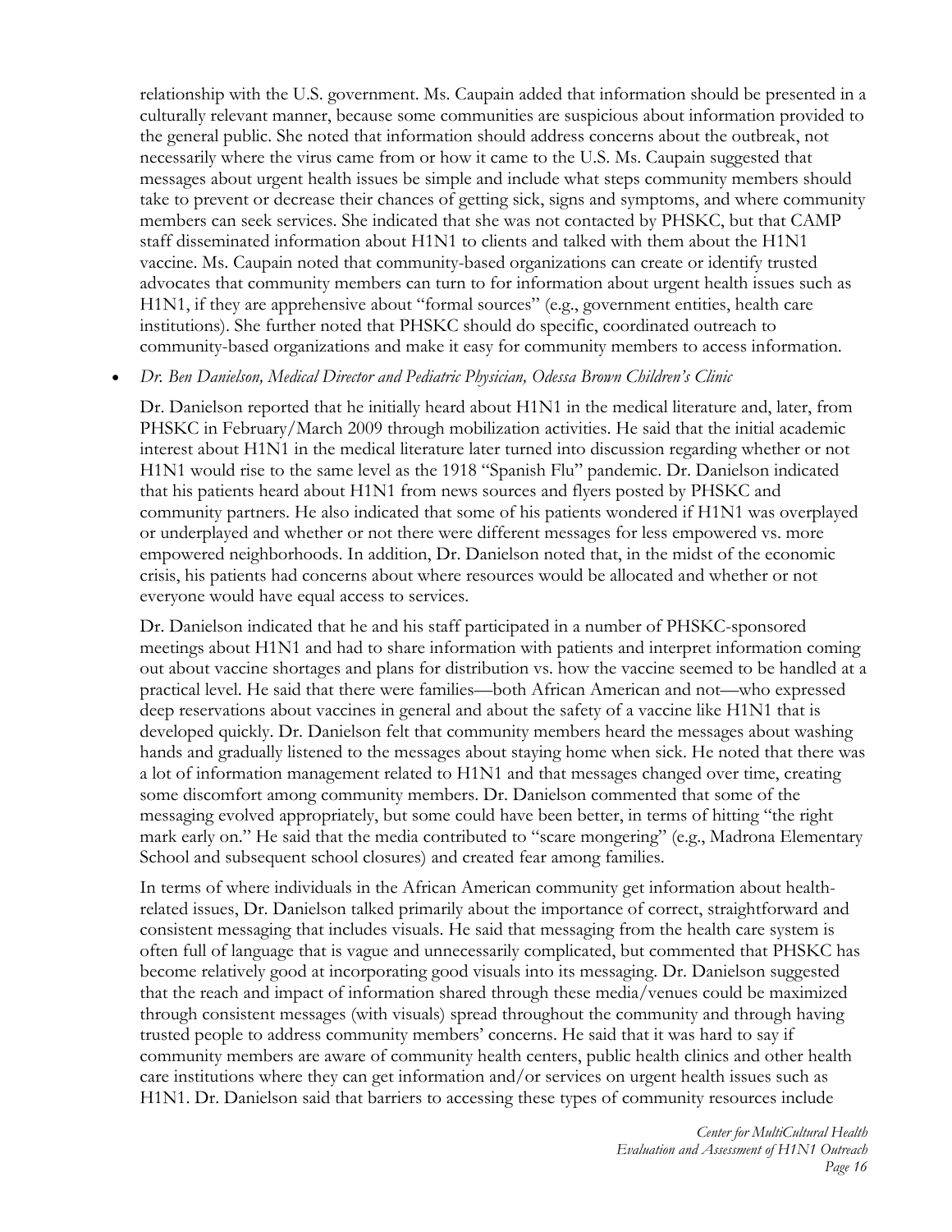relationship with the U.S. government. Ms. Caupain added that information should be presented in a culturally relevant manner, because some communities are suspicious about information provided to the general public. She noted that information should address concerns about the outbreak, not necessarily where the virus came from or how it came to the U.S. Ms. Caupain suggested that messages about urgent health issues be simple and include what steps community members should take to prevent or decrease their chances of getting sick, signs and symptoms, and where community members can seek services. She indicated that she was not contacted by PHSKC, but that CAMP staff disseminated information about H1N1 to clients and talked with them about the H1N1 vaccine. Ms. Caupain noted that community-based organizations can create or identify trusted advocates that community members can turn to for information about urgent health issues such as H1N1, if they are apprehensive about "formal sources" (e.g., government entities, health care institutions). She further noted that PHSKC should do specific, coordinated outreach to community-based organizations and make it easy for community members to access information.

- *Dr. Ben Danielson, Medical Director and Pediatric Physician, Odessa Brown Children's Clinic*

  Dr. Danielson reported that he initially heard about H1N1 in the medical literature and, later, from PHSKC in February/March 2009 through mobilization activities. He said that the initial academic interest about H1N1 in the medical literature later turned into discussion regarding whether or not H1N1 would rise to the same level as the 1918 "Spanish Flu" pandemic. Dr. Danielson indicated that his patients heard about H1N1 from news sources and flyers posted by PHSKC and community partners. He also indicated that some of his patients wondered if H1N1 was overplayed or underplayed and whether or not there were different messages for less empowered vs. more empowered neighborhoods. In addition, Dr. Danielson noted that, in the midst of the economic crisis, his patients had concerns about where resources would be allocated and whether or not everyone would have equal access to services.

  Dr. Danielson indicated that he and his staff participated in a number of PHSKC-sponsored meetings about H1N1 and had to share information with patients and interpret information coming out about vaccine shortages and plans for distribution vs. how the vaccine seemed to be handled at a practical level. He said that there were families—both African American and not—who expressed deep reservations about vaccines in general and about the safety of a vaccine like H1N1 that is developed quickly. Dr. Danielson felt that community members heard the messages about washing hands and gradually listened to the messages about staying home when sick. He noted that there was a lot of information management related to H1N1 and that messages changed over time, creating some discomfort among community members. Dr. Danielson commented that some of the messaging evolved appropriately, but some could have been better, in terms of hitting "the right mark early on." He said that the media contributed to "scare mongering" (e.g., Madrona Elementary School and subsequent school closures) and created fear among families.

  In terms of where individuals in the African American community get information about health-related issues, Dr. Danielson talked primarily about the importance of correct, straightforward and consistent messaging that includes visuals. He said that messaging from the health care system is often full of language that is vague and unnecessarily complicated, but commented that PHSKC has become relatively good at incorporating good visuals into its messaging. Dr. Danielson suggested that the reach and impact of information shared through these media/venues could be maximized through consistent messages (with visuals) spread throughout the community and through having trusted people to address community members' concerns. He said that it was hard to say if community members are aware of community health centers, public health clinics and other health care institutions where they can get information and/or services on urgent health issues such as H1N1. Dr. Danielson said that barriers to accessing these types of community resources include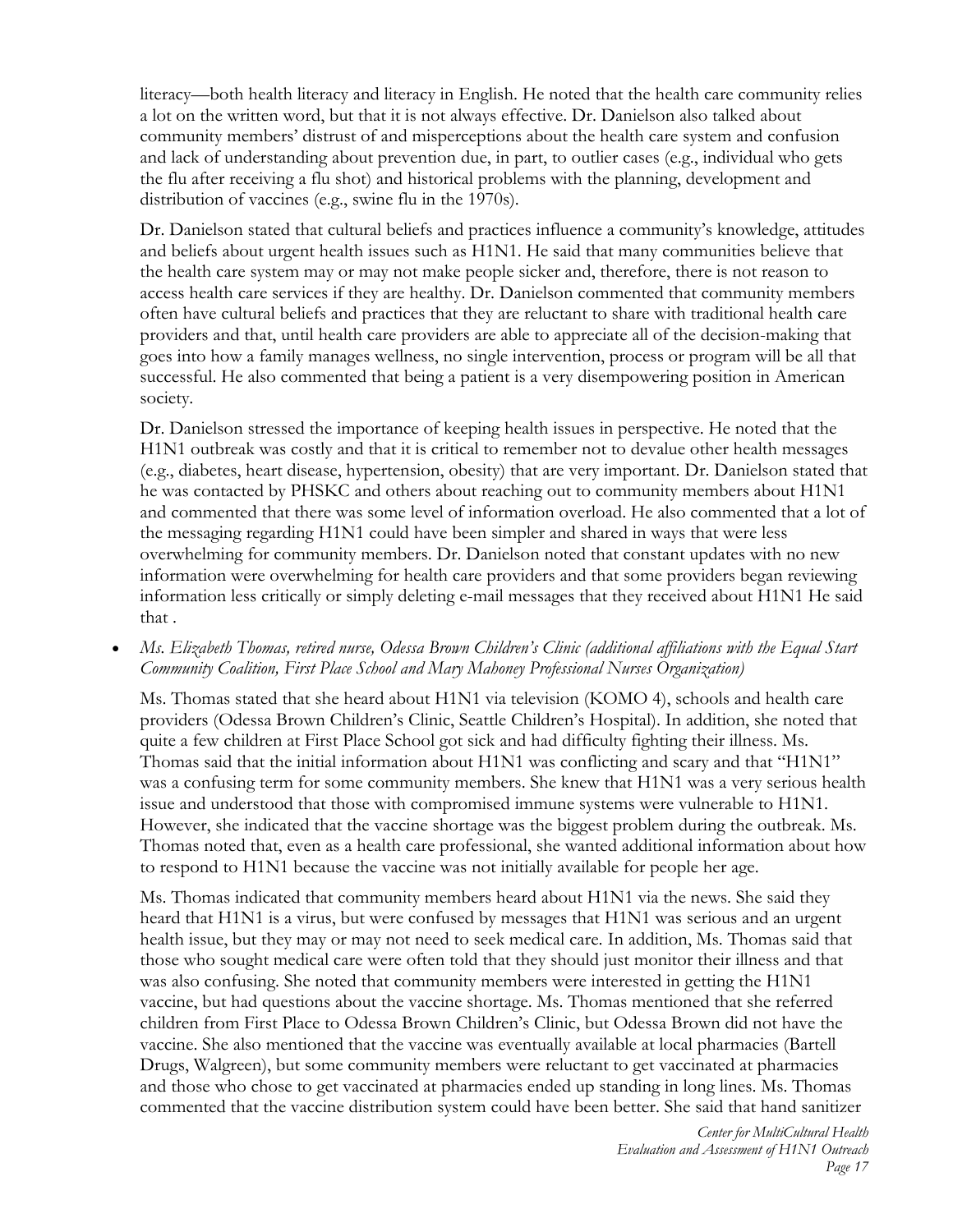literacy—both health literacy and literacy in English. He noted that the health care community relies a lot on the written word, but that it is not always effective. Dr. Danielson also talked about community members' distrust of and misperceptions about the health care system and confusion and lack of understanding about prevention due, in part, to outlier cases (e.g., individual who gets the flu after receiving a flu shot) and historical problems with the planning, development and distribution of vaccines (e.g., swine flu in the 1970s).

Dr. Danielson stated that cultural beliefs and practices influence a community's knowledge, attitudes and beliefs about urgent health issues such as H1N1. He said that many communities believe that the health care system may or may not make people sicker and, therefore, there is not reason to access health care services if they are healthy. Dr. Danielson commented that community members often have cultural beliefs and practices that they are reluctant to share with traditional health care providers and that, until health care providers are able to appreciate all of the decision-making that goes into how a family manages wellness, no single intervention, process or program will be all that successful. He also commented that being a patient is a very disempowering position in American society.

Dr. Danielson stressed the importance of keeping health issues in perspective. He noted that the H1N1 outbreak was costly and that it is critical to remember not to devalue other health messages (e.g., diabetes, heart disease, hypertension, obesity) that are very important. Dr. Danielson stated that he was contacted by PHSKC and others about reaching out to community members about H1N1 and commented that there was some level of information overload. He also commented that a lot of the messaging regarding H1N1 could have been simpler and shared in ways that were less overwhelming for community members. Dr. Danielson noted that constant updates with no new information were overwhelming for health care providers and that some providers began reviewing information less critically or simply deleting e-mail messages that they received about H1N1 He said that .

- *Ms. Elizabeth Thomas, retired nurse, Odessa Brown Children's Clinic (additional affiliations with the Equal Start Community Coalition, First Place School and Mary Mahoney Professional Nurses Organization)*

  Ms. Thomas stated that she heard about H1N1 via television (KOMO 4), schools and health care providers (Odessa Brown Children's Clinic, Seattle Children's Hospital). In addition, she noted that quite a few children at First Place School got sick and had difficulty fighting their illness. Ms. Thomas said that the initial information about H1N1 was conflicting and scary and that "H1N1" was a confusing term for some community members. She knew that H1N1 was a very serious health issue and understood that those with compromised immune systems were vulnerable to H1N1. However, she indicated that the vaccine shortage was the biggest problem during the outbreak. Ms. Thomas noted that, even as a health care professional, she wanted additional information about how to respond to H1N1 because the vaccine was not initially available for people her age.

  Ms. Thomas indicated that community members heard about H1N1 via the news. She said they heard that H1N1 is a virus, but were confused by messages that H1N1 was serious and an urgent health issue, but they may or may not need to seek medical care. In addition, Ms. Thomas said that those who sought medical care were often told that they should just monitor their illness and that was also confusing. She noted that community members were interested in getting the H1N1 vaccine, but had questions about the vaccine shortage. Ms. Thomas mentioned that she referred children from First Place to Odessa Brown Children's Clinic, but Odessa Brown did not have the vaccine. She also mentioned that the vaccine was eventually available at local pharmacies (Bartell Drugs, Walgreen), but some community members were reluctant to get vaccinated at pharmacies and those who chose to get vaccinated at pharmacies ended up standing in long lines. Ms. Thomas commented that the vaccine distribution system could have been better. She said that hand sanitizer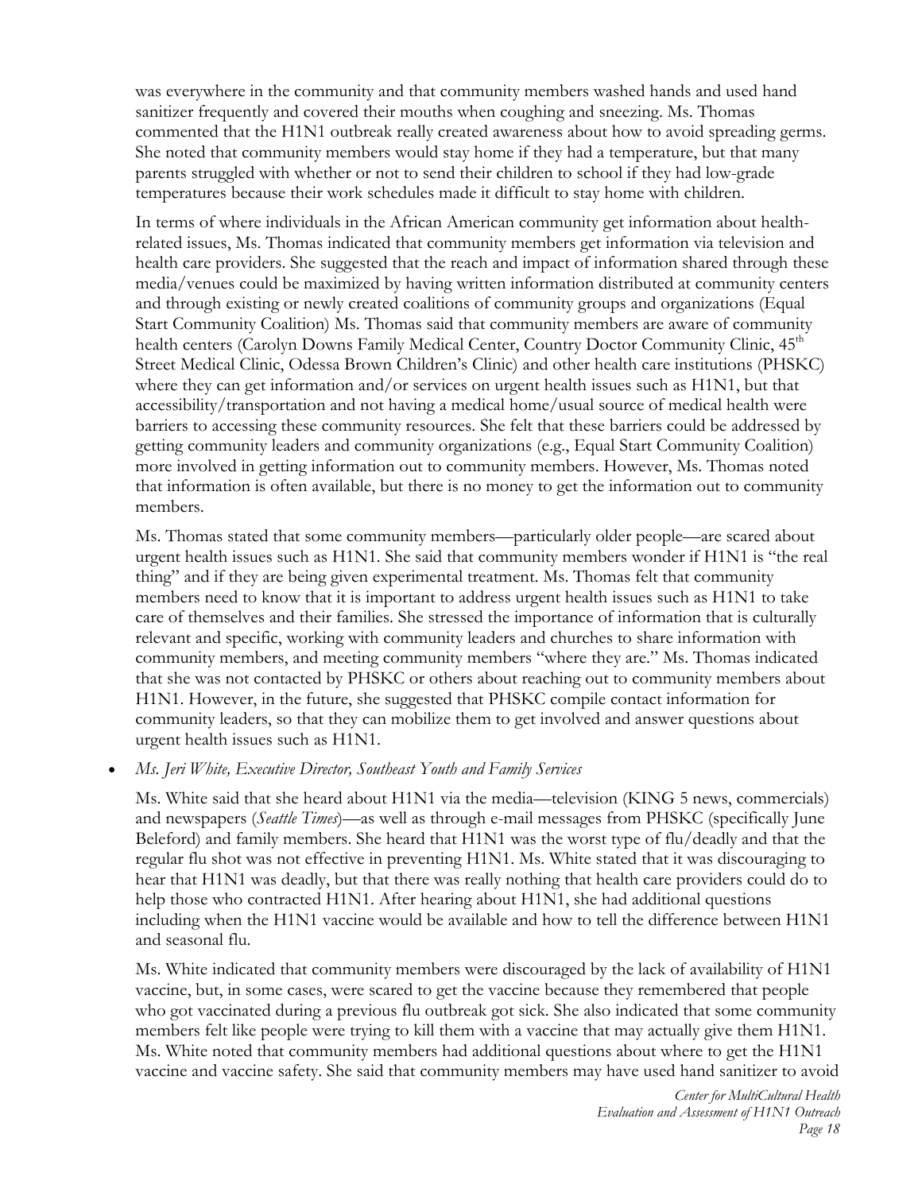was everywhere in the community and that community members washed hands and used hand sanitizer frequently and covered their mouths when coughing and sneezing. Ms. Thomas commented that the H1N1 outbreak really created awareness about how to avoid spreading germs. She noted that community members would stay home if they had a temperature, but that many parents struggled with whether or not to send their children to school if they had low-grade temperatures because their work schedules made it difficult to stay home with children.

In terms of where individuals in the African American community get information about health-related issues, Ms. Thomas indicated that community members get information via television and health care providers. She suggested that the reach and impact of information shared through these media/venues could be maximized by having written information distributed at community centers and through existing or newly created coalitions of community groups and organizations (Equal Start Community Coalition) Ms. Thomas said that community members are aware of community health centers (Carolyn Downs Family Medical Center, Country Doctor Community Clinic, 45th Street Medical Clinic, Odessa Brown Children's Clinic) and other health care institutions (PHSKC) where they can get information and/or services on urgent health issues such as H1N1, but that accessibility/transportation and not having a medical home/usual source of medical health were barriers to accessing these community resources. She felt that these barriers could be addressed by getting community leaders and community organizations (e.g., Equal Start Community Coalition) more involved in getting information out to community members. However, Ms. Thomas noted that information is often available, but there is no money to get the information out to community members.

Ms. Thomas stated that some community members—particularly older people—are scared about urgent health issues such as H1N1. She said that community members wonder if H1N1 is "the real thing" and if they are being given experimental treatment. Ms. Thomas felt that community members need to know that it is important to address urgent health issues such as H1N1 to take care of themselves and their families. She stressed the importance of information that is culturally relevant and specific, working with community leaders and churches to share information with community members, and meeting community members "where they are." Ms. Thomas indicated that she was not contacted by PHSKC or others about reaching out to community members about H1N1. However, in the future, she suggested that PHSKC compile contact information for community leaders, so that they can mobilize them to get involved and answer questions about urgent health issues such as H1N1.

- *Ms. Jeri White, Executive Director, Southeast Youth and Family Services*

  Ms. White said that she heard about H1N1 via the media—television (KING 5 news, commercials) and newspapers (*Seattle Times*)—as well as through e-mail messages from PHSKC (specifically June Beleford) and family members. She heard that H1N1 was the worst type of flu/deadly and that the regular flu shot was not effective in preventing H1N1. Ms. White stated that it was discouraging to hear that H1N1 was deadly, but that there was really nothing that health care providers could do to help those who contracted H1N1. After hearing about H1N1, she had additional questions including when the H1N1 vaccine would be available and how to tell the difference between H1N1 and seasonal flu.

  Ms. White indicated that community members were discouraged by the lack of availability of H1N1 vaccine, but, in some cases, were scared to get the vaccine because they remembered that people who got vaccinated during a previous flu outbreak got sick. She also indicated that some community members felt like people were trying to kill them with a vaccine that may actually give them H1N1. Ms. White noted that community members had additional questions about where to get the H1N1 vaccine and vaccine safety. She said that community members may have used hand sanitizer to avoid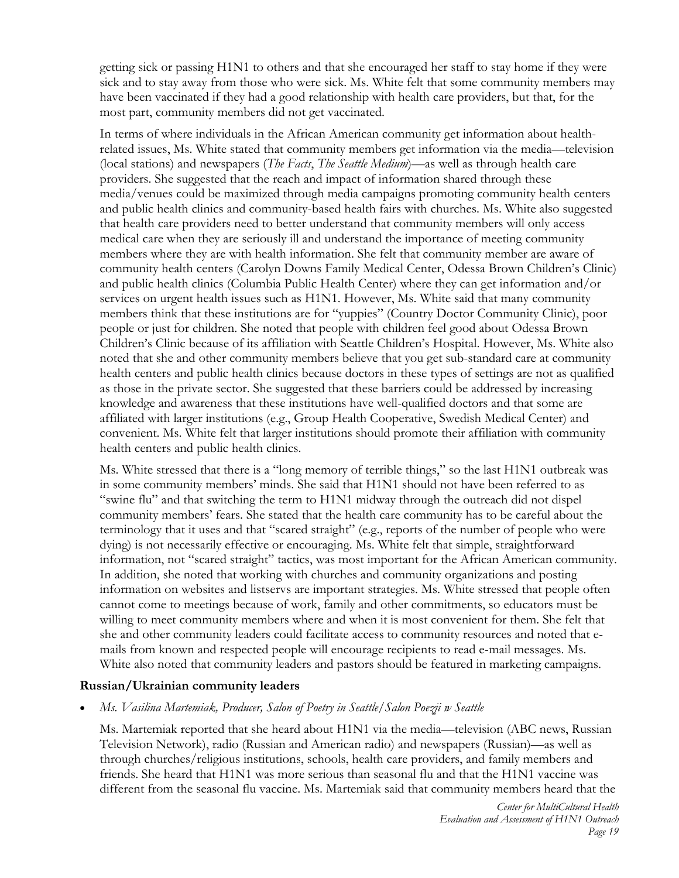getting sick or passing H1N1 to others and that she encouraged her staff to stay home if they were sick and to stay away from those who were sick. Ms. White felt that some community members may have been vaccinated if they had a good relationship with health care providers, but that, for the most part, community members did not get vaccinated.

In terms of where individuals in the African American community get information about health-related issues, Ms. White stated that community members get information via the media—television (local stations) and newspapers (*The Facts*, *The Seattle Medium*)—as well as through health care providers. She suggested that the reach and impact of information shared through these media/venues could be maximized through media campaigns promoting community health centers and public health clinics and community-based health fairs with churches. Ms. White also suggested that health care providers need to better understand that community members will only access medical care when they are seriously ill and understand the importance of meeting community members where they are with health information. She felt that community member are aware of community health centers (Carolyn Downs Family Medical Center, Odessa Brown Children's Clinic) and public health clinics (Columbia Public Health Center) where they can get information and/or services on urgent health issues such as H1N1. However, Ms. White said that many community members think that these institutions are for "yuppies" (Country Doctor Community Clinic), poor people or just for children. She noted that people with children feel good about Odessa Brown Children's Clinic because of its affiliation with Seattle Children's Hospital. However, Ms. White also noted that she and other community members believe that you get sub-standard care at community health centers and public health clinics because doctors in these types of settings are not as qualified as those in the private sector. She suggested that these barriers could be addressed by increasing knowledge and awareness that these institutions have well-qualified doctors and that some are affiliated with larger institutions (e.g., Group Health Cooperative, Swedish Medical Center) and convenient. Ms. White felt that larger institutions should promote their affiliation with community health centers and public health clinics.

Ms. White stressed that there is a "long memory of terrible things," so the last H1N1 outbreak was in some community members' minds. She said that H1N1 should not have been referred to as "swine flu" and that switching the term to H1N1 midway through the outreach did not dispel community members' fears. She stated that the health care community has to be careful about the terminology that it uses and that "scared straight" (e.g., reports of the number of people who were dying) is not necessarily effective or encouraging. Ms. White felt that simple, straightforward information, not "scared straight" tactics, was most important for the African American community. In addition, she noted that working with churches and community organizations and posting information on websites and listservs are important strategies. Ms. White stressed that people often cannot come to meetings because of work, family and other commitments, so educators must be willing to meet community members where and when it is most convenient for them. She felt that she and other community leaders could facilitate access to community resources and noted that e-mails from known and respected people will encourage recipients to read e-mail messages. Ms. White also noted that community leaders and pastors should be featured in marketing campaigns.

**Russian/Ukrainian community leaders**

- *Ms. Vasilina Martemiak, Producer, Salon of Poetry in Seattle/Salon Poezji w Seattle*

  Ms. Martemiak reported that she heard about H1N1 via the media—television (ABC news, Russian Television Network), radio (Russian and American radio) and newspapers (Russian)—as well as through churches/religious institutions, schools, health care providers, and family members and friends. She heard that H1N1 was more serious than seasonal flu and that the H1N1 vaccine was different from the seasonal flu vaccine. Ms. Martemiak said that community members heard that the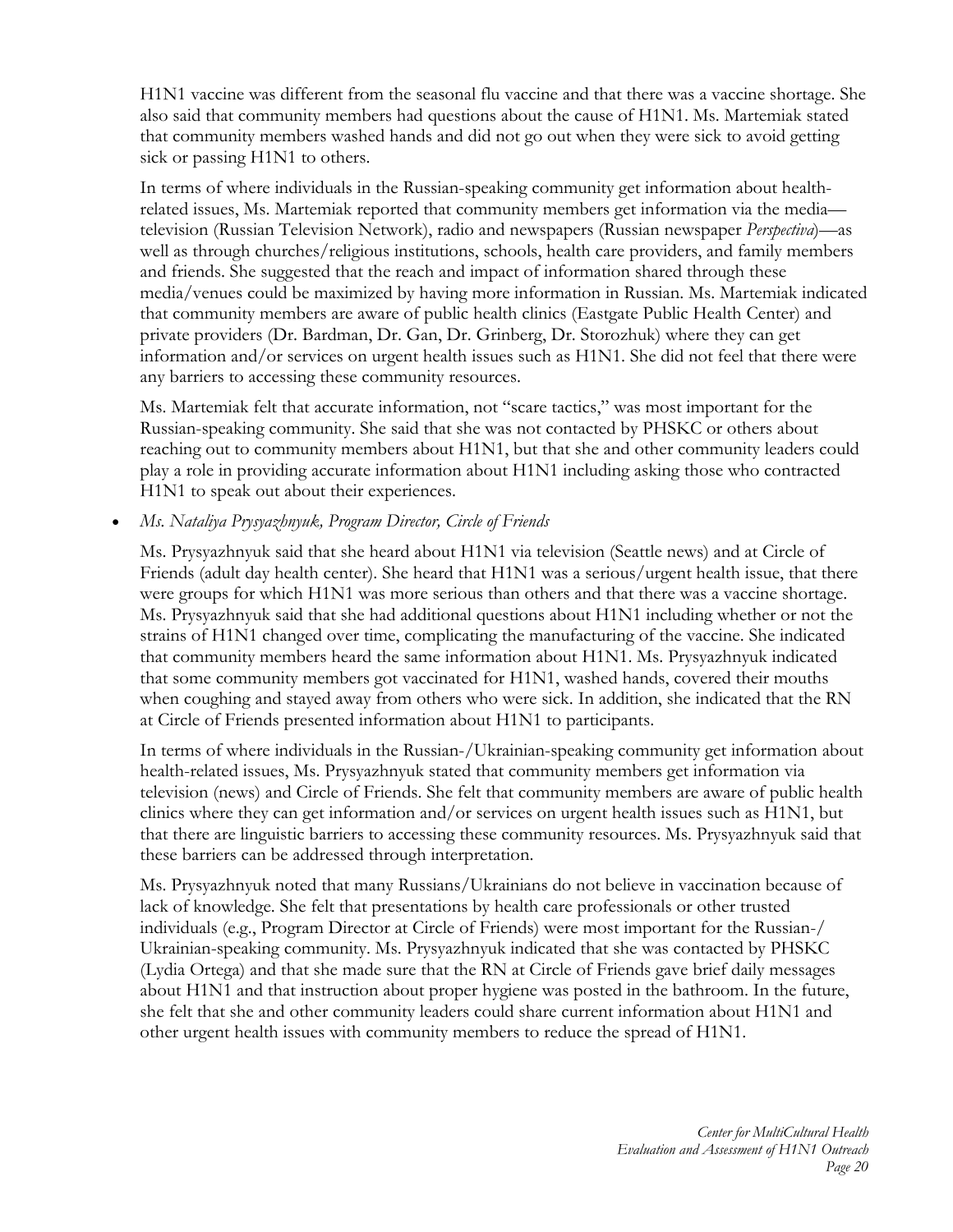H1N1 vaccine was different from the seasonal flu vaccine and that there was a vaccine shortage. She also said that community members had questions about the cause of H1N1. Ms. Martemiak stated that community members washed hands and did not go out when they were sick to avoid getting sick or passing H1N1 to others.

In terms of where individuals in the Russian-speaking community get information about health-related issues, Ms. Martemiak reported that community members get information via the media—television (Russian Television Network), radio and newspapers (Russian newspaper *Perspectiva*)—as well as through churches/religious institutions, schools, health care providers, and family members and friends. She suggested that the reach and impact of information shared through these media/venues could be maximized by having more information in Russian. Ms. Martemiak indicated that community members are aware of public health clinics (Eastgate Public Health Center) and private providers (Dr. Bardman, Dr. Gan, Dr. Grinberg, Dr. Storozhuk) where they can get information and/or services on urgent health issues such as H1N1. She did not feel that there were any barriers to accessing these community resources.

Ms. Martemiak felt that accurate information, not "scare tactics," was most important for the Russian-speaking community. She said that she was not contacted by PHSKC or others about reaching out to community members about H1N1, but that she and other community leaders could play a role in providing accurate information about H1N1 including asking those who contracted H1N1 to speak out about their experiences.

- *Ms. Nataliya Prysyazhnyuk, Program Director, Circle of Friends*

  Ms. Prysyazhnyuk said that she heard about H1N1 via television (Seattle news) and at Circle of Friends (adult day health center). She heard that H1N1 was a serious/urgent health issue, that there were groups for which H1N1 was more serious than others and that there was a vaccine shortage. Ms. Prysyazhnyuk said that she had additional questions about H1N1 including whether or not the strains of H1N1 changed over time, complicating the manufacturing of the vaccine. She indicated that community members heard the same information about H1N1. Ms. Prysyazhnyuk indicated that some community members got vaccinated for H1N1, washed hands, covered their mouths when coughing and stayed away from others who were sick. In addition, she indicated that the RN at Circle of Friends presented information about H1N1 to participants.

  In terms of where individuals in the Russian-/Ukrainian-speaking community get information about health-related issues, Ms. Prysyazhnyuk stated that community members get information via television (news) and Circle of Friends. She felt that community members are aware of public health clinics where they can get information and/or services on urgent health issues such as H1N1, but that there are linguistic barriers to accessing these community resources. Ms. Prysyazhnyuk said that these barriers can be addressed through interpretation.

  Ms. Prysyazhnyuk noted that many Russians/Ukrainians do not believe in vaccination because of lack of knowledge. She felt that presentations by health care professionals or other trusted individuals (e.g., Program Director at Circle of Friends) were most important for the Russian-/ Ukrainian-speaking community. Ms. Prysyazhnyuk indicated that she was contacted by PHSKC (Lydia Ortega) and that she made sure that the RN at Circle of Friends gave brief daily messages about H1N1 and that instruction about proper hygiene was posted in the bathroom. In the future, she felt that she and other community leaders could share current information about H1N1 and other urgent health issues with community members to reduce the spread of H1N1.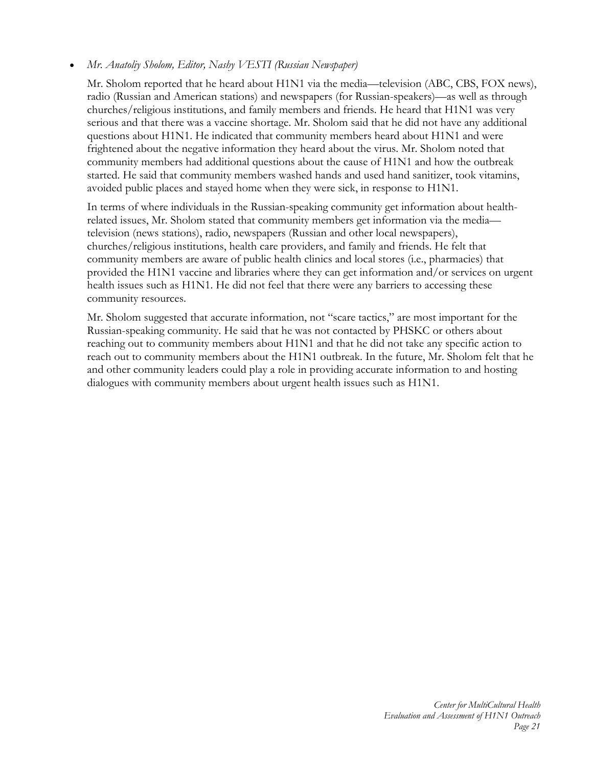- *Mr. Anatoliy Sholom, Editor, Nashy VESTI (Russian Newspaper)*

  Mr. Sholom reported that he heard about H1N1 via the media—television (ABC, CBS, FOX news), radio (Russian and American stations) and newspapers (for Russian-speakers)—as well as through churches/religious institutions, and family members and friends. He heard that H1N1 was very serious and that there was a vaccine shortage. Mr. Sholom said that he did not have any additional questions about H1N1. He indicated that community members heard about H1N1 and were frightened about the negative information they heard about the virus. Mr. Sholom noted that community members had additional questions about the cause of H1N1 and how the outbreak started. He said that community members washed hands and used hand sanitizer, took vitamins, avoided public places and stayed home when they were sick, in response to H1N1.

  In terms of where individuals in the Russian-speaking community get information about health-related issues, Mr. Sholom stated that community members get information via the media—television (news stations), radio, newspapers (Russian and other local newspapers), churches/religious institutions, health care providers, and family and friends. He felt that community members are aware of public health clinics and local stores (i.e., pharmacies) that provided the H1N1 vaccine and libraries where they can get information and/or services on urgent health issues such as H1N1. He did not feel that there were any barriers to accessing these community resources.

  Mr. Sholom suggested that accurate information, not "scare tactics," are most important for the Russian-speaking community. He said that he was not contacted by PHSKC or others about reaching out to community members about H1N1 and that he did not take any specific action to reach out to community members about the H1N1 outbreak. In the future, Mr. Sholom felt that he and other community leaders could play a role in providing accurate information to and hosting dialogues with community members about urgent health issues such as H1N1.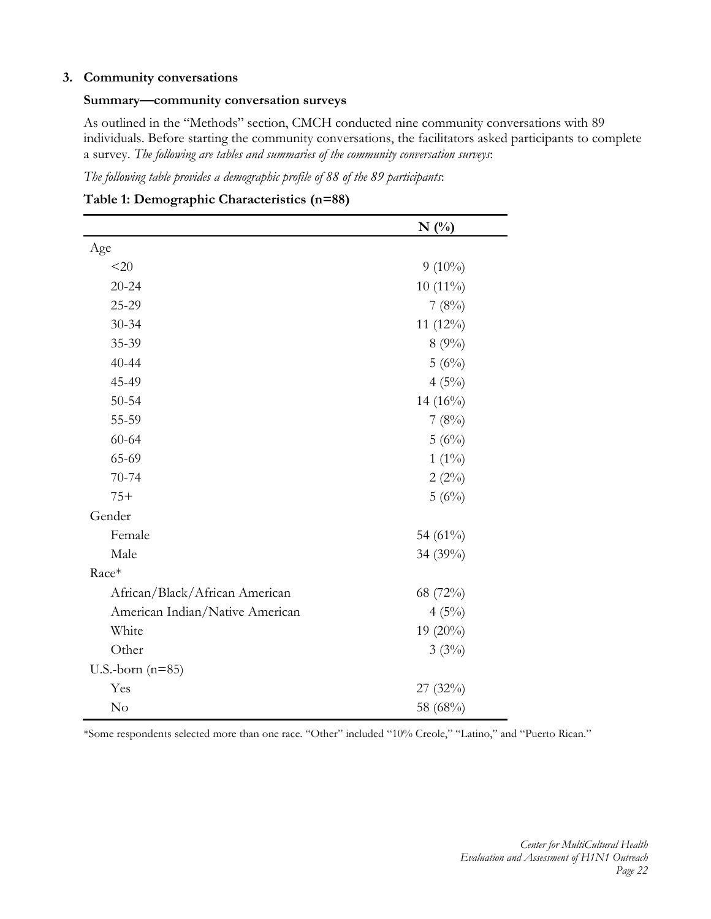## 3. Community conversations

### Summary—community conversation surveys

As outlined in the "Methods" section, CMCH conducted nine community conversations with 89 individuals. Before starting the community conversations, the facilitators asked participants to complete a survey. *The following are tables and summaries of the community conversation surveys*:

*The following table provides a demographic profile of 88 of the 89 participants*:

**Table 1: Demographic Characteristics (n=88)**

| | N (%) |
|---|---|
| Age | |
| <20 | 9 (10%) |
| 20-24 | 10 (11%) |
| 25-29 | 7 (8%) |
| 30-34 | 11 (12%) |
| 35-39 | 8 (9%) |
| 40-44 | 5 (6%) |
| 45-49 | 4 (5%) |
| 50-54 | 14 (16%) |
| 55-59 | 7 (8%) |
| 60-64 | 5 (6%) |
| 65-69 | 1 (1%) |
| 70-74 | 2 (2%) |
| 75+ | 5 (6%) |
| Gender | |
| Female | 54 (61%) |
| Male | 34 (39%) |
| Race* | |
| African/Black/African American | 68 (72%) |
| American Indian/Native American | 4 (5%) |
| White | 19 (20%) |
| Other | 3 (3%) |
| U.S.-born (n=85) | |
| Yes | 27 (32%) |
| No | 58 (68%) |

*Some respondents selected more than one race. "Other" included "10% Creole," "Latino," and "Puerto Rican."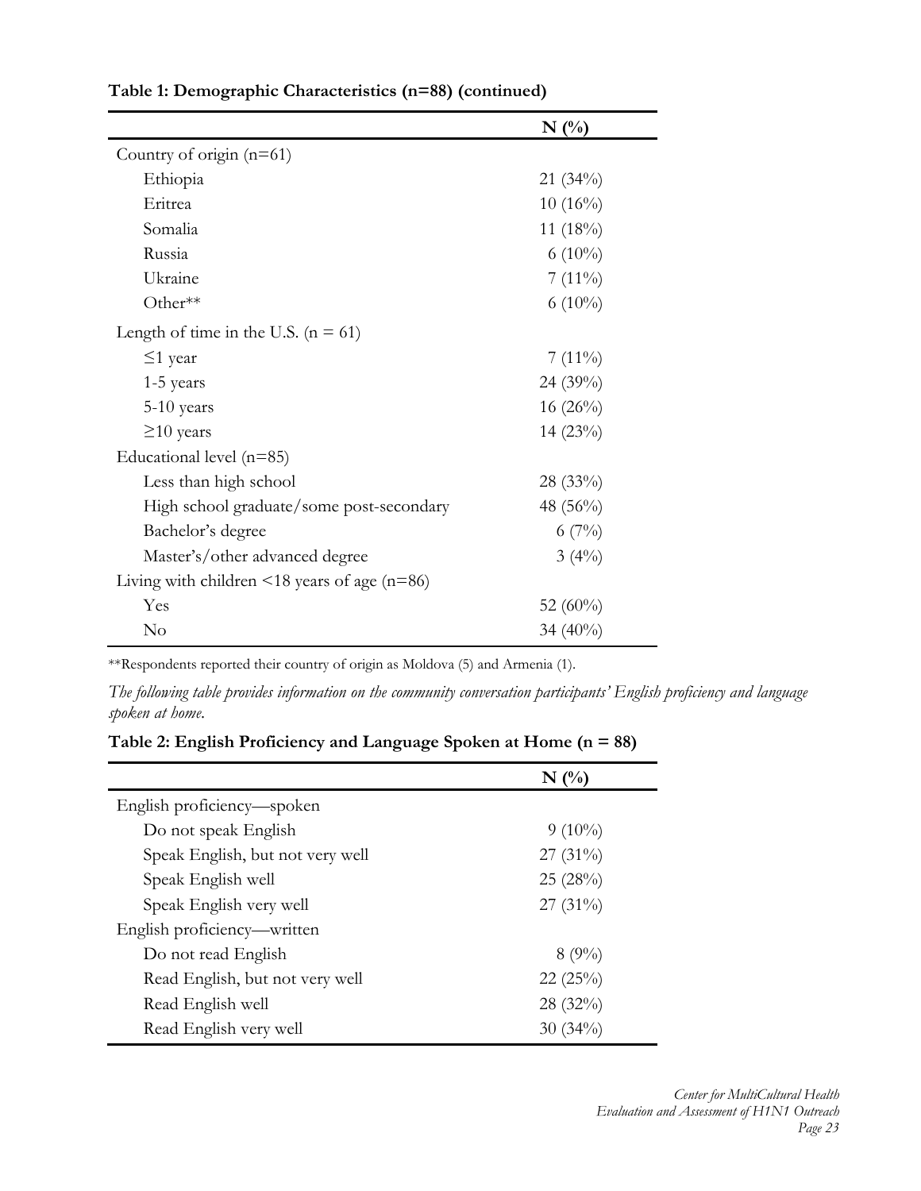**Table 1: Demographic Characteristics (n=88) (continued)**

| | N (%) |
|---|---|
| Country of origin (n=61) | |
| Ethiopia | 21 (34%) |
| Eritrea | 10 (16%) |
| Somalia | 11 (18%) |
| Russia | 6 (10%) |
| Ukraine | 7 (11%) |
| Other** | 6 (10%) |
| Length of time in the U.S. (n = 61) | |
| ≤1 year | 7 (11%) |
| 1-5 years | 24 (39%) |
| 5-10 years | 16 (26%) |
| ≥10 years | 14 (23%) |
| Educational level (n=85) | |
| Less than high school | 28 (33%) |
| High school graduate/some post-secondary | 48 (56%) |
| Bachelor's degree | 6 (7%) |
| Master's/other advanced degree | 3 (4%) |
| Living with children <18 years of age (n=86) | |
| Yes | 52 (60%) |
| No | 34 (40%) |

**Respondents reported their country of origin as Moldova (5) and Armenia (1).

*The following table provides information on the community conversation participants' English proficiency and language spoken at home.*

**Table 2: English Proficiency and Language Spoken at Home (n = 88)**

| | N (%) |
|---|---|
| English proficiency—spoken | |
| Do not speak English | 9 (10%) |
| Speak English, but not very well | 27 (31%) |
| Speak English well | 25 (28%) |
| Speak English very well | 27 (31%) |
| English proficiency—written | |
| Do not read English | 8 (9%) |
| Read English, but not very well | 22 (25%) |
| Read English well | 28 (32%) |
| Read English very well | 30 (34%) |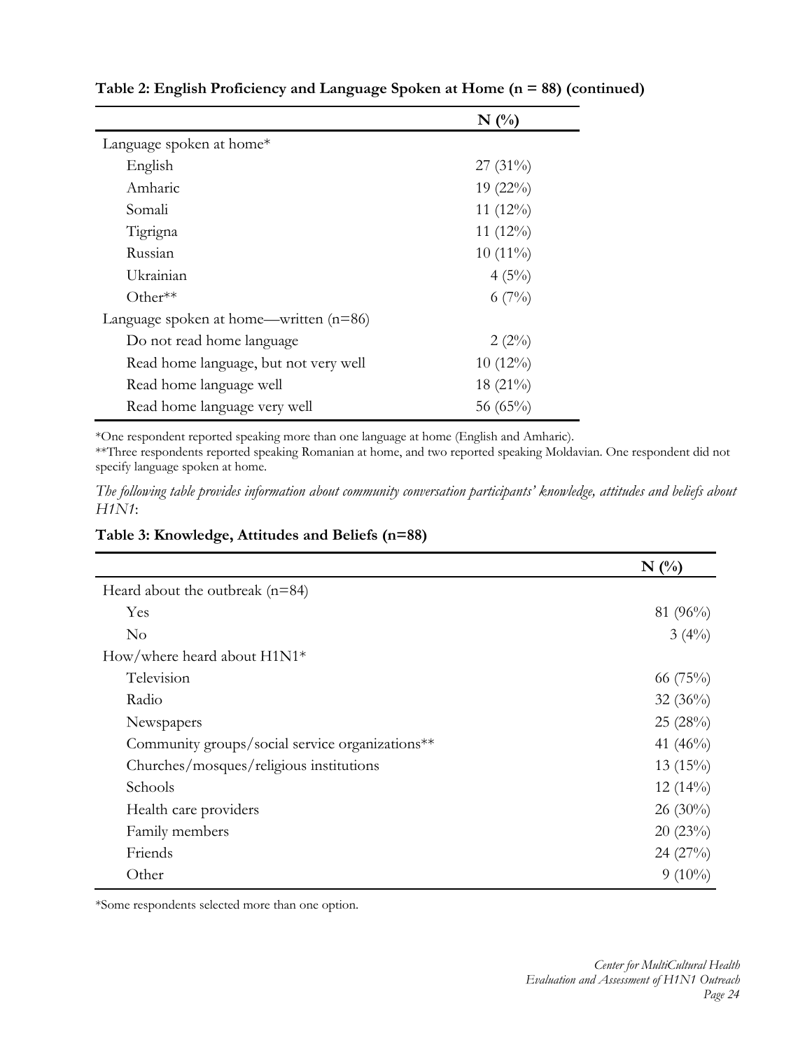**Table 2: English Proficiency and Language Spoken at Home (n = 88) (continued)**

| | N (%) |
|---|---|
| Language spoken at home* | |
| English | 27 (31%) |
| Amharic | 19 (22%) |
| Somali | 11 (12%) |
| Tigrigna | 11 (12%) |
| Russian | 10 (11%) |
| Ukrainian | 4 (5%) |
| Other** | 6 (7%) |
| Language spoken at home—written (n=86) | |
| Do not read home language | 2 (2%) |
| Read home language, but not very well | 10 (12%) |
| Read home language well | 18 (21%) |
| Read home language very well | 56 (65%) |

*One respondent reported speaking more than one language at home (English and Amharic).
**Three respondents reported speaking Romanian at home, and two reported speaking Moldavian. One respondent did not specify language spoken at home.

*The following table provides information about community conversation participants' knowledge, attitudes and beliefs about H1N1*:

**Table 3: Knowledge, Attitudes and Beliefs (n=88)**

| | N (%) |
|---|---|
| Heard about the outbreak (n=84) | |
| Yes | 81 (96%) |
| No | 3 (4%) |
| How/where heard about H1N1* | |
| Television | 66 (75%) |
| Radio | 32 (36%) |
| Newspapers | 25 (28%) |
| Community groups/social service organizations** | 41 (46%) |
| Churches/mosques/religious institutions | 13 (15%) |
| Schools | 12 (14%) |
| Health care providers | 26 (30%) |
| Family members | 20 (23%) |
| Friends | 24 (27%) |
| Other | 9 (10%) |

*Some respondents selected more than one option.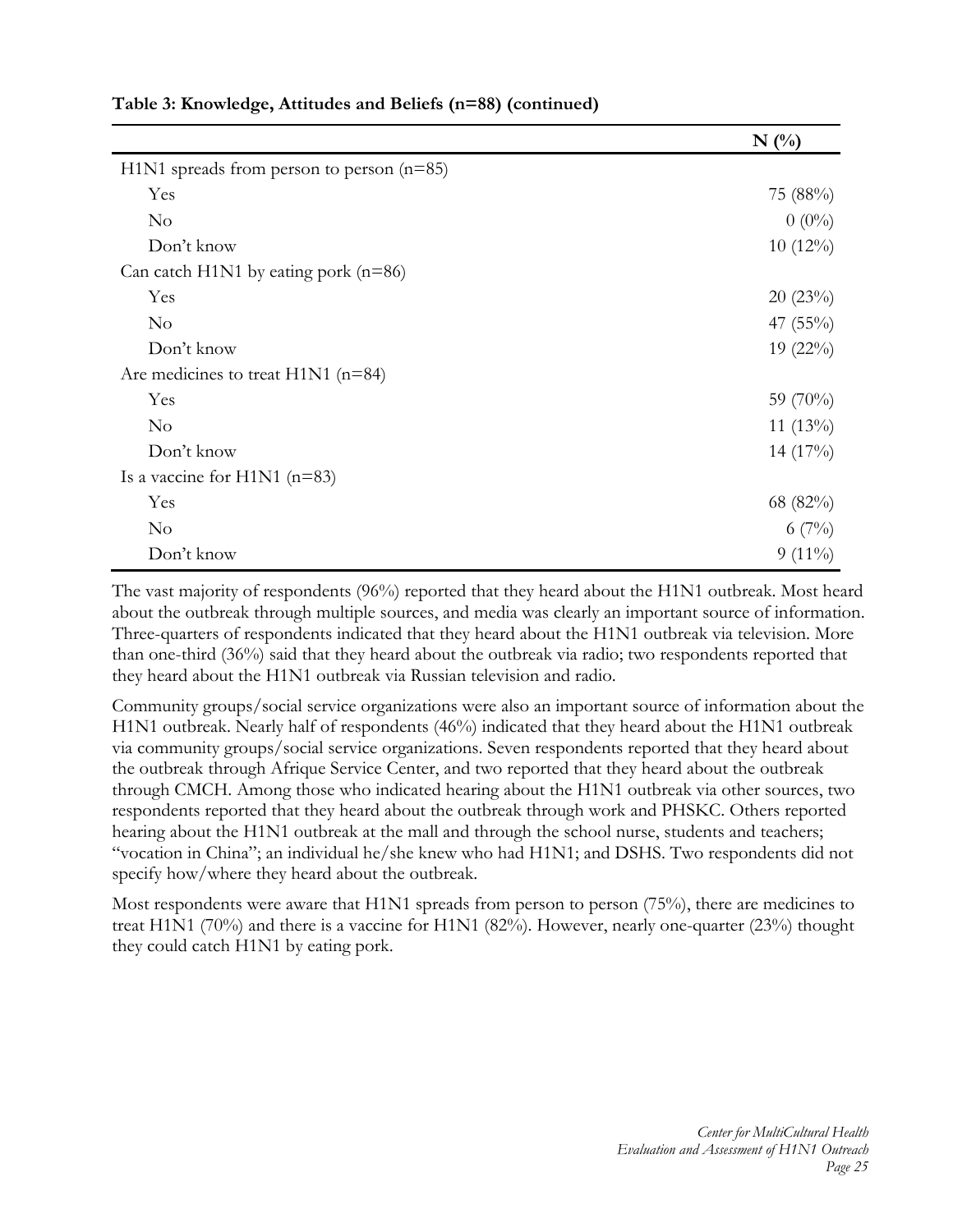**Table 3: Knowledge, Attitudes and Beliefs (n=88) (continued)**

| | N (%) |
|---|---|
| H1N1 spreads from person to person (n=85) | |
| Yes | 75 (88%) |
| No | 0 (0%) |
| Don't know | 10 (12%) |
| Can catch H1N1 by eating pork (n=86) | |
| Yes | 20 (23%) |
| No | 47 (55%) |
| Don't know | 19 (22%) |
| Are medicines to treat H1N1 (n=84) | |
| Yes | 59 (70%) |
| No | 11 (13%) |
| Don't know | 14 (17%) |
| Is a vaccine for H1N1 (n=83) | |
| Yes | 68 (82%) |
| No | 6 (7%) |
| Don't know | 9 (11%) |

The vast majority of respondents (96%) reported that they heard about the H1N1 outbreak. Most heard about the outbreak through multiple sources, and media was clearly an important source of information. Three-quarters of respondents indicated that they heard about the H1N1 outbreak via television. More than one-third (36%) said that they heard about the outbreak via radio; two respondents reported that they heard about the H1N1 outbreak via Russian television and radio.

Community groups/social service organizations were also an important source of information about the H1N1 outbreak. Nearly half of respondents (46%) indicated that they heard about the H1N1 outbreak via community groups/social service organizations. Seven respondents reported that they heard about the outbreak through Afrique Service Center, and two reported that they heard about the outbreak through CMCH. Among those who indicated hearing about the H1N1 outbreak via other sources, two respondents reported that they heard about the outbreak through work and PHSKC. Others reported hearing about the H1N1 outbreak at the mall and through the school nurse, students and teachers; "vocation in China"; an individual he/she knew who had H1N1; and DSHS. Two respondents did not specify how/where they heard about the outbreak.

Most respondents were aware that H1N1 spreads from person to person (75%), there are medicines to treat H1N1 (70%) and there is a vaccine for H1N1 (82%). However, nearly one-quarter (23%) thought they could catch H1N1 by eating pork.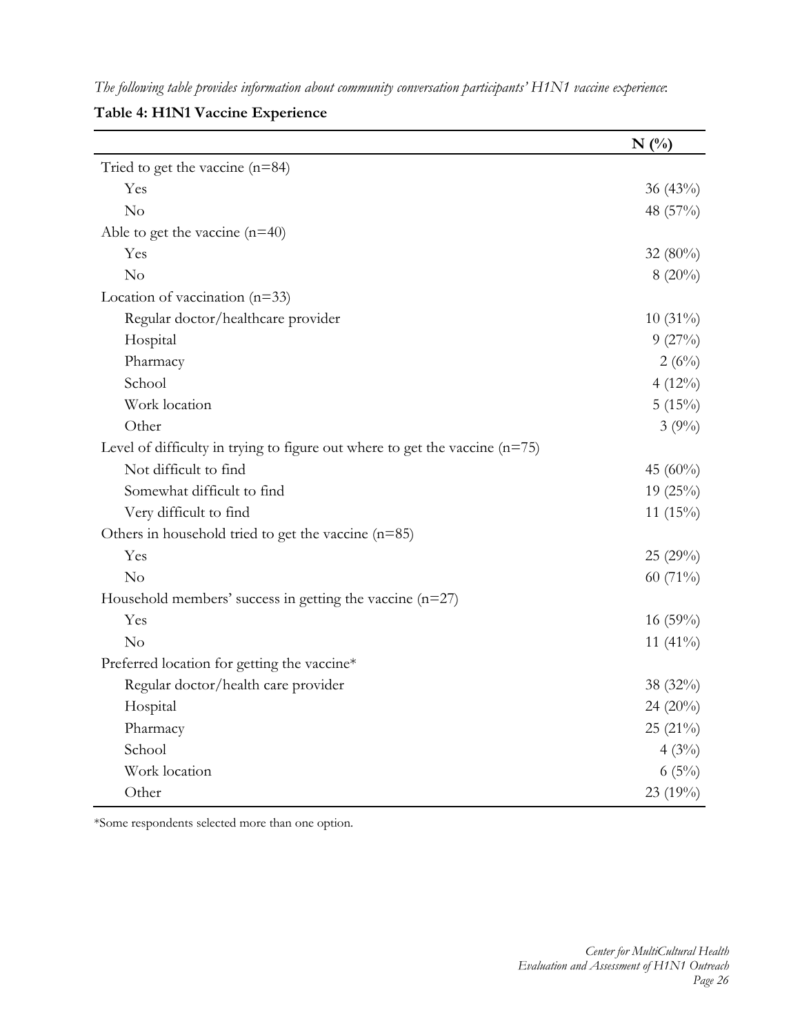*The following table provides information about community conversation participants' H1N1 vaccine experience*:

**Table 4: H1N1 Vaccine Experience**

| | N (%) |
|---|---|
| Tried to get the vaccine (n=84) | |
| Yes | 36 (43%) |
| No | 48 (57%) |
| Able to get the vaccine (n=40) | |
| Yes | 32 (80%) |
| No | 8 (20%) |
| Location of vaccination (n=33) | |
| Regular doctor/healthcare provider | 10 (31%) |
| Hospital | 9 (27%) |
| Pharmacy | 2 (6%) |
| School | 4 (12%) |
| Work location | 5 (15%) |
| Other | 3 (9%) |
| Level of difficulty in trying to figure out where to get the vaccine (n=75) | |
| Not difficult to find | 45 (60%) |
| Somewhat difficult to find | 19 (25%) |
| Very difficult to find | 11 (15%) |
| Others in household tried to get the vaccine (n=85) | |
| Yes | 25 (29%) |
| No | 60 (71%) |
| Household members' success in getting the vaccine (n=27) | |
| Yes | 16 (59%) |
| No | 11 (41%) |
| Preferred location for getting the vaccine* | |
| Regular doctor/health care provider | 38 (32%) |
| Hospital | 24 (20%) |
| Pharmacy | 25 (21%) |
| School | 4 (3%) |
| Work location | 6 (5%) |
| Other | 23 (19%) |

*Some respondents selected more than one option.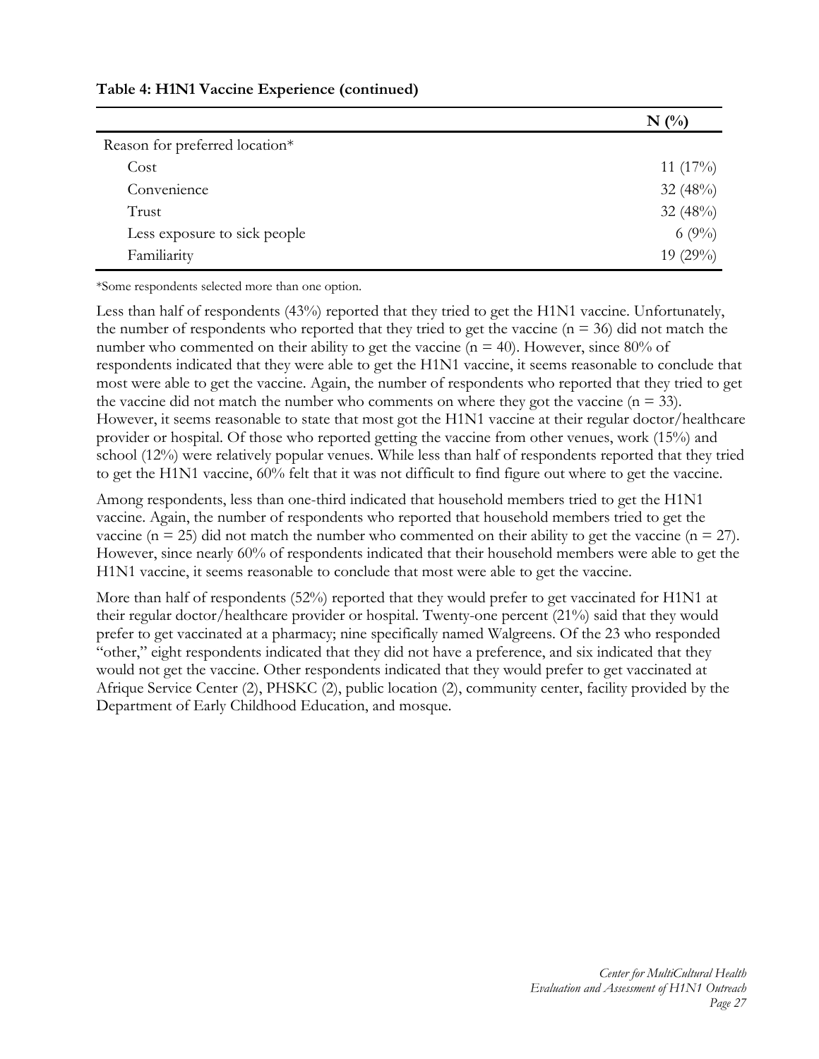**Table 4: H1N1 Vaccine Experience (continued)**

| | N (%) |
|---|---|
| Reason for preferred location* | |
| Cost | 11 (17%) |
| Convenience | 32 (48%) |
| Trust | 32 (48%) |
| Less exposure to sick people | 6 (9%) |
| Familiarity | 19 (29%) |

*Some respondents selected more than one option.

Less than half of respondents (43%) reported that they tried to get the H1N1 vaccine. Unfortunately, the number of respondents who reported that they tried to get the vaccine (n = 36) did not match the number who commented on their ability to get the vaccine (n = 40). However, since 80% of respondents indicated that they were able to get the H1N1 vaccine, it seems reasonable to conclude that most were able to get the vaccine. Again, the number of respondents who reported that they tried to get the vaccine did not match the number who comments on where they got the vaccine (n = 33). However, it seems reasonable to state that most got the H1N1 vaccine at their regular doctor/healthcare provider or hospital. Of those who reported getting the vaccine from other venues, work (15%) and school (12%) were relatively popular venues. While less than half of respondents reported that they tried to get the H1N1 vaccine, 60% felt that it was not difficult to find figure out where to get the vaccine.

Among respondents, less than one-third indicated that household members tried to get the H1N1 vaccine. Again, the number of respondents who reported that household members tried to get the vaccine (n = 25) did not match the number who commented on their ability to get the vaccine (n = 27). However, since nearly 60% of respondents indicated that their household members were able to get the H1N1 vaccine, it seems reasonable to conclude that most were able to get the vaccine.

More than half of respondents (52%) reported that they would prefer to get vaccinated for H1N1 at their regular doctor/healthcare provider or hospital. Twenty-one percent (21%) said that they would prefer to get vaccinated at a pharmacy; nine specifically named Walgreens. Of the 23 who responded "other," eight respondents indicated that they did not have a preference, and six indicated that they would not get the vaccine. Other respondents indicated that they would prefer to get vaccinated at Afrique Service Center (2), PHSKC (2), public location (2), community center, facility provided by the Department of Early Childhood Education, and mosque.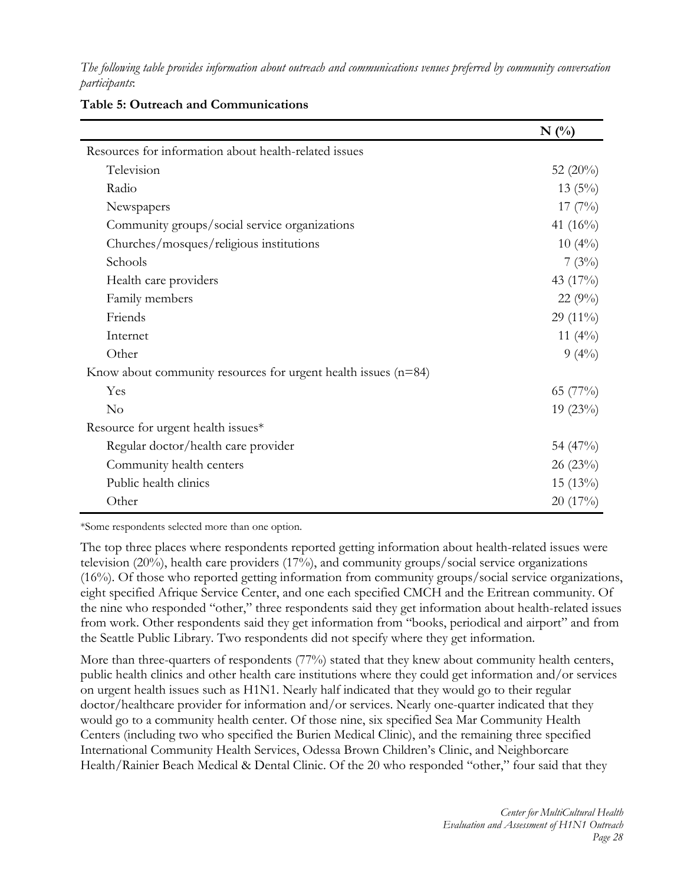*The following table provides information about outreach and communications venues preferred by community conversation participants*:

**Table 5: Outreach and Communications**

| | N (%) |
|---|---|
| Resources for information about health-related issues | |
| Television | 52 (20%) |
| Radio | 13 (5%) |
| Newspapers | 17 (7%) |
| Community groups/social service organizations | 41 (16%) |
| Churches/mosques/religious institutions | 10 (4%) |
| Schools | 7 (3%) |
| Health care providers | 43 (17%) |
| Family members | 22 (9%) |
| Friends | 29 (11%) |
| Internet | 11 (4%) |
| Other | 9 (4%) |
| Know about community resources for urgent health issues (n=84) | |
| Yes | 65 (77%) |
| No | 19 (23%) |
| Resource for urgent health issues* | |
| Regular doctor/health care provider | 54 (47%) |
| Community health centers | 26 (23%) |
| Public health clinics | 15 (13%) |
| Other | 20 (17%) |

*Some respondents selected more than one option.

The top three places where respondents reported getting information about health-related issues were television (20%), health care providers (17%), and community groups/social service organizations (16%). Of those who reported getting information from community groups/social service organizations, eight specified Afrique Service Center, and one each specified CMCH and the Eritrean community. Of the nine who responded "other," three respondents said they get information about health-related issues from work. Other respondents said they get information from "books, periodical and airport" and from the Seattle Public Library. Two respondents did not specify where they get information.

More than three-quarters of respondents (77%) stated that they knew about community health centers, public health clinics and other health care institutions where they could get information and/or services on urgent health issues such as H1N1. Nearly half indicated that they would go to their regular doctor/healthcare provider for information and/or services. Nearly one-quarter indicated that they would go to a community health center. Of those nine, six specified Sea Mar Community Health Centers (including two who specified the Burien Medical Clinic), and the remaining three specified International Community Health Services, Odessa Brown Children's Clinic, and Neighborcare Health/Rainier Beach Medical & Dental Clinic. Of the 20 who responded "other," four said that they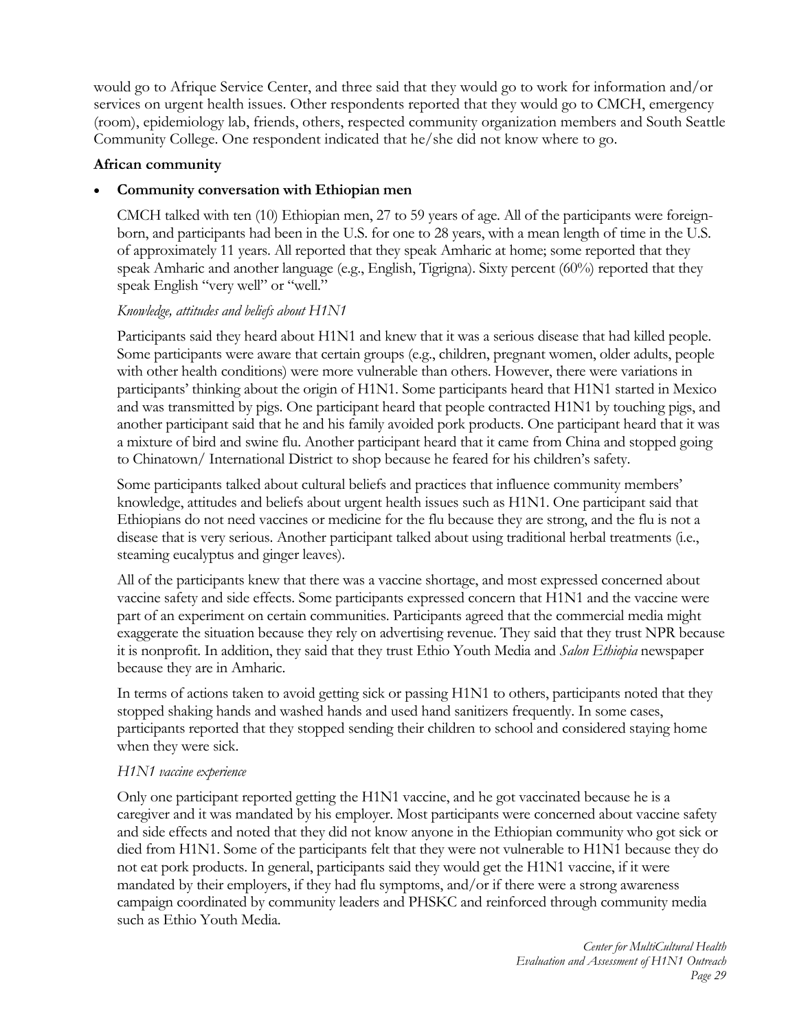would go to Afrique Service Center, and three said that they would go to work for information and/or services on urgent health issues. Other respondents reported that they would go to CMCH, emergency (room), epidemiology lab, friends, others, respected community organization members and South Seattle Community College. One respondent indicated that he/she did not know where to go.

**African community**

- **Community conversation with Ethiopian men**

  CMCH talked with ten (10) Ethiopian men, 27 to 59 years of age. All of the participants were foreign-born, and participants had been in the U.S. for one to 28 years, with a mean length of time in the U.S. of approximately 11 years. All reported that they speak Amharic at home; some reported that they speak Amharic and another language (e.g., English, Tigrigna). Sixty percent (60%) reported that they speak English "very well" or "well."

  *Knowledge, attitudes and beliefs about H1N1*

  Participants said they heard about H1N1 and knew that it was a serious disease that had killed people. Some participants were aware that certain groups (e.g., children, pregnant women, older adults, people with other health conditions) were more vulnerable than others. However, there were variations in participants' thinking about the origin of H1N1. Some participants heard that H1N1 started in Mexico and was transmitted by pigs. One participant heard that people contracted H1N1 by touching pigs, and another participant said that he and his family avoided pork products. One participant heard that it was a mixture of bird and swine flu. Another participant heard that it came from China and stopped going to Chinatown/ International District to shop because he feared for his children's safety.

  Some participants talked about cultural beliefs and practices that influence community members' knowledge, attitudes and beliefs about urgent health issues such as H1N1. One participant said that Ethiopians do not need vaccines or medicine for the flu because they are strong, and the flu is not a disease that is very serious. Another participant talked about using traditional herbal treatments (i.e., steaming eucalyptus and ginger leaves).

  All of the participants knew that there was a vaccine shortage, and most expressed concerned about vaccine safety and side effects. Some participants expressed concern that H1N1 and the vaccine were part of an experiment on certain communities. Participants agreed that the commercial media might exaggerate the situation because they rely on advertising revenue. They said that they trust NPR because it is nonprofit. In addition, they said that they trust Ethio Youth Media and *Salon Ethiopia* newspaper because they are in Amharic.

  In terms of actions taken to avoid getting sick or passing H1N1 to others, participants noted that they stopped shaking hands and washed hands and used hand sanitizers frequently. In some cases, participants reported that they stopped sending their children to school and considered staying home when they were sick.

  *H1N1 vaccine experience*

  Only one participant reported getting the H1N1 vaccine, and he got vaccinated because he is a caregiver and it was mandated by his employer. Most participants were concerned about vaccine safety and side effects and noted that they did not know anyone in the Ethiopian community who got sick or died from H1N1. Some of the participants felt that they were not vulnerable to H1N1 because they do not eat pork products. In general, participants said they would get the H1N1 vaccine, if it were mandated by their employers, if they had flu symptoms, and/or if there were a strong awareness campaign coordinated by community leaders and PHSKC and reinforced through community media such as Ethio Youth Media.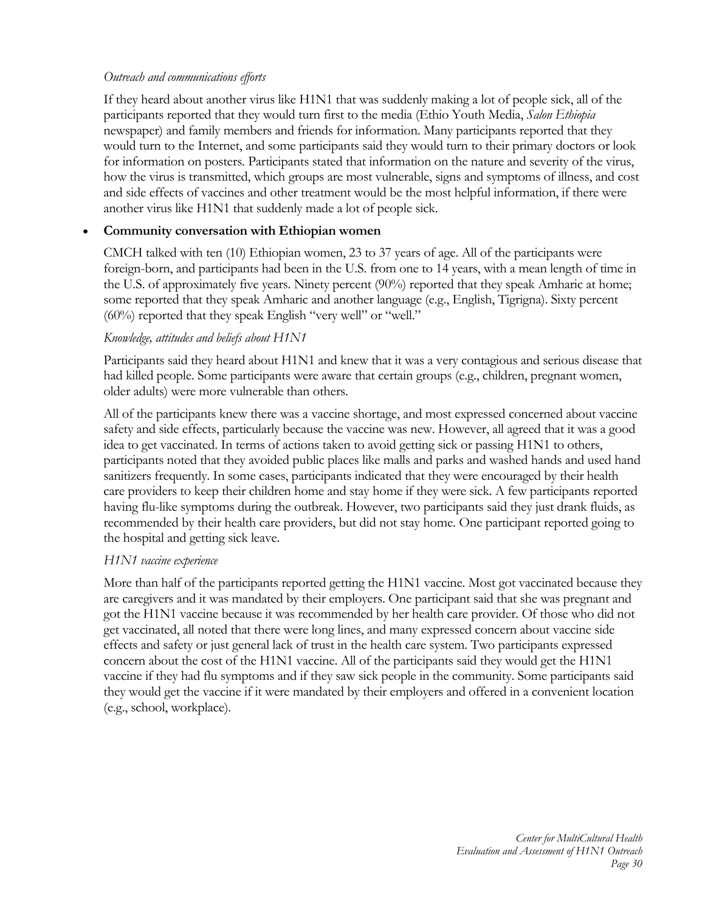*Outreach and communications efforts*

If they heard about another virus like H1N1 that was suddenly making a lot of people sick, all of the participants reported that they would turn first to the media (Ethio Youth Media, *Salon Ethiopia* newspaper) and family members and friends for information. Many participants reported that they would turn to the Internet, and some participants said they would turn to their primary doctors or look for information on posters. Participants stated that information on the nature and severity of the virus, how the virus is transmitted, which groups are most vulnerable, signs and symptoms of illness, and cost and side effects of vaccines and other treatment would be the most helpful information, if there were another virus like H1N1 that suddenly made a lot of people sick.

- **Community conversation with Ethiopian women**

CMCH talked with ten (10) Ethiopian women, 23 to 37 years of age. All of the participants were foreign-born, and participants had been in the U.S. from one to 14 years, with a mean length of time in the U.S. of approximately five years. Ninety percent (90%) reported that they speak Amharic at home; some reported that they speak Amharic and another language (e.g., English, Tigrigna). Sixty percent (60%) reported that they speak English "very well" or "well."

*Knowledge, attitudes and beliefs about H1N1*

Participants said they heard about H1N1 and knew that it was a very contagious and serious disease that had killed people. Some participants were aware that certain groups (e.g., children, pregnant women, older adults) were more vulnerable than others.

All of the participants knew there was a vaccine shortage, and most expressed concerned about vaccine safety and side effects, particularly because the vaccine was new. However, all agreed that it was a good idea to get vaccinated. In terms of actions taken to avoid getting sick or passing H1N1 to others, participants noted that they avoided public places like malls and parks and washed hands and used hand sanitizers frequently. In some cases, participants indicated that they were encouraged by their health care providers to keep their children home and stay home if they were sick. A few participants reported having flu-like symptoms during the outbreak. However, two participants said they just drank fluids, as recommended by their health care providers, but did not stay home. One participant reported going to the hospital and getting sick leave.

*H1N1 vaccine experience*

More than half of the participants reported getting the H1N1 vaccine. Most got vaccinated because they are caregivers and it was mandated by their employers. One participant said that she was pregnant and got the H1N1 vaccine because it was recommended by her health care provider. Of those who did not get vaccinated, all noted that there were long lines, and many expressed concern about vaccine side effects and safety or just general lack of trust in the health care system. Two participants expressed concern about the cost of the H1N1 vaccine. All of the participants said they would get the H1N1 vaccine if they had flu symptoms and if they saw sick people in the community. Some participants said they would get the vaccine if it were mandated by their employers and offered in a convenient location (e.g., school, workplace).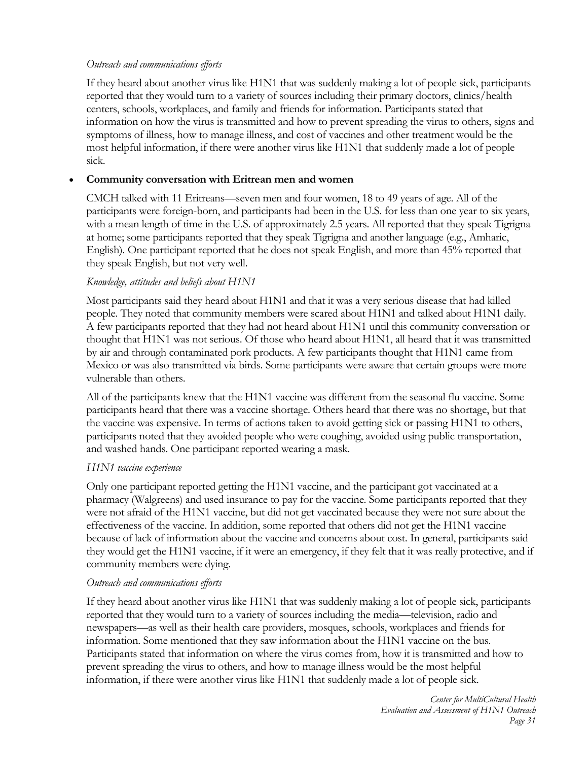*Outreach and communications efforts*

If they heard about another virus like H1N1 that was suddenly making a lot of people sick, participants reported that they would turn to a variety of sources including their primary doctors, clinics/health centers, schools, workplaces, and family and friends for information. Participants stated that information on how the virus is transmitted and how to prevent spreading the virus to others, signs and symptoms of illness, how to manage illness, and cost of vaccines and other treatment would be the most helpful information, if there were another virus like H1N1 that suddenly made a lot of people sick.

- **Community conversation with Eritrean men and women**

CMCH talked with 11 Eritreans—seven men and four women, 18 to 49 years of age. All of the participants were foreign-born, and participants had been in the U.S. for less than one year to six years, with a mean length of time in the U.S. of approximately 2.5 years. All reported that they speak Tigrigna at home; some participants reported that they speak Tigrigna and another language (e.g., Amharic, English). One participant reported that he does not speak English, and more than 45% reported that they speak English, but not very well.

*Knowledge, attitudes and beliefs about H1N1*

Most participants said they heard about H1N1 and that it was a very serious disease that had killed people. They noted that community members were scared about H1N1 and talked about H1N1 daily. A few participants reported that they had not heard about H1N1 until this community conversation or thought that H1N1 was not serious. Of those who heard about H1N1, all heard that it was transmitted by air and through contaminated pork products. A few participants thought that H1N1 came from Mexico or was also transmitted via birds. Some participants were aware that certain groups were more vulnerable than others.

All of the participants knew that the H1N1 vaccine was different from the seasonal flu vaccine. Some participants heard that there was a vaccine shortage. Others heard that there was no shortage, but that the vaccine was expensive. In terms of actions taken to avoid getting sick or passing H1N1 to others, participants noted that they avoided people who were coughing, avoided using public transportation, and washed hands. One participant reported wearing a mask.

*H1N1 vaccine experience*

Only one participant reported getting the H1N1 vaccine, and the participant got vaccinated at a pharmacy (Walgreens) and used insurance to pay for the vaccine. Some participants reported that they were not afraid of the H1N1 vaccine, but did not get vaccinated because they were not sure about the effectiveness of the vaccine. In addition, some reported that others did not get the H1N1 vaccine because of lack of information about the vaccine and concerns about cost. In general, participants said they would get the H1N1 vaccine, if it were an emergency, if they felt that it was really protective, and if community members were dying.

*Outreach and communications efforts*

If they heard about another virus like H1N1 that was suddenly making a lot of people sick, participants reported that they would turn to a variety of sources including the media—television, radio and newspapers—as well as their health care providers, mosques, schools, workplaces and friends for information. Some mentioned that they saw information about the H1N1 vaccine on the bus. Participants stated that information on where the virus comes from, how it is transmitted and how to prevent spreading the virus to others, and how to manage illness would be the most helpful information, if there were another virus like H1N1 that suddenly made a lot of people sick.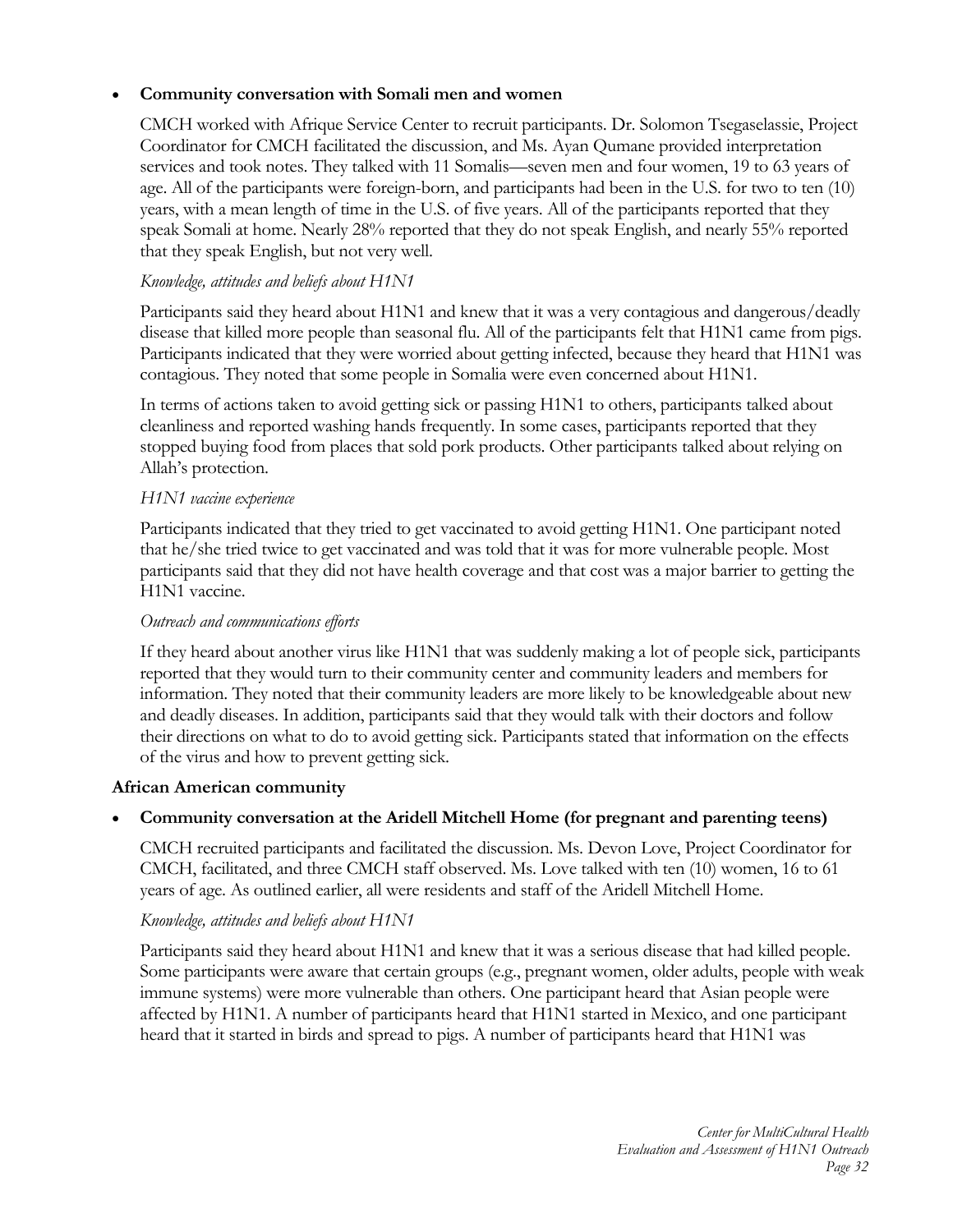- **Community conversation with Somali men and women**

  CMCH worked with Afrique Service Center to recruit participants. Dr. Solomon Tsegaselassie, Project Coordinator for CMCH facilitated the discussion, and Ms. Ayan Qumane provided interpretation services and took notes. They talked with 11 Somalis—seven men and four women, 19 to 63 years of age. All of the participants were foreign-born, and participants had been in the U.S. for two to ten (10) years, with a mean length of time in the U.S. of five years. All of the participants reported that they speak Somali at home. Nearly 28% reported that they do not speak English, and nearly 55% reported that they speak English, but not very well.

  *Knowledge, attitudes and beliefs about H1N1*

  Participants said they heard about H1N1 and knew that it was a very contagious and dangerous/deadly disease that killed more people than seasonal flu. All of the participants felt that H1N1 came from pigs. Participants indicated that they were worried about getting infected, because they heard that H1N1 was contagious. They noted that some people in Somalia were even concerned about H1N1.

  In terms of actions taken to avoid getting sick or passing H1N1 to others, participants talked about cleanliness and reported washing hands frequently. In some cases, participants reported that they stopped buying food from places that sold pork products. Other participants talked about relying on Allah's protection.

  *H1N1 vaccine experience*

  Participants indicated that they tried to get vaccinated to avoid getting H1N1. One participant noted that he/she tried twice to get vaccinated and was told that it was for more vulnerable people. Most participants said that they did not have health coverage and that cost was a major barrier to getting the H1N1 vaccine.

  *Outreach and communications efforts*

  If they heard about another virus like H1N1 that was suddenly making a lot of people sick, participants reported that they would turn to their community center and community leaders and members for information. They noted that their community leaders are more likely to be knowledgeable about new and deadly diseases. In addition, participants said that they would talk with their doctors and follow their directions on what to do to avoid getting sick. Participants stated that information on the effects of the virus and how to prevent getting sick.

**African American community**

- **Community conversation at the Aridell Mitchell Home (for pregnant and parenting teens)**

  CMCH recruited participants and facilitated the discussion. Ms. Devon Love, Project Coordinator for CMCH, facilitated, and three CMCH staff observed. Ms. Love talked with ten (10) women, 16 to 61 years of age. As outlined earlier, all were residents and staff of the Aridell Mitchell Home.

  *Knowledge, attitudes and beliefs about H1N1*

  Participants said they heard about H1N1 and knew that it was a serious disease that had killed people. Some participants were aware that certain groups (e.g., pregnant women, older adults, people with weak immune systems) were more vulnerable than others. One participant heard that Asian people were affected by H1N1. A number of participants heard that H1N1 started in Mexico, and one participant heard that it started in birds and spread to pigs. A number of participants heard that H1N1 was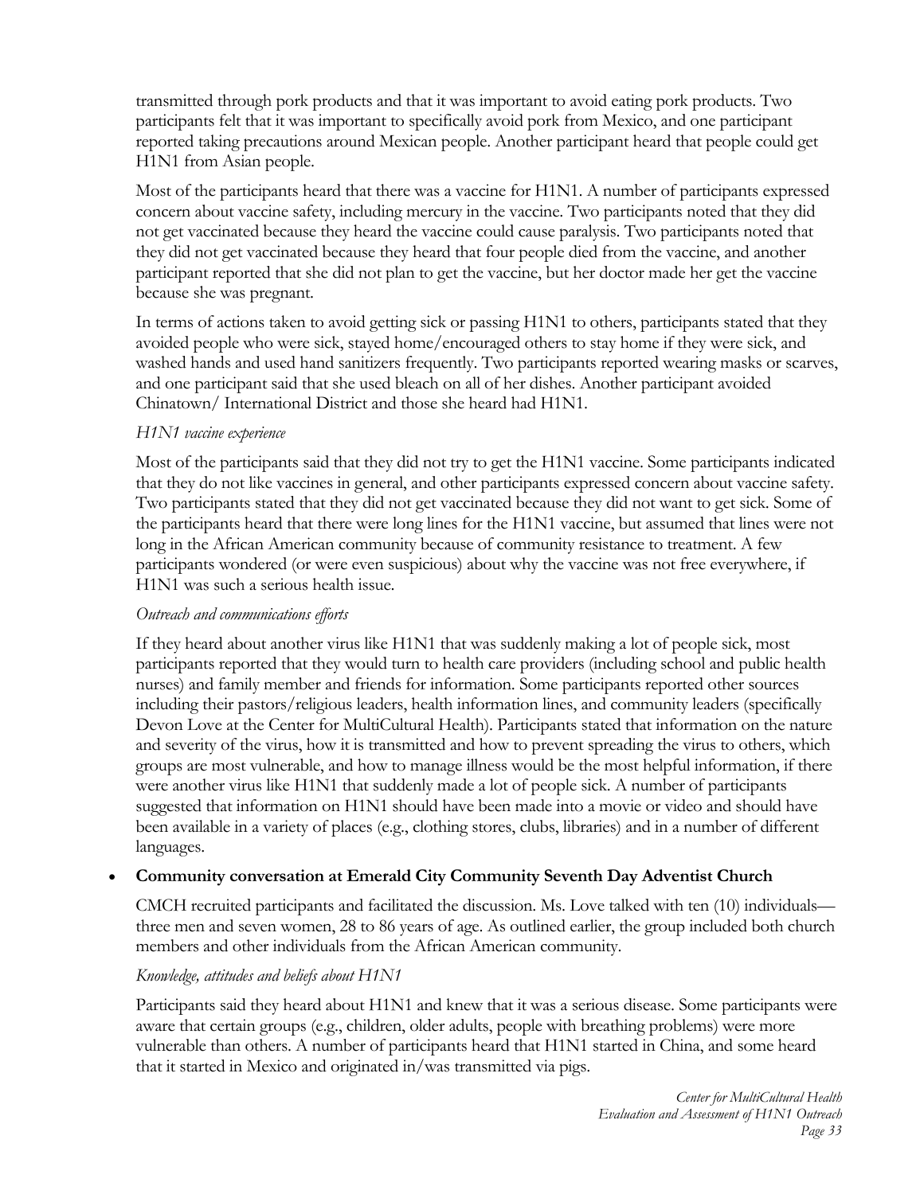transmitted through pork products and that it was important to avoid eating pork products. Two participants felt that it was important to specifically avoid pork from Mexico, and one participant reported taking precautions around Mexican people. Another participant heard that people could get H1N1 from Asian people.

Most of the participants heard that there was a vaccine for H1N1. A number of participants expressed concern about vaccine safety, including mercury in the vaccine. Two participants noted that they did not get vaccinated because they heard the vaccine could cause paralysis. Two participants noted that they did not get vaccinated because they heard that four people died from the vaccine, and another participant reported that she did not plan to get the vaccine, but her doctor made her get the vaccine because she was pregnant.

In terms of actions taken to avoid getting sick or passing H1N1 to others, participants stated that they avoided people who were sick, stayed home/encouraged others to stay home if they were sick, and washed hands and used hand sanitizers frequently. Two participants reported wearing masks or scarves, and one participant said that she used bleach on all of her dishes. Another participant avoided Chinatown/ International District and those she heard had H1N1.

*H1N1 vaccine experience*

Most of the participants said that they did not try to get the H1N1 vaccine. Some participants indicated that they do not like vaccines in general, and other participants expressed concern about vaccine safety. Two participants stated that they did not get vaccinated because they did not want to get sick. Some of the participants heard that there were long lines for the H1N1 vaccine, but assumed that lines were not long in the African American community because of community resistance to treatment. A few participants wondered (or were even suspicious) about why the vaccine was not free everywhere, if H1N1 was such a serious health issue.

*Outreach and communications efforts*

If they heard about another virus like H1N1 that was suddenly making a lot of people sick, most participants reported that they would turn to health care providers (including school and public health nurses) and family member and friends for information. Some participants reported other sources including their pastors/religious leaders, health information lines, and community leaders (specifically Devon Love at the Center for MultiCultural Health). Participants stated that information on the nature and severity of the virus, how it is transmitted and how to prevent spreading the virus to others, which groups are most vulnerable, and how to manage illness would be the most helpful information, if there were another virus like H1N1 that suddenly made a lot of people sick. A number of participants suggested that information on H1N1 should have been made into a movie or video and should have been available in a variety of places (e.g., clothing stores, clubs, libraries) and in a number of different languages.

- **Community conversation at Emerald City Community Seventh Day Adventist Church**

  CMCH recruited participants and facilitated the discussion. Ms. Love talked with ten (10) individuals—three men and seven women, 28 to 86 years of age. As outlined earlier, the group included both church members and other individuals from the African American community.

  *Knowledge, attitudes and beliefs about H1N1*

  Participants said they heard about H1N1 and knew that it was a serious disease. Some participants were aware that certain groups (e.g., children, older adults, people with breathing problems) were more vulnerable than others. A number of participants heard that H1N1 started in China, and some heard that it started in Mexico and originated in/was transmitted via pigs.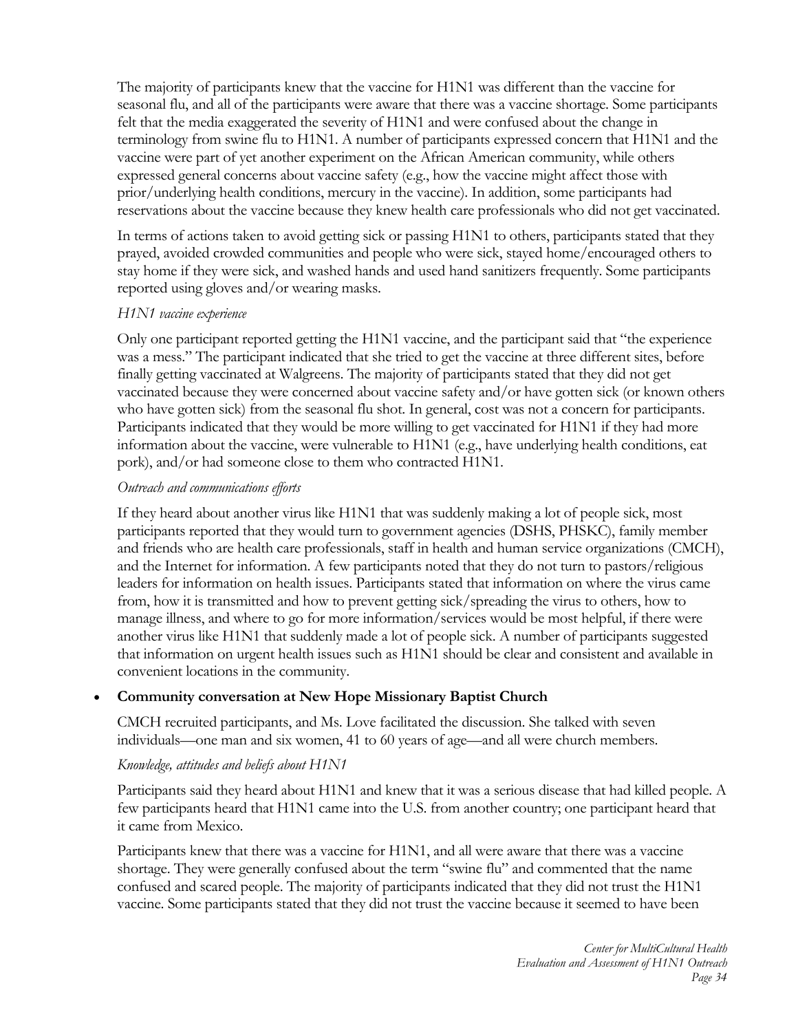The majority of participants knew that the vaccine for H1N1 was different than the vaccine for seasonal flu, and all of the participants were aware that there was a vaccine shortage. Some participants felt that the media exaggerated the severity of H1N1 and were confused about the change in terminology from swine flu to H1N1. A number of participants expressed concern that H1N1 and the vaccine were part of yet another experiment on the African American community, while others expressed general concerns about vaccine safety (e.g., how the vaccine might affect those with prior/underlying health conditions, mercury in the vaccine). In addition, some participants had reservations about the vaccine because they knew health care professionals who did not get vaccinated.

In terms of actions taken to avoid getting sick or passing H1N1 to others, participants stated that they prayed, avoided crowded communities and people who were sick, stayed home/encouraged others to stay home if they were sick, and washed hands and used hand sanitizers frequently. Some participants reported using gloves and/or wearing masks.

*H1N1 vaccine experience*

Only one participant reported getting the H1N1 vaccine, and the participant said that "the experience was a mess." The participant indicated that she tried to get the vaccine at three different sites, before finally getting vaccinated at Walgreens. The majority of participants stated that they did not get vaccinated because they were concerned about vaccine safety and/or have gotten sick (or known others who have gotten sick) from the seasonal flu shot. In general, cost was not a concern for participants. Participants indicated that they would be more willing to get vaccinated for H1N1 if they had more information about the vaccine, were vulnerable to H1N1 (e.g., have underlying health conditions, eat pork), and/or had someone close to them who contracted H1N1.

*Outreach and communications efforts*

If they heard about another virus like H1N1 that was suddenly making a lot of people sick, most participants reported that they would turn to government agencies (DSHS, PHSKC), family member and friends who are health care professionals, staff in health and human service organizations (CMCH), and the Internet for information. A few participants noted that they do not turn to pastors/religious leaders for information on health issues. Participants stated that information on where the virus came from, how it is transmitted and how to prevent getting sick/spreading the virus to others, how to manage illness, and where to go for more information/services would be most helpful, if there were another virus like H1N1 that suddenly made a lot of people sick. A number of participants suggested that information on urgent health issues such as H1N1 should be clear and consistent and available in convenient locations in the community.

- **Community conversation at New Hope Missionary Baptist Church**

  CMCH recruited participants, and Ms. Love facilitated the discussion. She talked with seven individuals—one man and six women, 41 to 60 years of age—and all were church members.

  *Knowledge, attitudes and beliefs about H1N1*

  Participants said they heard about H1N1 and knew that it was a serious disease that had killed people. A few participants heard that H1N1 came into the U.S. from another country; one participant heard that it came from Mexico.

  Participants knew that there was a vaccine for H1N1, and all were aware that there was a vaccine shortage. They were generally confused about the term "swine flu" and commented that the name confused and scared people. The majority of participants indicated that they did not trust the H1N1 vaccine. Some participants stated that they did not trust the vaccine because it seemed to have been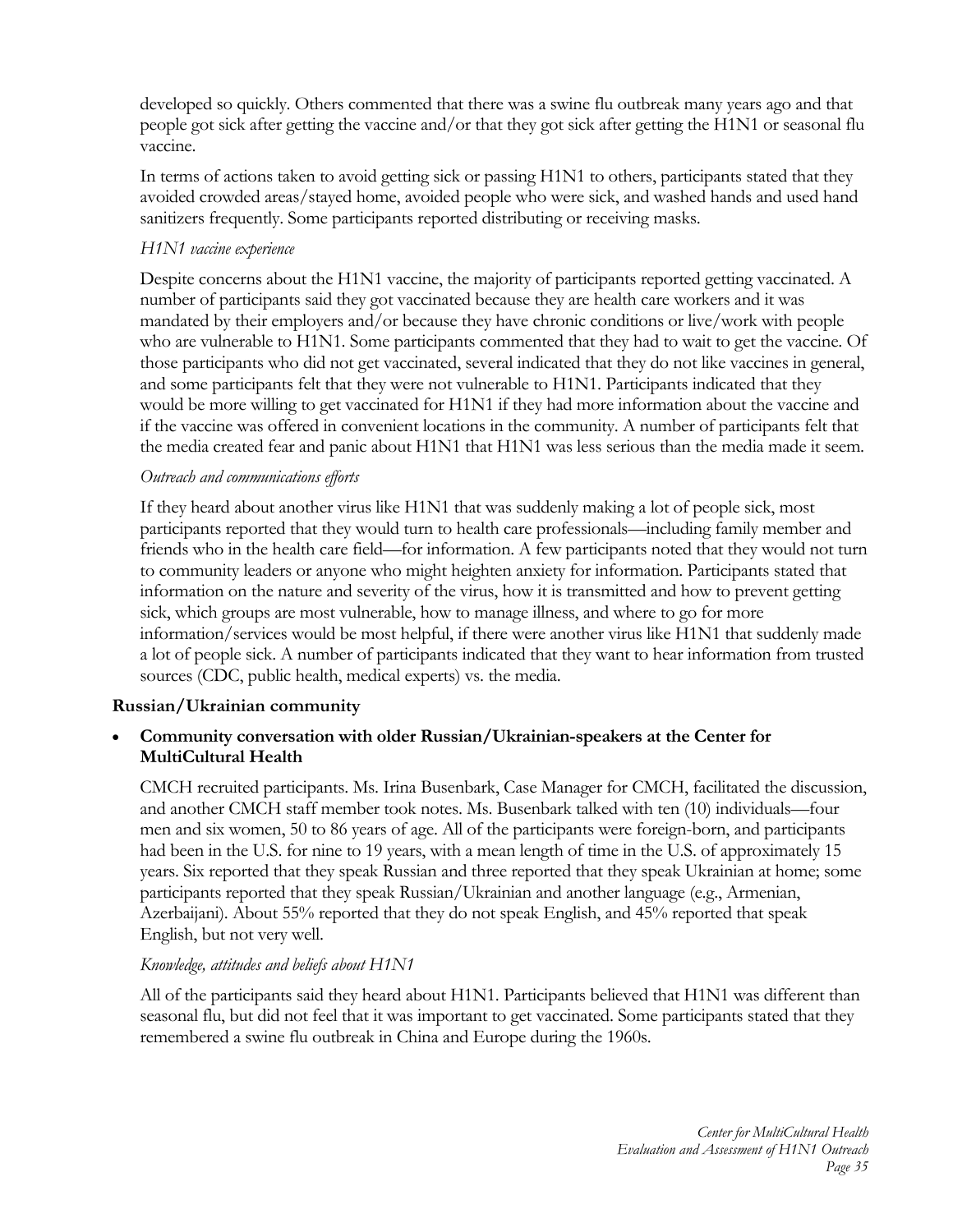developed so quickly. Others commented that there was a swine flu outbreak many years ago and that people got sick after getting the vaccine and/or that they got sick after getting the H1N1 or seasonal flu vaccine.

In terms of actions taken to avoid getting sick or passing H1N1 to others, participants stated that they avoided crowded areas/stayed home, avoided people who were sick, and washed hands and used hand sanitizers frequently. Some participants reported distributing or receiving masks.

*H1N1 vaccine experience*

Despite concerns about the H1N1 vaccine, the majority of participants reported getting vaccinated. A number of participants said they got vaccinated because they are health care workers and it was mandated by their employers and/or because they have chronic conditions or live/work with people who are vulnerable to H1N1. Some participants commented that they had to wait to get the vaccine. Of those participants who did not get vaccinated, several indicated that they do not like vaccines in general, and some participants felt that they were not vulnerable to H1N1. Participants indicated that they would be more willing to get vaccinated for H1N1 if they had more information about the vaccine and if the vaccine was offered in convenient locations in the community. A number of participants felt that the media created fear and panic about H1N1 that H1N1 was less serious than the media made it seem.

*Outreach and communications efforts*

If they heard about another virus like H1N1 that was suddenly making a lot of people sick, most participants reported that they would turn to health care professionals—including family member and friends who in the health care field—for information. A few participants noted that they would not turn to community leaders or anyone who might heighten anxiety for information. Participants stated that information on the nature and severity of the virus, how it is transmitted and how to prevent getting sick, which groups are most vulnerable, how to manage illness, and where to go for more information/services would be most helpful, if there were another virus like H1N1 that suddenly made a lot of people sick. A number of participants indicated that they want to hear information from trusted sources (CDC, public health, medical experts) vs. the media.

**Russian/Ukrainian community**

- **Community conversation with older Russian/Ukrainian-speakers at the Center for MultiCultural Health**

  CMCH recruited participants. Ms. Irina Busenbark, Case Manager for CMCH, facilitated the discussion, and another CMCH staff member took notes. Ms. Busenbark talked with ten (10) individuals—four men and six women, 50 to 86 years of age. All of the participants were foreign-born, and participants had been in the U.S. for nine to 19 years, with a mean length of time in the U.S. of approximately 15 years. Six reported that they speak Russian and three reported that they speak Ukrainian at home; some participants reported that they speak Russian/Ukrainian and another language (e.g., Armenian, Azerbaijani). About 55% reported that they do not speak English, and 45% reported that speak English, but not very well.

  *Knowledge, attitudes and beliefs about H1N1*

  All of the participants said they heard about H1N1. Participants believed that H1N1 was different than seasonal flu, but did not feel that it was important to get vaccinated. Some participants stated that they remembered a swine flu outbreak in China and Europe during the 1960s.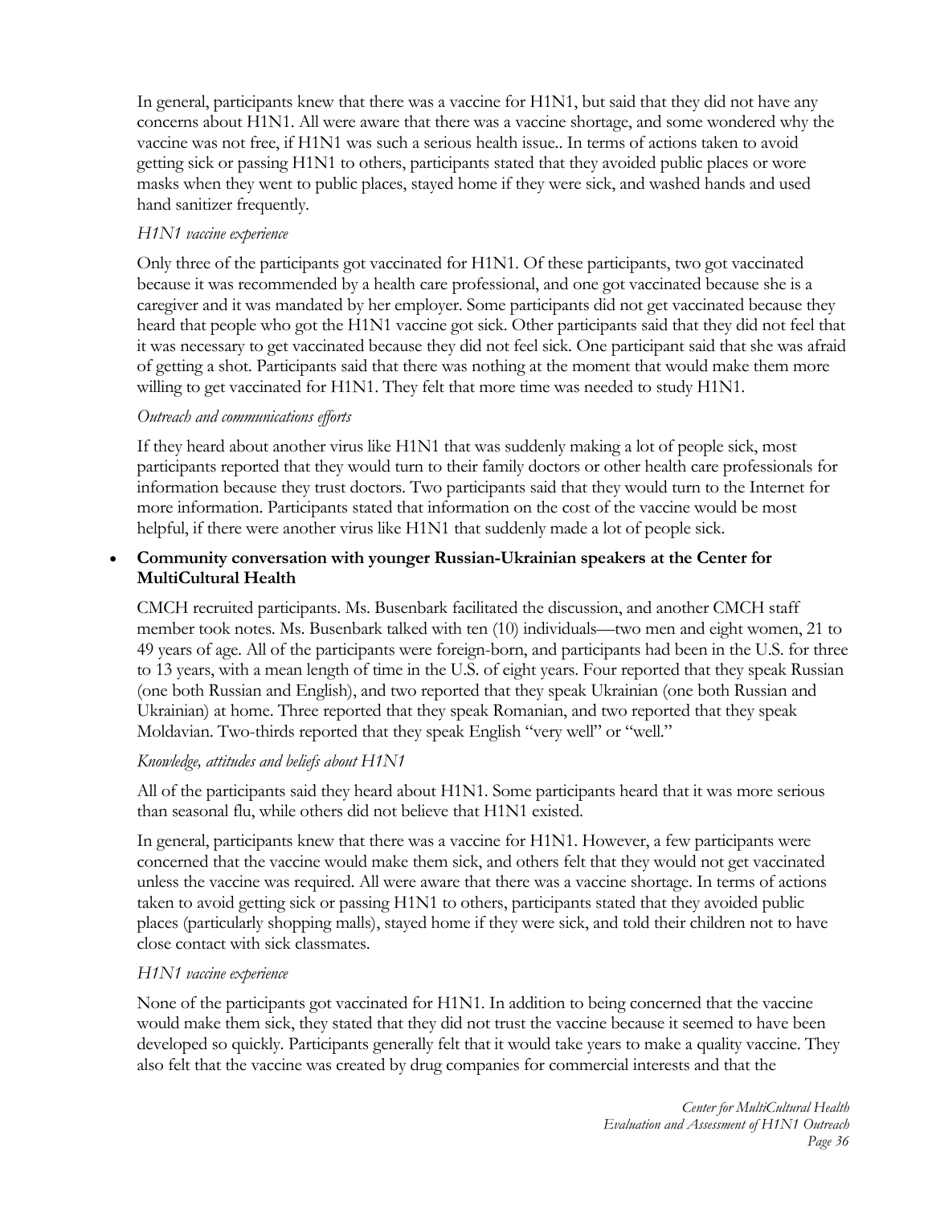In general, participants knew that there was a vaccine for H1N1, but said that they did not have any concerns about H1N1. All were aware that there was a vaccine shortage, and some wondered why the vaccine was not free, if H1N1 was such a serious health issue.. In terms of actions taken to avoid getting sick or passing H1N1 to others, participants stated that they avoided public places or wore masks when they went to public places, stayed home if they were sick, and washed hands and used hand sanitizer frequently.

*H1N1 vaccine experience*

Only three of the participants got vaccinated for H1N1. Of these participants, two got vaccinated because it was recommended by a health care professional, and one got vaccinated because she is a caregiver and it was mandated by her employer. Some participants did not get vaccinated because they heard that people who got the H1N1 vaccine got sick. Other participants said that they did not feel that it was necessary to get vaccinated because they did not feel sick. One participant said that she was afraid of getting a shot. Participants said that there was nothing at the moment that would make them more willing to get vaccinated for H1N1. They felt that more time was needed to study H1N1.

*Outreach and communications efforts*

If they heard about another virus like H1N1 that was suddenly making a lot of people sick, most participants reported that they would turn to their family doctors or other health care professionals for information because they trust doctors. Two participants said that they would turn to the Internet for more information. Participants stated that information on the cost of the vaccine would be most helpful, if there were another virus like H1N1 that suddenly made a lot of people sick.

- **Community conversation with younger Russian-Ukrainian speakers at the Center for MultiCultural Health**

CMCH recruited participants. Ms. Busenbark facilitated the discussion, and another CMCH staff member took notes. Ms. Busenbark talked with ten (10) individuals—two men and eight women, 21 to 49 years of age. All of the participants were foreign-born, and participants had been in the U.S. for three to 13 years, with a mean length of time in the U.S. of eight years. Four reported that they speak Russian (one both Russian and English), and two reported that they speak Ukrainian (one both Russian and Ukrainian) at home. Three reported that they speak Romanian, and two reported that they speak Moldavian. Two-thirds reported that they speak English "very well" or "well."

*Knowledge, attitudes and beliefs about H1N1*

All of the participants said they heard about H1N1. Some participants heard that it was more serious than seasonal flu, while others did not believe that H1N1 existed.

In general, participants knew that there was a vaccine for H1N1. However, a few participants were concerned that the vaccine would make them sick, and others felt that they would not get vaccinated unless the vaccine was required. All were aware that there was a vaccine shortage. In terms of actions taken to avoid getting sick or passing H1N1 to others, participants stated that they avoided public places (particularly shopping malls), stayed home if they were sick, and told their children not to have close contact with sick classmates.

*H1N1 vaccine experience*

None of the participants got vaccinated for H1N1. In addition to being concerned that the vaccine would make them sick, they stated that they did not trust the vaccine because it seemed to have been developed so quickly. Participants generally felt that it would take years to make a quality vaccine. They also felt that the vaccine was created by drug companies for commercial interests and that the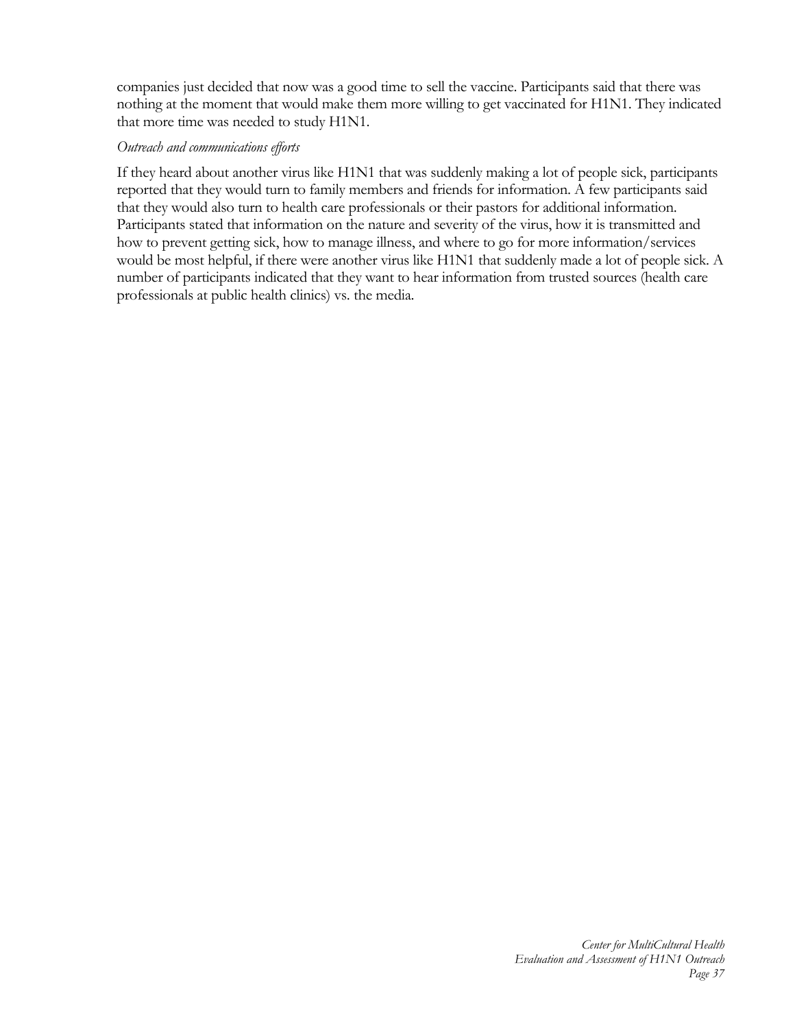companies just decided that now was a good time to sell the vaccine. Participants said that there was nothing at the moment that would make them more willing to get vaccinated for H1N1. They indicated that more time was needed to study H1N1.

*Outreach and communications efforts*

If they heard about another virus like H1N1 that was suddenly making a lot of people sick, participants reported that they would turn to family members and friends for information. A few participants said that they would also turn to health care professionals or their pastors for additional information. Participants stated that information on the nature and severity of the virus, how it is transmitted and how to prevent getting sick, how to manage illness, and where to go for more information/services would be most helpful, if there were another virus like H1N1 that suddenly made a lot of people sick. A number of participants indicated that they want to hear information from trusted sources (health care professionals at public health clinics) vs. the media.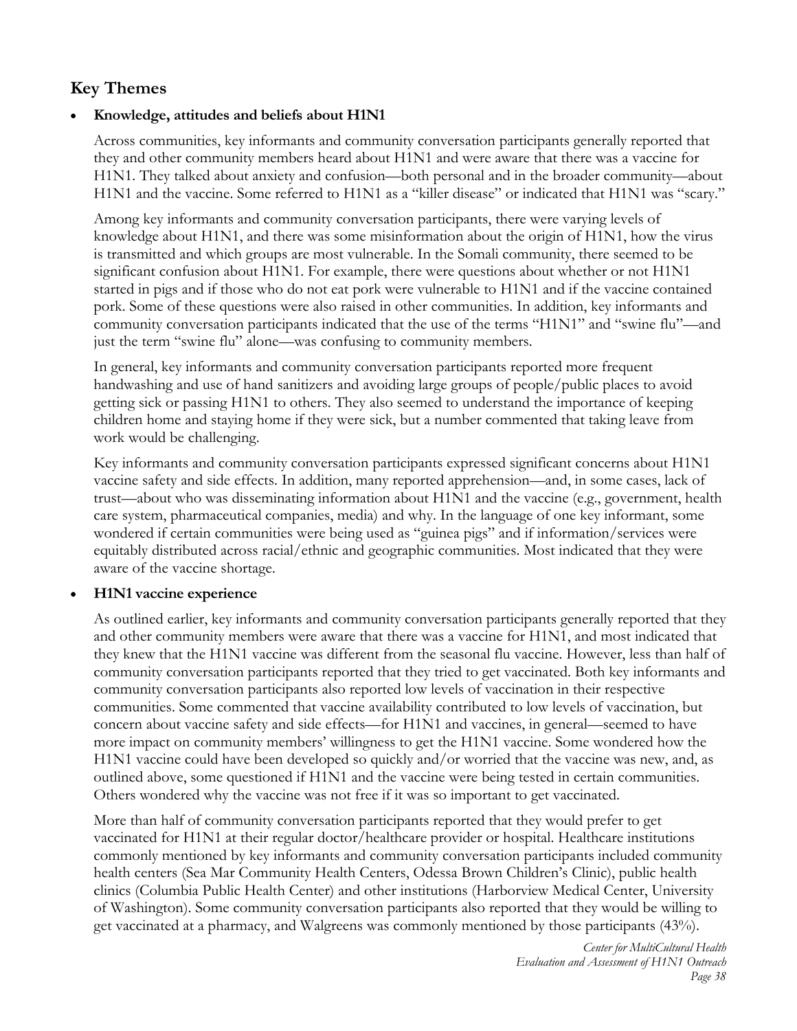## Key Themes

- **Knowledge, attitudes and beliefs about H1N1**

  Across communities, key informants and community conversation participants generally reported that they and other community members heard about H1N1 and were aware that there was a vaccine for H1N1. They talked about anxiety and confusion—both personal and in the broader community—about H1N1 and the vaccine. Some referred to H1N1 as a "killer disease" or indicated that H1N1 was "scary."

  Among key informants and community conversation participants, there were varying levels of knowledge about H1N1, and there was some misinformation about the origin of H1N1, how the virus is transmitted and which groups are most vulnerable. In the Somali community, there seemed to be significant confusion about H1N1. For example, there were questions about whether or not H1N1 started in pigs and if those who do not eat pork were vulnerable to H1N1 and if the vaccine contained pork. Some of these questions were also raised in other communities. In addition, key informants and community conversation participants indicated that the use of the terms "H1N1" and "swine flu"—and just the term "swine flu" alone—was confusing to community members.

  In general, key informants and community conversation participants reported more frequent handwashing and use of hand sanitizers and avoiding large groups of people/public places to avoid getting sick or passing H1N1 to others. They also seemed to understand the importance of keeping children home and staying home if they were sick, but a number commented that taking leave from work would be challenging.

  Key informants and community conversation participants expressed significant concerns about H1N1 vaccine safety and side effects. In addition, many reported apprehension—and, in some cases, lack of trust—about who was disseminating information about H1N1 and the vaccine (e.g., government, health care system, pharmaceutical companies, media) and why. In the language of one key informant, some wondered if certain communities were being used as "guinea pigs" and if information/services were equitably distributed across racial/ethnic and geographic communities. Most indicated that they were aware of the vaccine shortage.

- **H1N1 vaccine experience**

  As outlined earlier, key informants and community conversation participants generally reported that they and other community members were aware that there was a vaccine for H1N1, and most indicated that they knew that the H1N1 vaccine was different from the seasonal flu vaccine. However, less than half of community conversation participants reported that they tried to get vaccinated. Both key informants and community conversation participants also reported low levels of vaccination in their respective communities. Some commented that vaccine availability contributed to low levels of vaccination, but concern about vaccine safety and side effects—for H1N1 and vaccines, in general—seemed to have more impact on community members' willingness to get the H1N1 vaccine. Some wondered how the H1N1 vaccine could have been developed so quickly and/or worried that the vaccine was new, and, as outlined above, some questioned if H1N1 and the vaccine were being tested in certain communities. Others wondered why the vaccine was not free if it was so important to get vaccinated.

  More than half of community conversation participants reported that they would prefer to get vaccinated for H1N1 at their regular doctor/healthcare provider or hospital. Healthcare institutions commonly mentioned by key informants and community conversation participants included community health centers (Sea Mar Community Health Centers, Odessa Brown Children's Clinic), public health clinics (Columbia Public Health Center) and other institutions (Harborview Medical Center, University of Washington). Some community conversation participants also reported that they would be willing to get vaccinated at a pharmacy, and Walgreens was commonly mentioned by those participants (43%).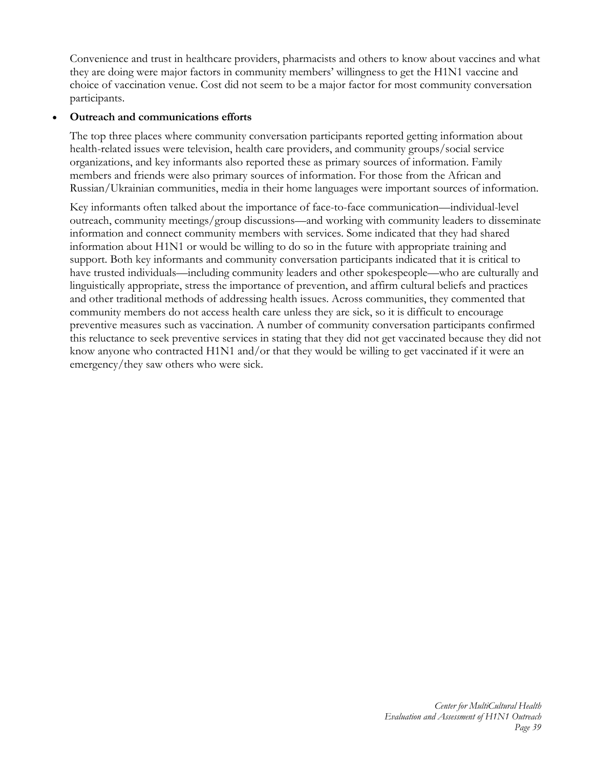Convenience and trust in healthcare providers, pharmacists and others to know about vaccines and what they are doing were major factors in community members' willingness to get the H1N1 vaccine and choice of vaccination venue. Cost did not seem to be a major factor for most community conversation participants.

- **Outreach and communications efforts**

  The top three places where community conversation participants reported getting information about health-related issues were television, health care providers, and community groups/social service organizations, and key informants also reported these as primary sources of information. Family members and friends were also primary sources of information. For those from the African and Russian/Ukrainian communities, media in their home languages were important sources of information.

  Key informants often talked about the importance of face-to-face communication—individual-level outreach, community meetings/group discussions—and working with community leaders to disseminate information and connect community members with services. Some indicated that they had shared information about H1N1 or would be willing to do so in the future with appropriate training and support. Both key informants and community conversation participants indicated that it is critical to have trusted individuals—including community leaders and other spokespeople—who are culturally and linguistically appropriate, stress the importance of prevention, and affirm cultural beliefs and practices and other traditional methods of addressing health issues. Across communities, they commented that community members do not access health care unless they are sick, so it is difficult to encourage preventive measures such as vaccination. A number of community conversation participants confirmed this reluctance to seek preventive services in stating that they did not get vaccinated because they did not know anyone who contracted H1N1 and/or that they would be willing to get vaccinated if it were an emergency/they saw others who were sick.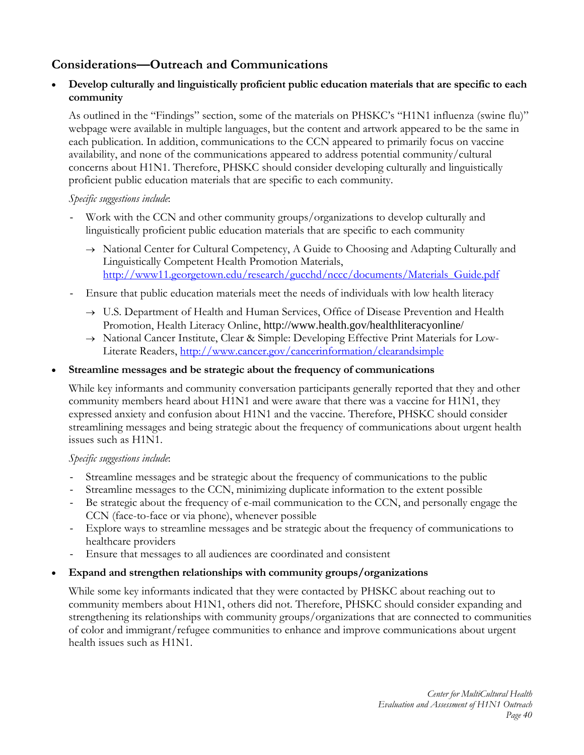## Considerations—Outreach and Communications

- **Develop culturally and linguistically proficient public education materials that are specific to each community**

  As outlined in the "Findings" section, some of the materials on PHSKC's "H1N1 influenza (swine flu)" webpage were available in multiple languages, but the content and artwork appeared to be the same in each publication. In addition, communications to the CCN appeared to primarily focus on vaccine availability, and none of the communications appeared to address potential community/cultural concerns about H1N1. Therefore, PHSKC should consider developing culturally and linguistically proficient public education materials that are specific to each community.

  *Specific suggestions include*:

  - Work with the CCN and other community groups/organizations to develop culturally and linguistically proficient public education materials that are specific to each community
    - → National Center for Cultural Competency, A Guide to Choosing and Adapting Culturally and Linguistically Competent Health Promotion Materials, http://www11.georgetown.edu/research/gucchd/nccc/documents/Materials_Guide.pdf
  - Ensure that public education materials meet the needs of individuals with low health literacy
    - → U.S. Department of Health and Human Services, Office of Disease Prevention and Health Promotion, Health Literacy Online, http://www.health.gov/healthliteracyonline/
    - → National Cancer Institute, Clear & Simple: Developing Effective Print Materials for Low-Literate Readers, http://www.cancer.gov/cancerinformation/clearandsimple

- **Streamline messages and be strategic about the frequency of communications**

  While key informants and community conversation participants generally reported that they and other community members heard about H1N1 and were aware that there was a vaccine for H1N1, they expressed anxiety and confusion about H1N1 and the vaccine. Therefore, PHSKC should consider streamlining messages and being strategic about the frequency of communications about urgent health issues such as H1N1.

  *Specific suggestions include*:

  - Streamline messages and be strategic about the frequency of communications to the public
  - Streamline messages to the CCN, minimizing duplicate information to the extent possible
  - Be strategic about the frequency of e-mail communication to the CCN, and personally engage the CCN (face-to-face or via phone), whenever possible
  - Explore ways to streamline messages and be strategic about the frequency of communications to healthcare providers
  - Ensure that messages to all audiences are coordinated and consistent

- **Expand and strengthen relationships with community groups/organizations**

  While some key informants indicated that they were contacted by PHSKC about reaching out to community members about H1N1, others did not. Therefore, PHSKC should consider expanding and strengthening its relationships with community groups/organizations that are connected to communities of color and immigrant/refugee communities to enhance and improve communications about urgent health issues such as H1N1.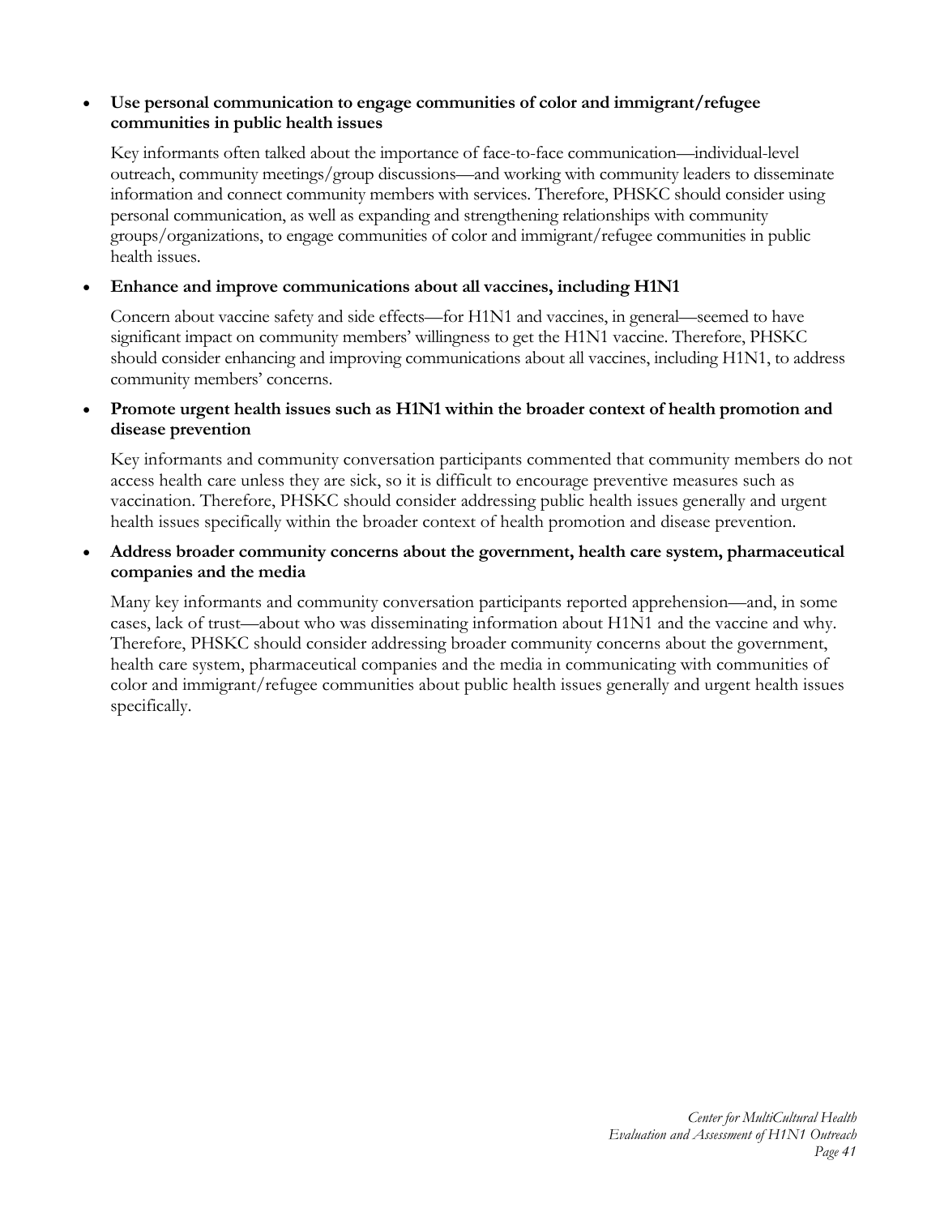- **Use personal communication to engage communities of color and immigrant/refugee communities in public health issues**

  Key informants often talked about the importance of face-to-face communication—individual-level outreach, community meetings/group discussions—and working with community leaders to disseminate information and connect community members with services. Therefore, PHSKC should consider using personal communication, as well as expanding and strengthening relationships with community groups/organizations, to engage communities of color and immigrant/refugee communities in public health issues.

- **Enhance and improve communications about all vaccines, including H1N1**

  Concern about vaccine safety and side effects—for H1N1 and vaccines, in general—seemed to have significant impact on community members' willingness to get the H1N1 vaccine. Therefore, PHSKC should consider enhancing and improving communications about all vaccines, including H1N1, to address community members' concerns.

- **Promote urgent health issues such as H1N1 within the broader context of health promotion and disease prevention**

  Key informants and community conversation participants commented that community members do not access health care unless they are sick, so it is difficult to encourage preventive measures such as vaccination. Therefore, PHSKC should consider addressing public health issues generally and urgent health issues specifically within the broader context of health promotion and disease prevention.

- **Address broader community concerns about the government, health care system, pharmaceutical companies and the media**

  Many key informants and community conversation participants reported apprehension—and, in some cases, lack of trust—about who was disseminating information about H1N1 and the vaccine and why. Therefore, PHSKC should consider addressing broader community concerns about the government, health care system, pharmaceutical companies and the media in communicating with communities of color and immigrant/refugee communities about public health issues generally and urgent health issues specifically.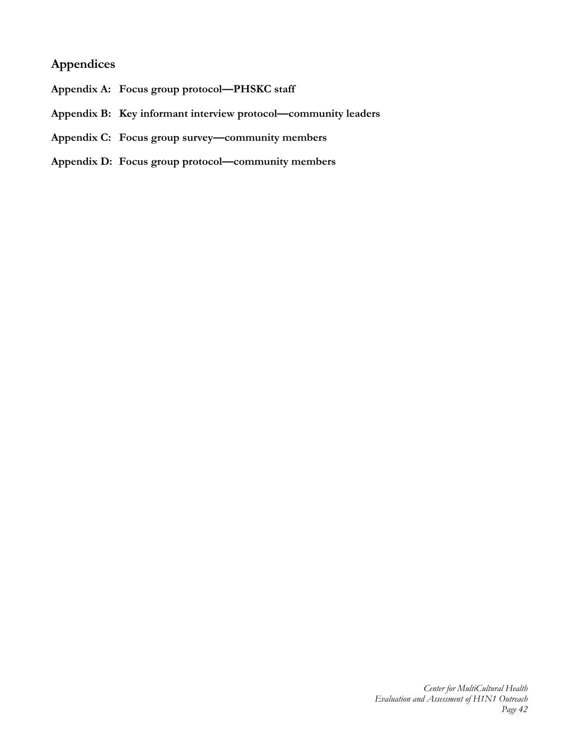## Appendices

**Appendix A: Focus group protocol—PHSKC staff**

**Appendix B: Key informant interview protocol—community leaders**

**Appendix C: Focus group survey—community members**

**Appendix D: Focus group protocol—community members**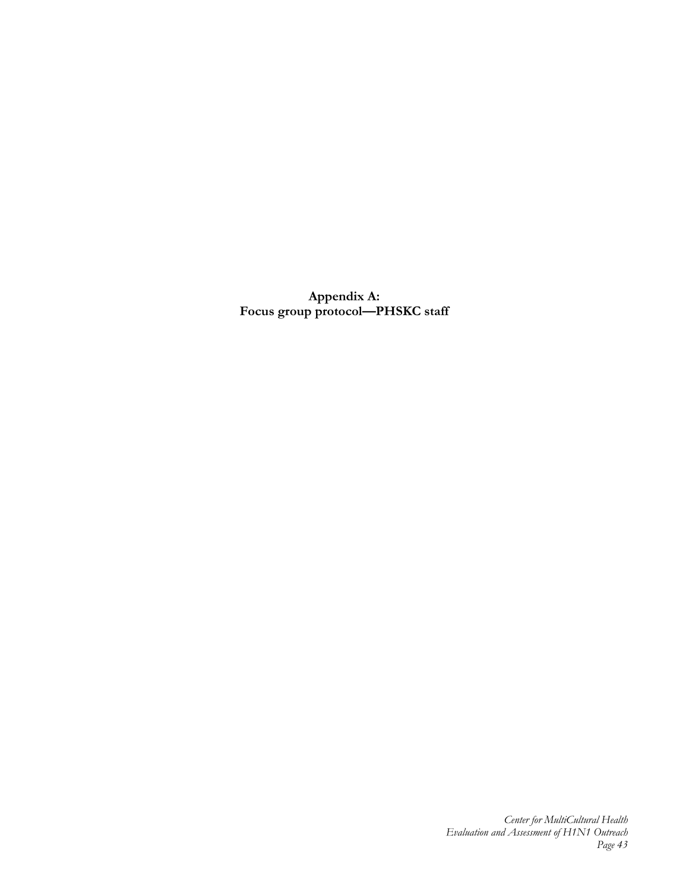# Appendix A:
# Focus group protocol—PHSKC staff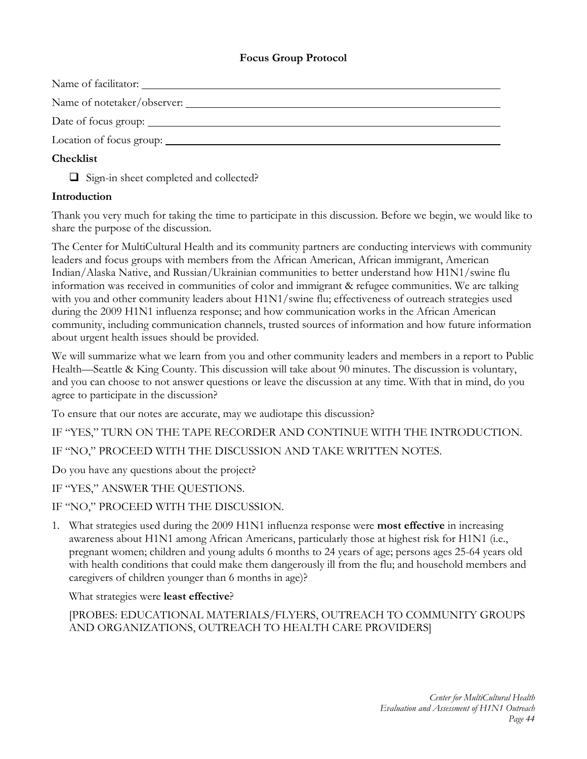## Focus Group Protocol

Name of facilitator: \_\_\_\_\_\_\_\_\_\_\_\_\_\_\_\_\_\_\_\_\_\_\_\_\_\_\_\_\_\_\_\_\_\_\_\_\_\_\_\_

Name of notetaker/observer: \_\_\_\_\_\_\_\_\_\_\_\_\_\_\_\_\_\_\_\_\_\_\_\_\_\_\_\_\_\_\_\_\_\_\_\_\_\_\_\_

Date of focus group: \_\_\_\_\_\_\_\_\_\_\_\_\_\_\_\_\_\_\_\_\_\_\_\_\_\_\_\_\_\_\_\_\_\_\_\_\_\_\_\_

Location of focus group: \_\_\_\_\_\_\_\_\_\_\_\_\_\_\_\_\_\_\_\_\_\_\_\_\_\_\_\_\_\_\_\_\_\_\_\_\_\_\_\_

### Checklist

- ☐ Sign-in sheet completed and collected?

### Introduction

Thank you very much for taking the time to participate in this discussion. Before we begin, we would like to share the purpose of the discussion.

The Center for MultiCultural Health and its community partners are conducting interviews with community leaders and focus groups with members from the African American, African immigrant, American Indian/Alaska Native, and Russian/Ukrainian communities to better understand how H1N1/swine flu information was received in communities of color and immigrant & refugee communities. We are talking with you and other community leaders about H1N1/swine flu; effectiveness of outreach strategies used during the 2009 H1N1 influenza response; and how communication works in the African American community, including communication channels, trusted sources of information and how future information about urgent health issues should be provided.

We will summarize what we learn from you and other community leaders and members in a report to Public Health—Seattle & King County. This discussion will take about 90 minutes. The discussion is voluntary, and you can choose to not answer questions or leave the discussion at any time. With that in mind, do you agree to participate in the discussion?

To ensure that our notes are accurate, may we audiotape this discussion?

IF "YES," TURN ON THE TAPE RECORDER AND CONTINUE WITH THE INTRODUCTION.

IF "NO," PROCEED WITH THE DISCUSSION AND TAKE WRITTEN NOTES.

Do you have any questions about the project?

IF "YES," ANSWER THE QUESTIONS.

IF "NO," PROCEED WITH THE DISCUSSION.

1. What strategies used during the 2009 H1N1 influenza response were **most effective** in increasing awareness about H1N1 among African Americans, particularly those at highest risk for H1N1 (i.e., pregnant women; children and young adults 6 months to 24 years of age; persons ages 25-64 years old with health conditions that could make them dangerously ill from the flu; and household members and caregivers of children younger than 6 months in age)?

   What strategies were **least effective**?

   [PROBES: EDUCATIONAL MATERIALS/FLYERS, OUTREACH TO COMMUNITY GROUPS AND ORGANIZATIONS, OUTREACH TO HEALTH CARE PROVIDERS]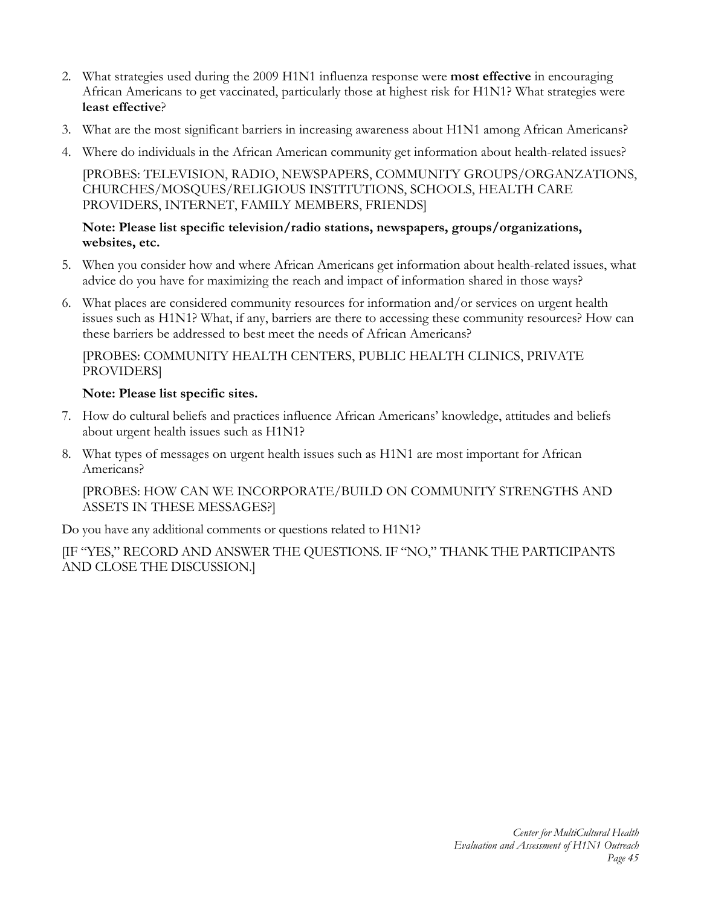2. What strategies used during the 2009 H1N1 influenza response were **most effective** in encouraging African Americans to get vaccinated, particularly those at highest risk for H1N1? What strategies were **least effective**?

3. What are the most significant barriers in increasing awareness about H1N1 among African Americans?

4. Where do individuals in the African American community get information about health-related issues?

   [PROBES: TELEVISION, RADIO, NEWSPAPERS, COMMUNITY GROUPS/ORGANZATIONS, CHURCHES/MOSQUES/RELIGIOUS INSTITUTIONS, SCHOOLS, HEALTH CARE PROVIDERS, INTERNET, FAMILY MEMBERS, FRIENDS]

   **Note: Please list specific television/radio stations, newspapers, groups/organizations, websites, etc.**

5. When you consider how and where African Americans get information about health-related issues, what advice do you have for maximizing the reach and impact of information shared in those ways?

6. What places are considered community resources for information and/or services on urgent health issues such as H1N1? What, if any, barriers are there to accessing these community resources? How can these barriers be addressed to best meet the needs of African Americans?

   [PROBES: COMMUNITY HEALTH CENTERS, PUBLIC HEALTH CLINICS, PRIVATE PROVIDERS]

   **Note: Please list specific sites.**

7. How do cultural beliefs and practices influence African Americans' knowledge, attitudes and beliefs about urgent health issues such as H1N1?

8. What types of messages on urgent health issues such as H1N1 are most important for African Americans?

   [PROBES: HOW CAN WE INCORPORATE/BUILD ON COMMUNITY STRENGTHS AND ASSETS IN THESE MESSAGES?]

Do you have any additional comments or questions related to H1N1?

[IF "YES," RECORD AND ANSWER THE QUESTIONS. IF "NO," THANK THE PARTICIPANTS AND CLOSE THE DISCUSSION.]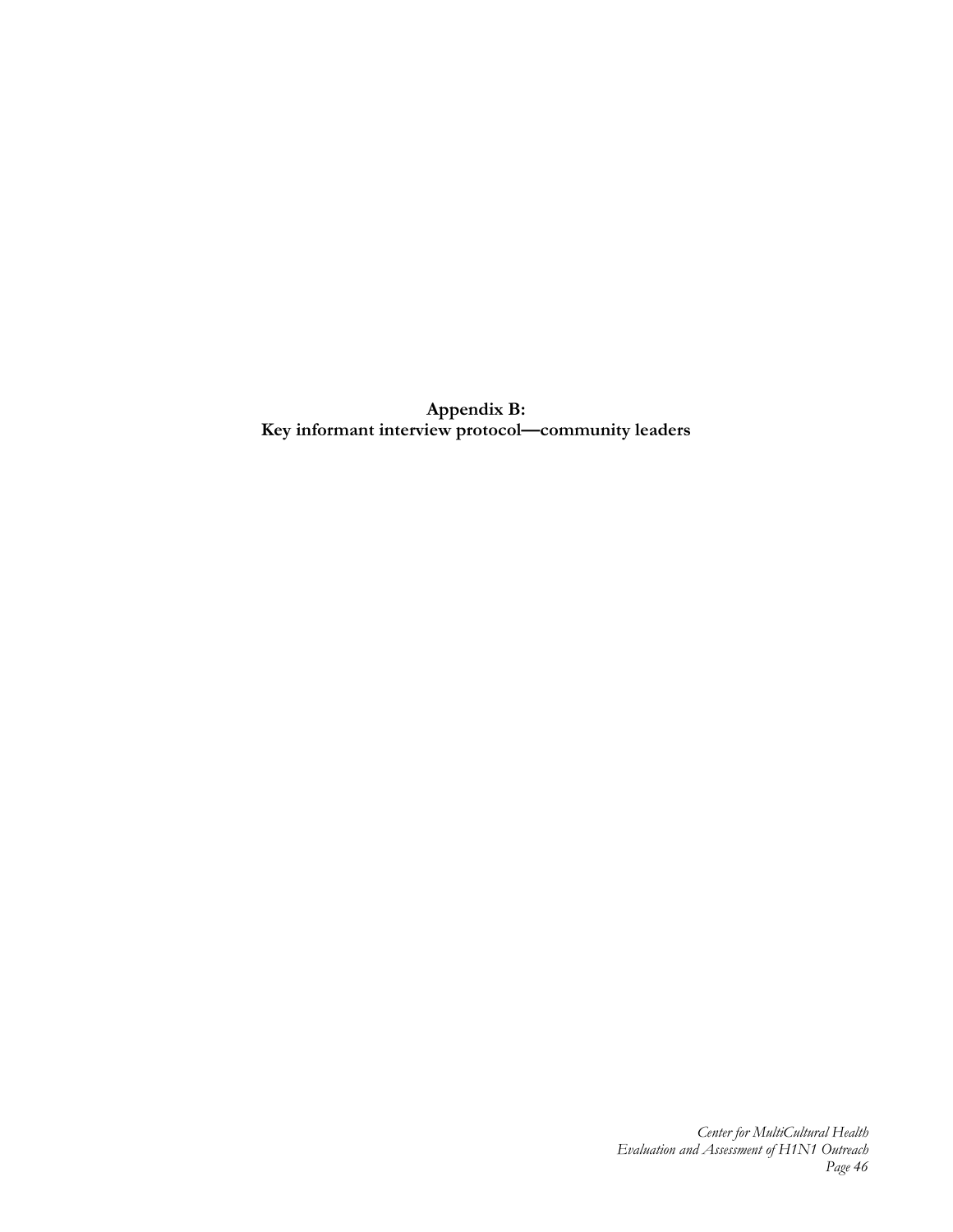**Appendix B:**
**Key informant interview protocol—community leaders**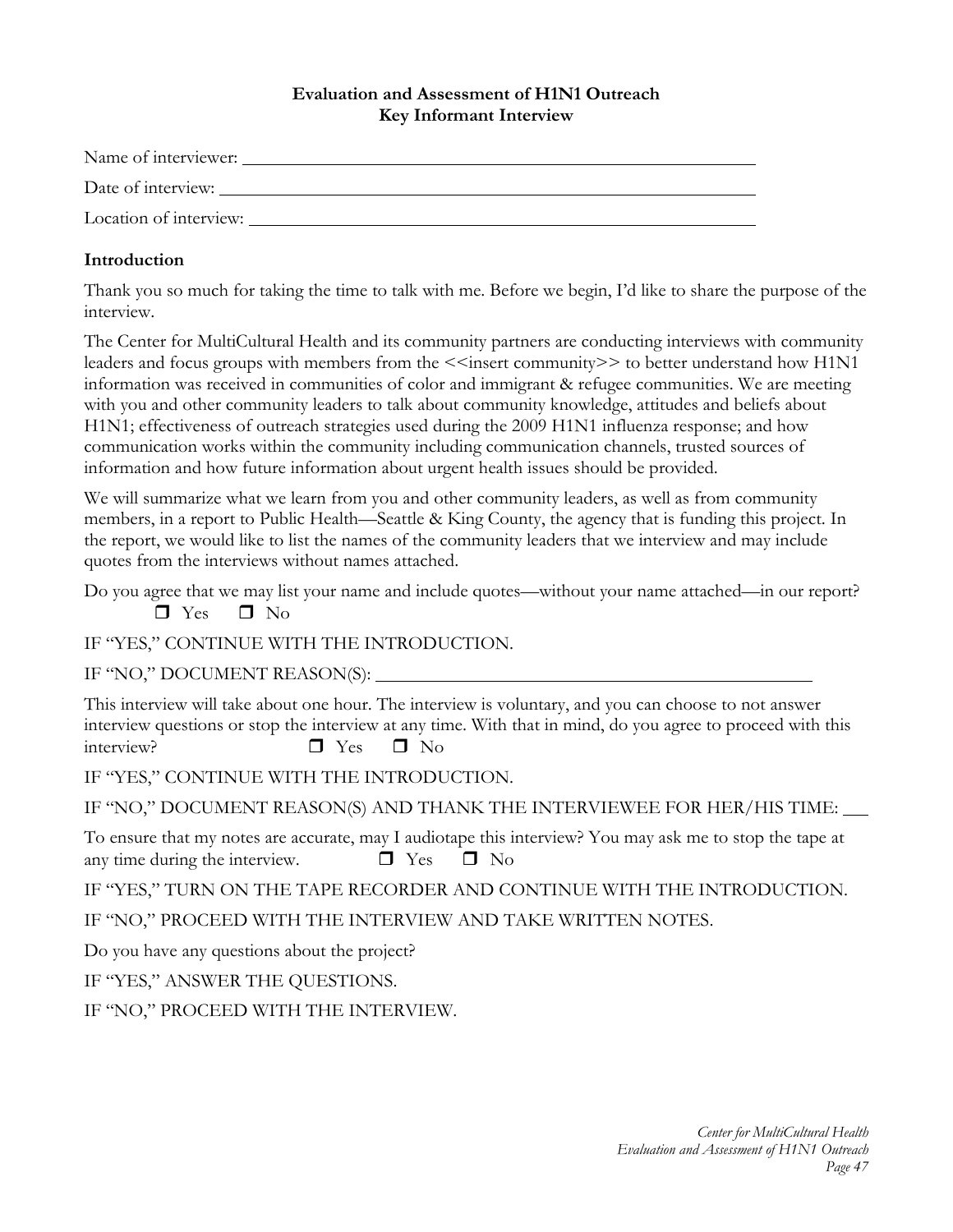**Evaluation and Assessment of H1N1 Outreach**
**Key Informant Interview**

Name of interviewer: ______________________________________________

Date of interview: ______________________________________________

Location of interview: ______________________________________________

## Introduction

Thank you so much for taking the time to talk with me. Before we begin, I'd like to share the purpose of the interview.

The Center for MultiCultural Health and its community partners are conducting interviews with community leaders and focus groups with members from the <<insert community>> to better understand how H1N1 information was received in communities of color and immigrant & refugee communities. We are meeting with you and other community leaders to talk about community knowledge, attitudes and beliefs about H1N1; effectiveness of outreach strategies used during the 2009 H1N1 influenza response; and how communication works within the community including communication channels, trusted sources of information and how future information about urgent health issues should be provided.

We will summarize what we learn from you and other community leaders, as well as from community members, in a report to Public Health—Seattle & King County, the agency that is funding this project. In the report, we would like to list the names of the community leaders that we interview and may include quotes from the interviews without names attached.

Do you agree that we may list your name and include quotes—without your name attached—in our report?
☐ Yes ☐ No

IF "YES," CONTINUE WITH THE INTRODUCTION.

IF "NO," DOCUMENT REASON(S): ______________________________________________

This interview will take about one hour. The interview is voluntary, and you can choose to not answer interview questions or stop the interview at any time. With that in mind, do you agree to proceed with this interview? ☐ Yes ☐ No

IF "YES," CONTINUE WITH THE INTRODUCTION.

IF "NO," DOCUMENT REASON(S) AND THANK THE INTERVIEWEE FOR HER/HIS TIME: ___

To ensure that my notes are accurate, may I audiotape this interview? You may ask me to stop the tape at any time during the interview. ☐ Yes ☐ No

IF "YES," TURN ON THE TAPE RECORDER AND CONTINUE WITH THE INTRODUCTION.

IF "NO," PROCEED WITH THE INTERVIEW AND TAKE WRITTEN NOTES.

Do you have any questions about the project?

IF "YES," ANSWER THE QUESTIONS.

IF "NO," PROCEED WITH THE INTERVIEW.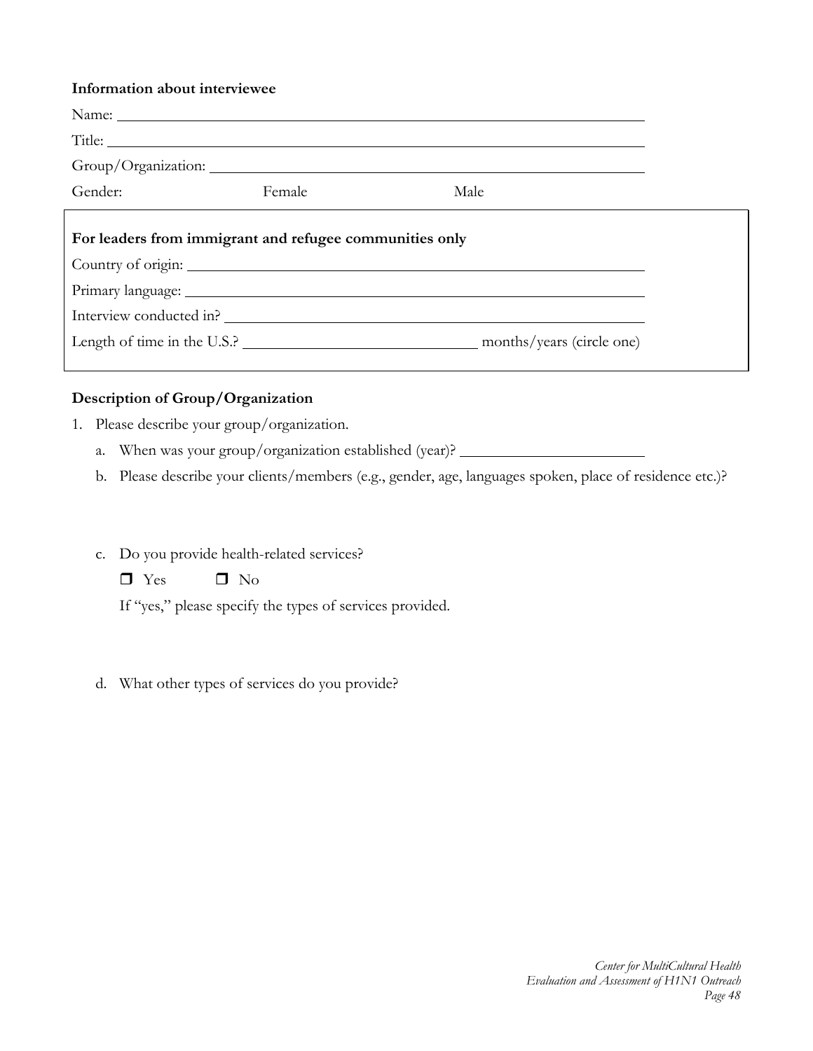**Information about interviewee**

Name: ____________________________________________

Title: ____________________________________________

Group/Organization: ____________________________________________

Gender: Female Male

**For leaders from immigrant and refugee communities only**

Country of origin: ____________________________________________

Primary language: ____________________________________________

Interview conducted in? ____________________________________________

Length of time in the U.S.? ______________________ months/years (circle one)

**Description of Group/Organization**

1. Please describe your group/organization.
   a. When was your group/organization established (year)? ______________
   b. Please describe your clients/members (e.g., gender, age, languages spoken, place of residence etc.)?
   c. Do you provide health-related services?

      ❐ Yes ❐ No

      If "yes," please specify the types of services provided.
   d. What other types of services do you provide?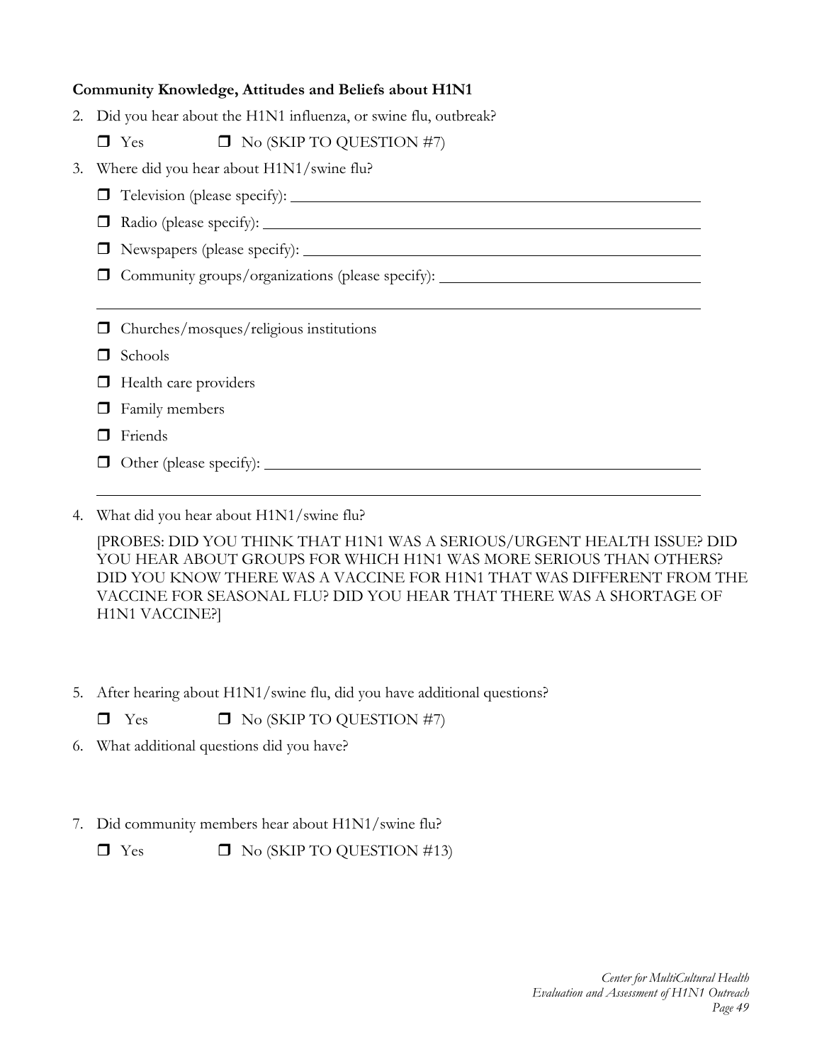**Community Knowledge, Attitudes and Beliefs about H1N1**

2. Did you hear about the H1N1 influenza, or swine flu, outbreak?

   ❒ Yes ❒ No (SKIP TO QUESTION #7)

3. Where did you hear about H1N1/swine flu?

   ❒ Television (please specify): ______________________________

   ❒ Radio (please specify): ______________________________

   ❒ Newspapers (please specify): ______________________________

   ❒ Community groups/organizations (please specify): ______________________________

   ______________________________________________________________

   ❒ Churches/mosques/religious institutions

   ❒ Schools

   ❒ Health care providers

   ❒ Family members

   ❒ Friends

   ❒ Other (please specify): ______________________________

   ______________________________________________________________

4. What did you hear about H1N1/swine flu?

   [PROBES: DID YOU THINK THAT H1N1 WAS A SERIOUS/URGENT HEALTH ISSUE? DID YOU HEAR ABOUT GROUPS FOR WHICH H1N1 WAS MORE SERIOUS THAN OTHERS? DID YOU KNOW THERE WAS A VACCINE FOR H1N1 THAT WAS DIFFERENT FROM THE VACCINE FOR SEASONAL FLU? DID YOU HEAR THAT THERE WAS A SHORTAGE OF H1N1 VACCINE?]

5. After hearing about H1N1/swine flu, did you have additional questions?

   ❒ Yes ❒ No (SKIP TO QUESTION #7)

6. What additional questions did you have?

7. Did community members hear about H1N1/swine flu?

   ❒ Yes ❒ No (SKIP TO QUESTION #13)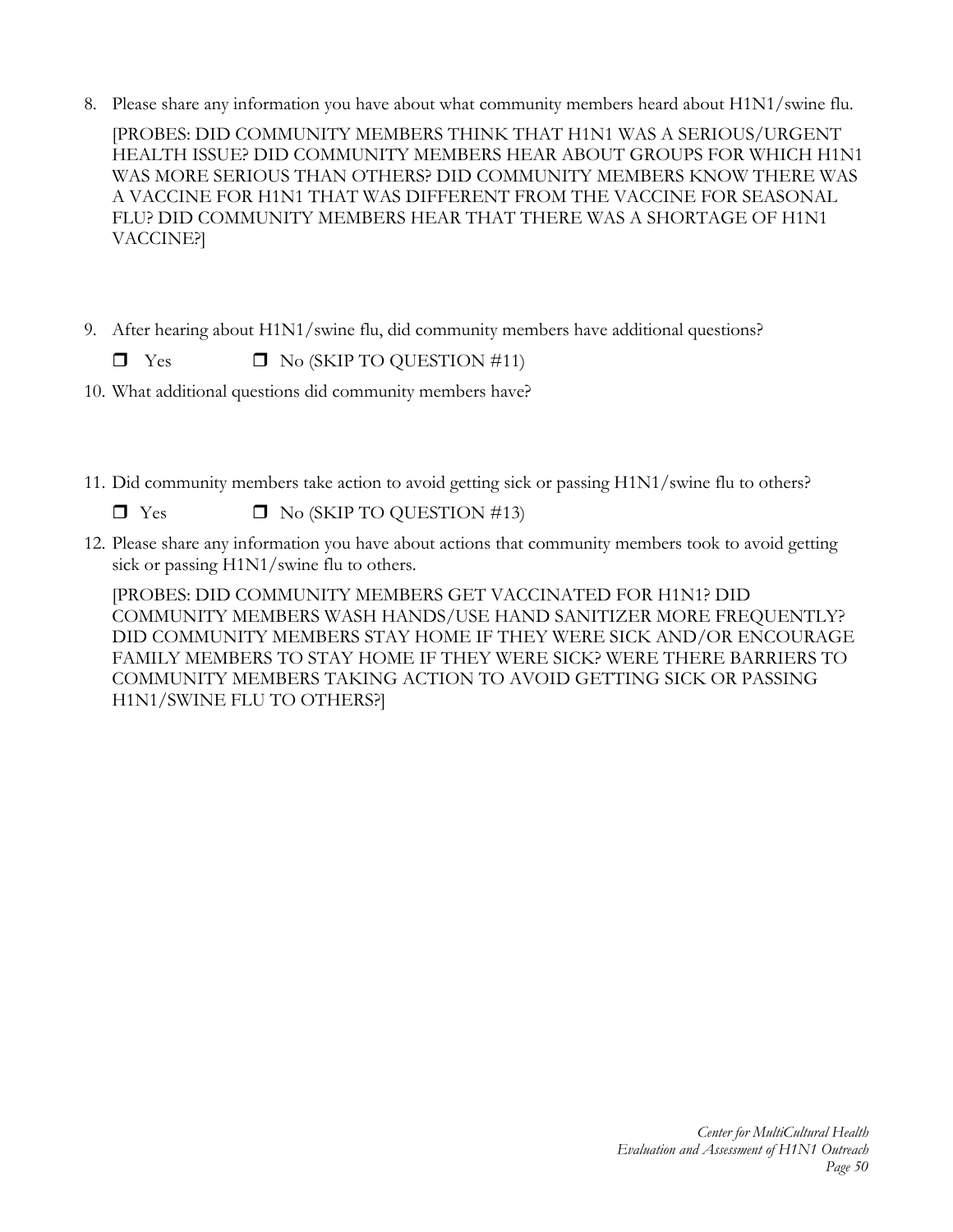8. Please share any information you have about what community members heard about H1N1/swine flu.

   [PROBES: DID COMMUNITY MEMBERS THINK THAT H1N1 WAS A SERIOUS/URGENT HEALTH ISSUE? DID COMMUNITY MEMBERS HEAR ABOUT GROUPS FOR WHICH H1N1 WAS MORE SERIOUS THAN OTHERS? DID COMMUNITY MEMBERS KNOW THERE WAS A VACCINE FOR H1N1 THAT WAS DIFFERENT FROM THE VACCINE FOR SEASONAL FLU? DID COMMUNITY MEMBERS HEAR THAT THERE WAS A SHORTAGE OF H1N1 VACCINE?]

9. After hearing about H1N1/swine flu, did community members have additional questions?

   ❐ Yes ❐ No (SKIP TO QUESTION #11)

10. What additional questions did community members have?

11. Did community members take action to avoid getting sick or passing H1N1/swine flu to others?

    ❐ Yes ❐ No (SKIP TO QUESTION #13)

12. Please share any information you have about actions that community members took to avoid getting sick or passing H1N1/swine flu to others.

    [PROBES: DID COMMUNITY MEMBERS GET VACCINATED FOR H1N1? DID COMMUNITY MEMBERS WASH HANDS/USE HAND SANITIZER MORE FREQUENTLY? DID COMMUNITY MEMBERS STAY HOME IF THEY WERE SICK AND/OR ENCOURAGE FAMILY MEMBERS TO STAY HOME IF THEY WERE SICK? WERE THERE BARRIERS TO COMMUNITY MEMBERS TAKING ACTION TO AVOID GETTING SICK OR PASSING H1N1/SWINE FLU TO OTHERS?]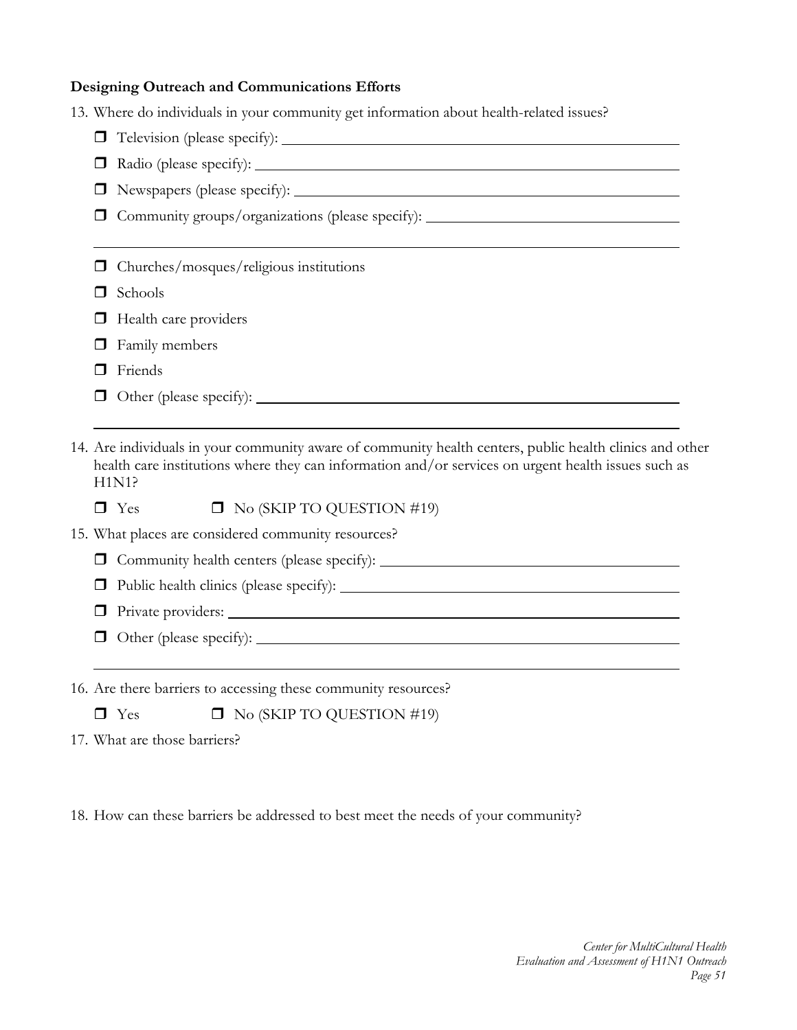### Designing Outreach and Communications Efforts

13. Where do individuals in your community get information about health-related issues?

   - ☐ Television (please specify): ______________________________
   - ☐ Radio (please specify): ______________________________
   - ☐ Newspapers (please specify): ______________________________
   - ☐ Community groups/organizations (please specify): ______________________________
   
     ______________________________________________________________
   - ☐ Churches/mosques/religious institutions
   - ☐ Schools
   - ☐ Health care providers
   - ☐ Family members
   - ☐ Friends
   - ☐ Other (please specify): ______________________________
   
     ______________________________________________________________

14. Are individuals in your community aware of community health centers, public health clinics and other health care institutions where they can information and/or services on urgent health issues such as H1N1?

   ☐ Yes ☐ No (SKIP TO QUESTION #19)

15. What places are considered community resources?

   - ☐ Community health centers (please specify): ______________________________
   - ☐ Public health clinics (please specify): ______________________________
   - ☐ Private providers: ______________________________
   - ☐ Other (please specify): ______________________________
   
     ______________________________________________________________

16. Are there barriers to accessing these community resources?

   ☐ Yes ☐ No (SKIP TO QUESTION #19)

17. What are those barriers?

18. How can these barriers be addressed to best meet the needs of your community?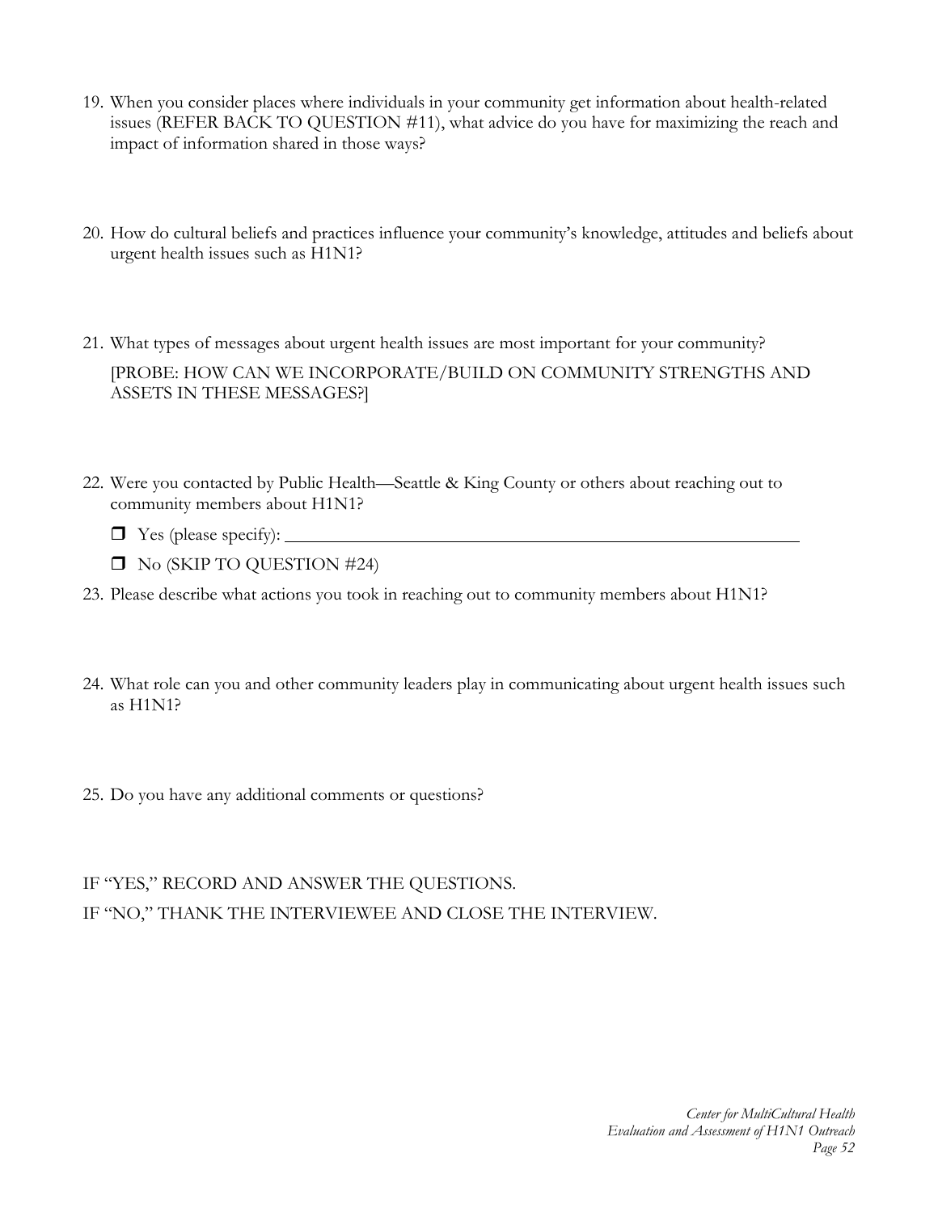19. When you consider places where individuals in your community get information about health-related issues (REFER BACK TO QUESTION #11), what advice do you have for maximizing the reach and impact of information shared in those ways?

20. How do cultural beliefs and practices influence your community's knowledge, attitudes and beliefs about urgent health issues such as H1N1?

21. What types of messages about urgent health issues are most important for your community?

    [PROBE: HOW CAN WE INCORPORATE/BUILD ON COMMUNITY STRENGTHS AND ASSETS IN THESE MESSAGES?]

22. Were you contacted by Public Health—Seattle & King County or others about reaching out to community members about H1N1?

    - ☐ Yes (please specify): ______________________________
    - ☐ No (SKIP TO QUESTION #24)

23. Please describe what actions you took in reaching out to community members about H1N1?

24. What role can you and other community leaders play in communicating about urgent health issues such as H1N1?

25. Do you have any additional comments or questions?

IF "YES," RECORD AND ANSWER THE QUESTIONS.

IF "NO," THANK THE INTERVIEWEE AND CLOSE THE INTERVIEW.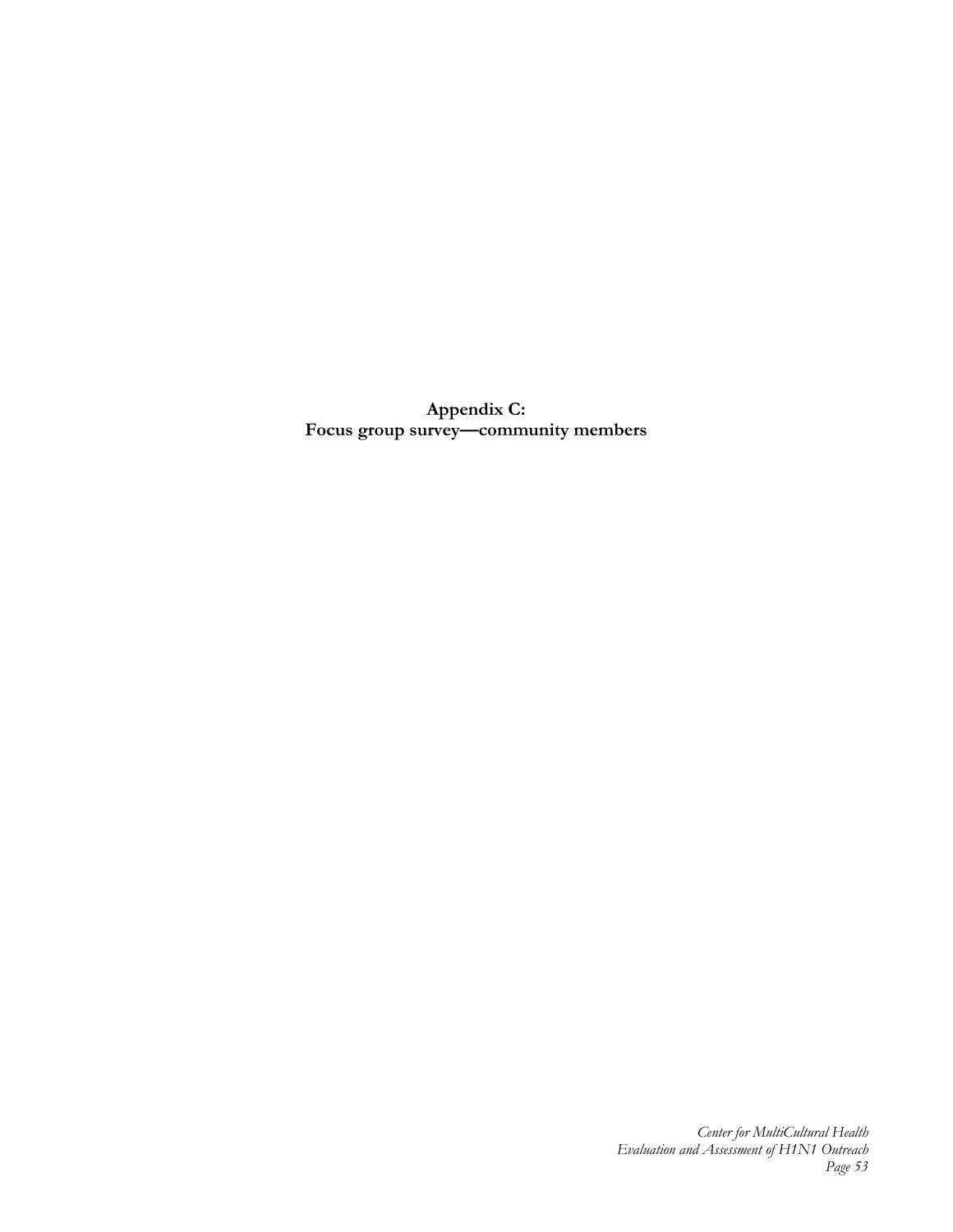# Appendix C:
# Focus group survey—community members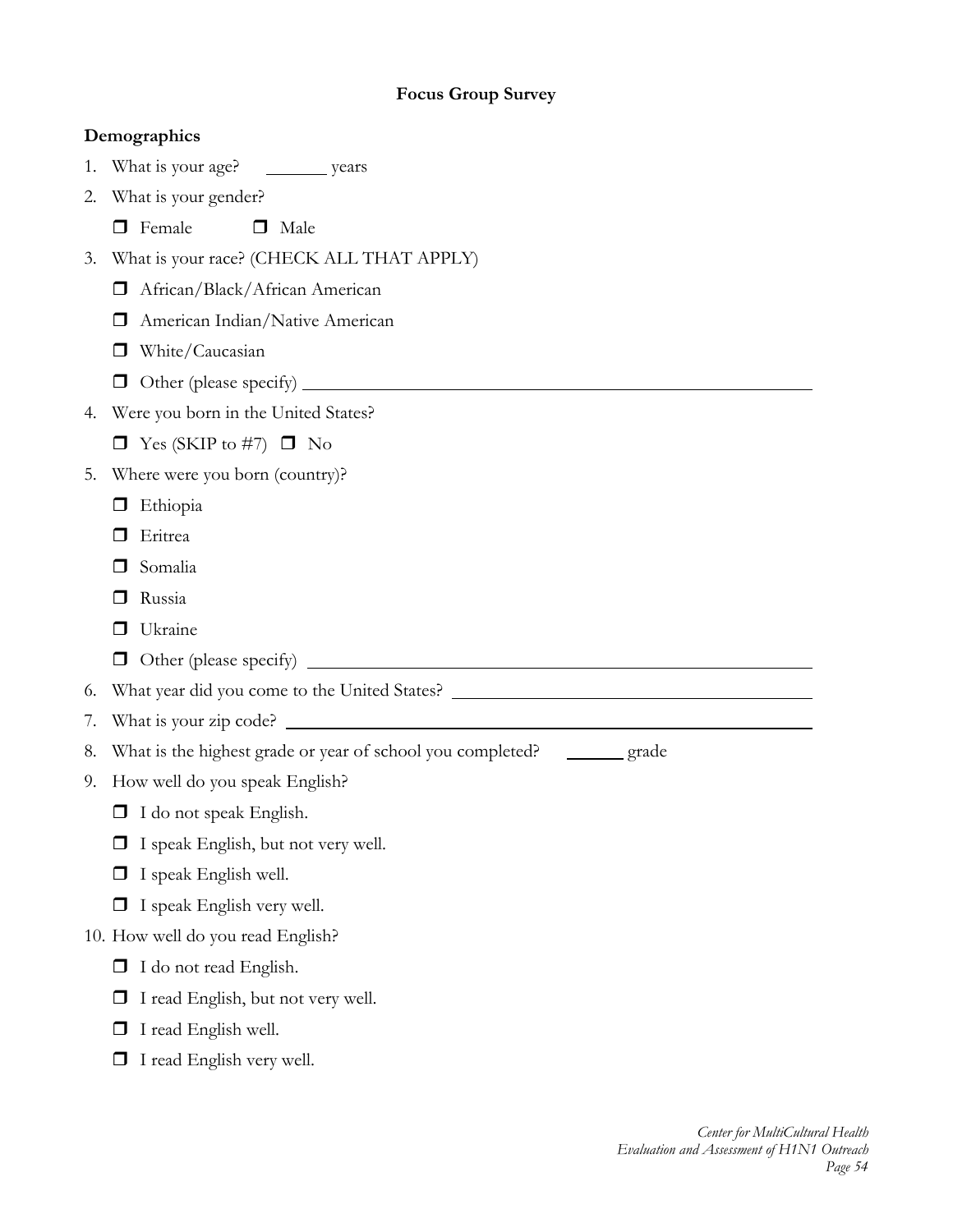## Focus Group Survey

### Demographics

1. What is your age? _______ years
2. What is your gender?
   - ❒ Female ❒ Male
3. What is your race? (CHECK ALL THAT APPLY)
   - ❒ African/Black/African American
   - ❒ American Indian/Native American
   - ❒ White/Caucasian
   - ❒ Other (please specify) ____________________
4. Were you born in the United States?
   - ❒ Yes (SKIP to #7) ❒ No
5. Where were you born (country)?
   - ❒ Ethiopia
   - ❒ Eritrea
   - ❒ Somalia
   - ❒ Russia
   - ❒ Ukraine
   - ❒ Other (please specify) ____________________
6. What year did you come to the United States? ____________________
7. What is your zip code? ____________________
8. What is the highest grade or year of school you completed? _______ grade
9. How well do you speak English?
   - ❒ I do not speak English.
   - ❒ I speak English, but not very well.
   - ❒ I speak English well.
   - ❒ I speak English very well.
10. How well do you read English?
    - ❒ I do not read English.
    - ❒ I read English, but not very well.
    - ❒ I read English well.
    - ❒ I read English very well.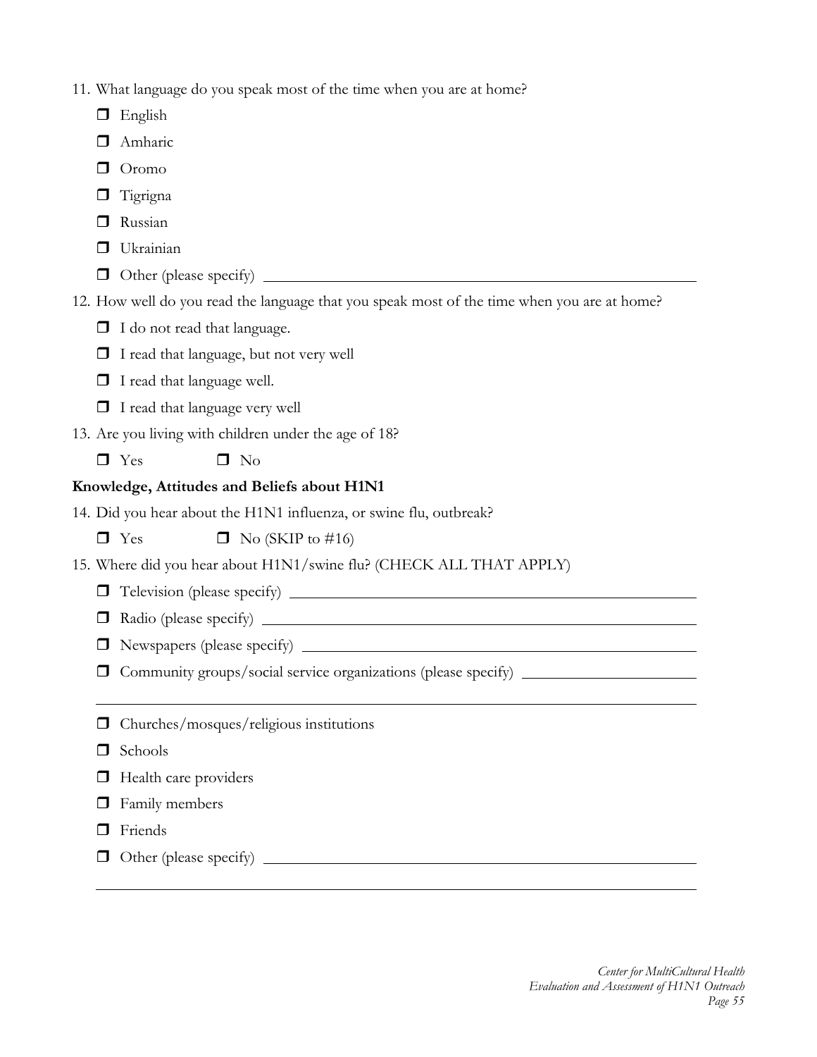11. What language do you speak most of the time when you are at home?
   - ☐ English
   - ☐ Amharic
   - ☐ Oromo
   - ☐ Tigrigna
   - ☐ Russian
   - ☐ Ukrainian
   - ☐ Other (please specify) \_\_\_\_\_\_\_\_\_\_\_\_\_\_\_\_\_\_\_\_\_\_\_\_\_\_\_\_\_\_\_\_\_\_\_\_\_\_

12. How well do you read the language that you speak most of the time when you are at home?
   - ☐ I do not read that language.
   - ☐ I read that language, but not very well
   - ☐ I read that language well.
   - ☐ I read that language very well

13. Are you living with children under the age of 18?
   - ☐ Yes ☐ No

**Knowledge, Attitudes and Beliefs about H1N1**

14. Did you hear about the H1N1 influenza, or swine flu, outbreak?
   - ☐ Yes ☐ No (SKIP to #16)

15. Where did you hear about H1N1/swine flu? (CHECK ALL THAT APPLY)
   - ☐ Television (please specify) \_\_\_\_\_\_\_\_\_\_\_\_\_\_\_\_\_\_\_\_\_\_\_\_\_\_\_\_\_\_\_\_\_\_\_\_\_\_
   - ☐ Radio (please specify) \_\_\_\_\_\_\_\_\_\_\_\_\_\_\_\_\_\_\_\_\_\_\_\_\_\_\_\_\_\_\_\_\_\_\_\_\_\_
   - ☐ Newspapers (please specify) \_\_\_\_\_\_\_\_\_\_\_\_\_\_\_\_\_\_\_\_\_\_\_\_\_\_\_\_\_\_\_\_\_\_\_\_\_\_
   - ☐ Community groups/social service organizations (please specify) \_\_\_\_\_\_\_\_\_\_\_\_\_\_\_\_\_\_\_\_\_\_\_\_\_\_\_\_\_\_\_\_\_\_\_\_\_\_
   - ☐ Churches/mosques/religious institutions
   - ☐ Schools
   - ☐ Health care providers
   - ☐ Family members
   - ☐ Friends
   - ☐ Other (please specify) \_\_\_\_\_\_\_\_\_\_\_\_\_\_\_\_\_\_\_\_\_\_\_\_\_\_\_\_\_\_\_\_\_\_\_\_\_\_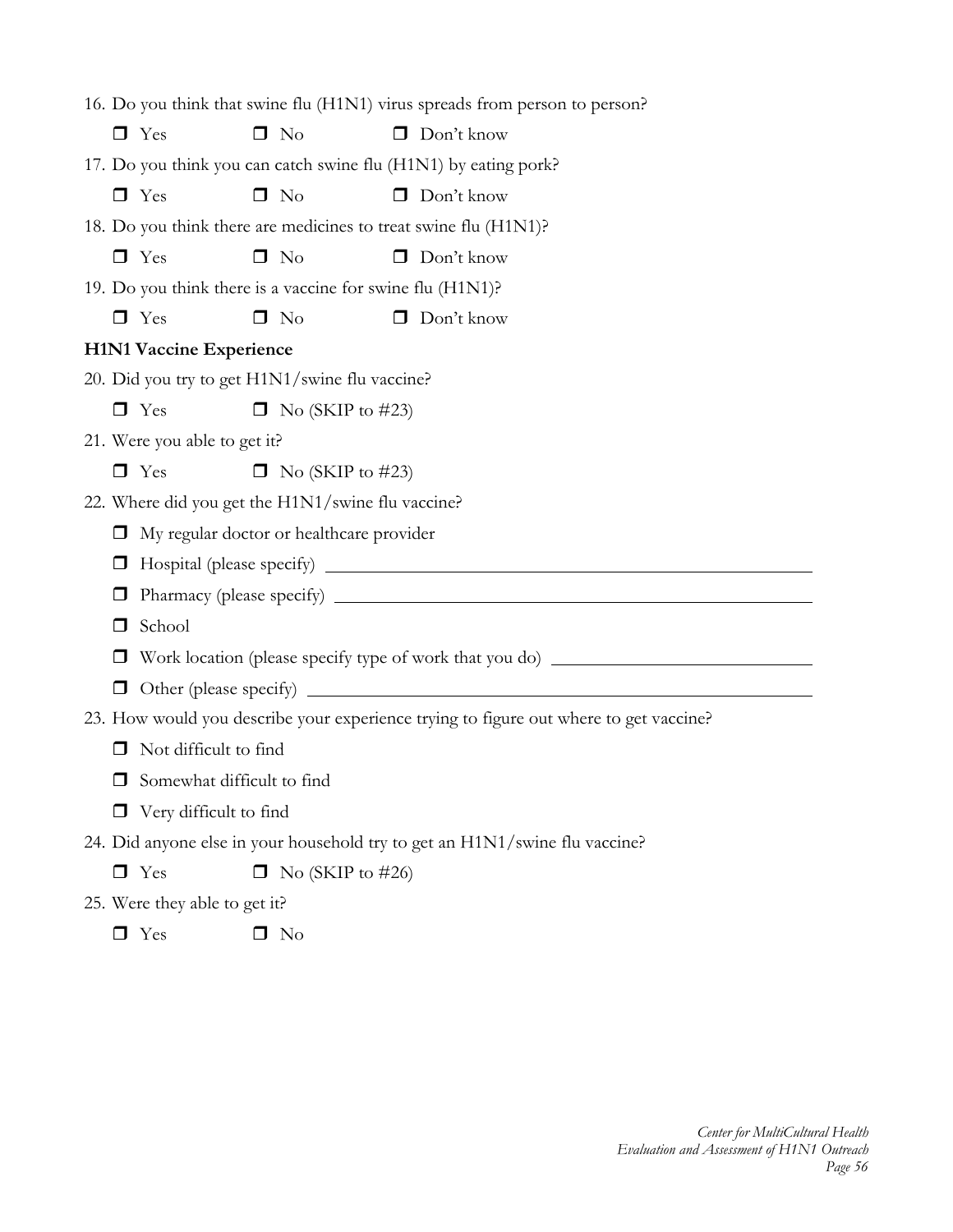16. Do you think that swine flu (H1N1) virus spreads from person to person?

   ❒ Yes   ❒ No   ❒ Don't know

17. Do you think you can catch swine flu (H1N1) by eating pork?

   ❒ Yes   ❒ No   ❒ Don't know

18. Do you think there are medicines to treat swine flu (H1N1)?

   ❒ Yes   ❒ No   ❒ Don't know

19. Do you think there is a vaccine for swine flu (H1N1)?

   ❒ Yes   ❒ No   ❒ Don't know

**H1N1 Vaccine Experience**

20. Did you try to get H1N1/swine flu vaccine?

   ❒ Yes   ❒ No (SKIP to #23)

21. Were you able to get it?

   ❒ Yes   ❒ No (SKIP to #23)

22. Where did you get the H1N1/swine flu vaccine?

   ❒ My regular doctor or healthcare provider

   ❒ Hospital (please specify) ______________________________

   ❒ Pharmacy (please specify) ______________________________

   ❒ School

   ❒ Work location (please specify type of work that you do) ______________________________

   ❒ Other (please specify) ______________________________

23. How would you describe your experience trying to figure out where to get vaccine?

   ❒ Not difficult to find

   ❒ Somewhat difficult to find

   ❒ Very difficult to find

24. Did anyone else in your household try to get an H1N1/swine flu vaccine?

   ❒ Yes   ❒ No (SKIP to #26)

25. Were they able to get it?

   ❒ Yes   ❒ No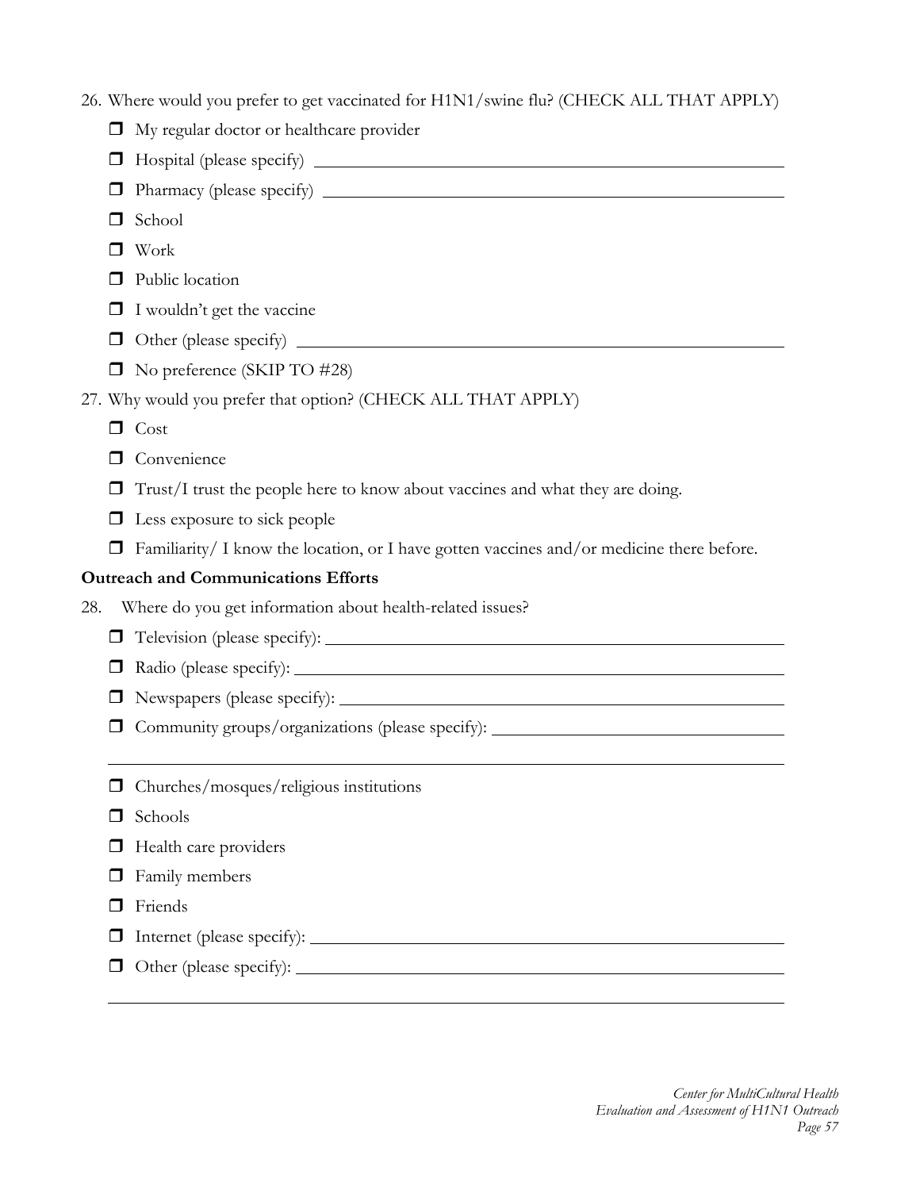26. Where would you prefer to get vaccinated for H1N1/swine flu? (CHECK ALL THAT APPLY)
   - ❒ My regular doctor or healthcare provider
   - ❒ Hospital (please specify) ______________________________
   - ❒ Pharmacy (please specify) ______________________________
   - ❒ School
   - ❒ Work
   - ❒ Public location
   - ❒ I wouldn't get the vaccine
   - ❒ Other (please specify) ______________________________
   - ❒ No preference (SKIP TO #28)
27. Why would you prefer that option? (CHECK ALL THAT APPLY)
   - ❒ Cost
   - ❒ Convenience
   - ❒ Trust/I trust the people here to know about vaccines and what they are doing.
   - ❒ Less exposure to sick people
   - ❒ Familiarity/ I know the location, or I have gotten vaccines and/or medicine there before.

**Outreach and Communications Efforts**

28. Where do you get information about health-related issues?
   - ❒ Television (please specify): ______________________________
   - ❒ Radio (please specify): ______________________________
   - ❒ Newspapers (please specify): ______________________________
   - ❒ Community groups/organizations (please specify): ______________________________

   ______________________________
   - ❒ Churches/mosques/religious institutions
   - ❒ Schools
   - ❒ Health care providers
   - ❒ Family members
   - ❒ Friends
   - ❒ Internet (please specify): ______________________________
   - ❒ Other (please specify): ______________________________

   ______________________________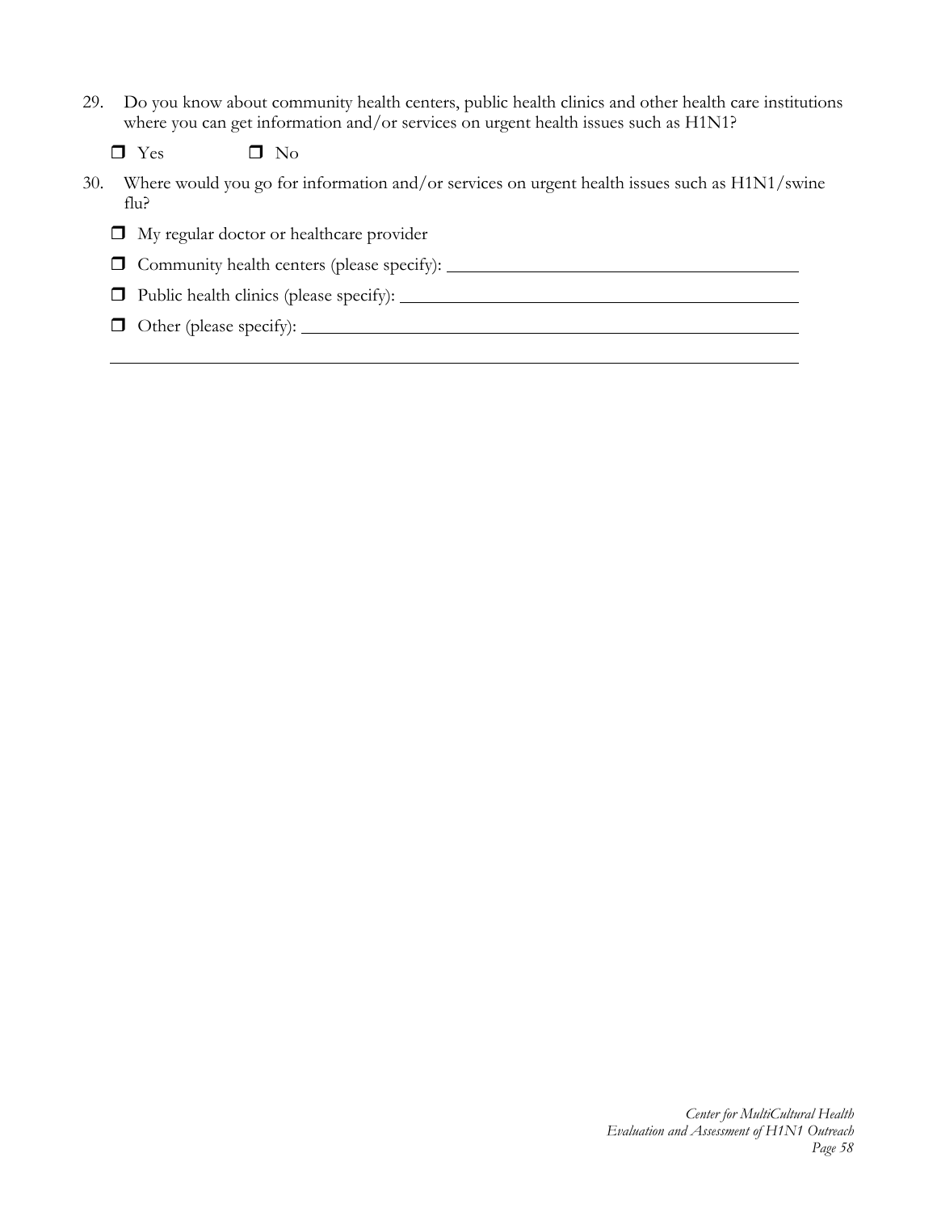29. Do you know about community health centers, public health clinics and other health care institutions where you can get information and/or services on urgent health issues such as H1N1?

    ❒ Yes ❒ No

30. Where would you go for information and/or services on urgent health issues such as H1N1/swine flu?

    ❒ My regular doctor or healthcare provider

    ❒ Community health centers (please specify): ______________________________

    ❒ Public health clinics (please specify): ______________________________

    ❒ Other (please specify): ______________________________

    ______________________________________________________________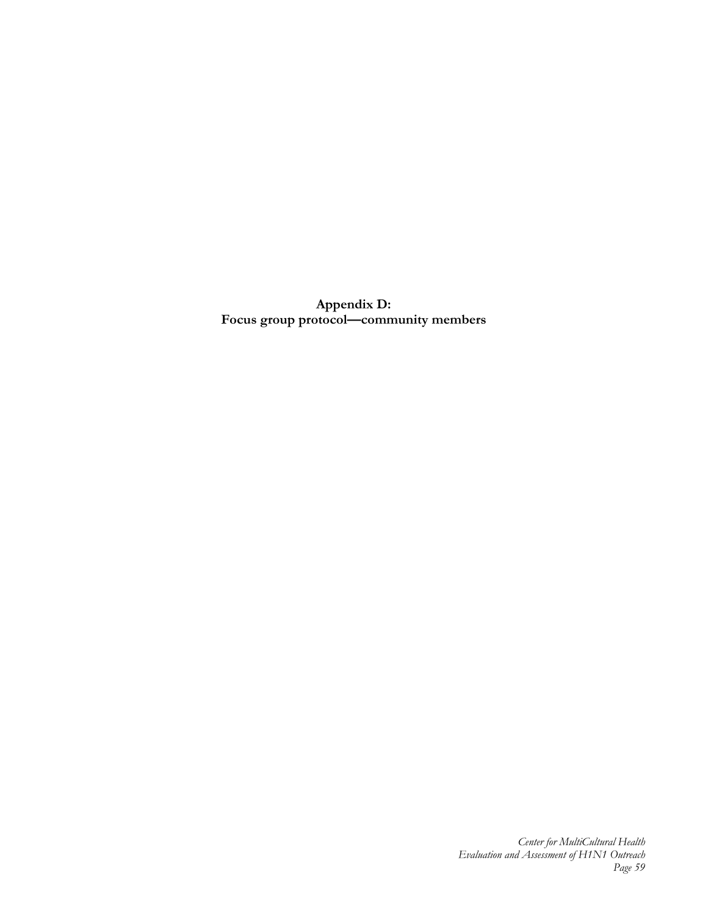# Appendix D:
# Focus group protocol—community members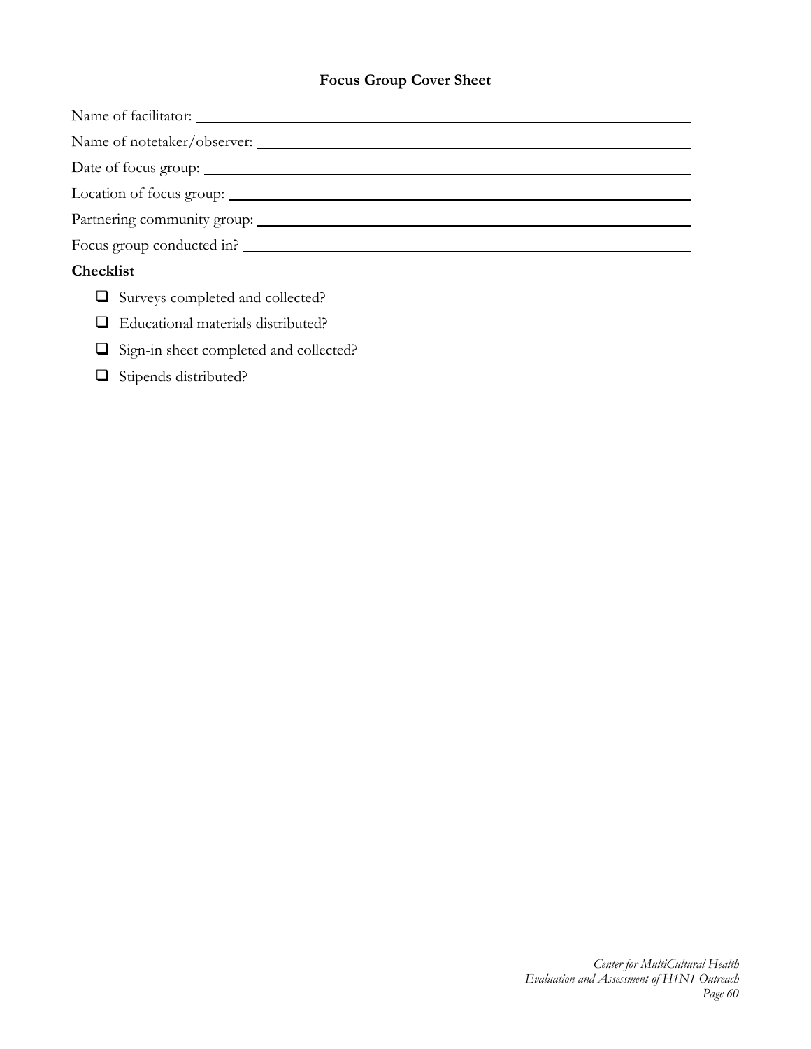## Focus Group Cover Sheet

Name of facilitator: ____________________________________________

Name of notetaker/observer: ____________________________________________

Date of focus group: ____________________________________________

Location of focus group: ____________________________________________

Partnering community group: ____________________________________________

Focus group conducted in? ____________________________________________

**Checklist**

- ☐ Surveys completed and collected?
- ☐ Educational materials distributed?
- ☐ Sign-in sheet completed and collected?
- ☐ Stipends distributed?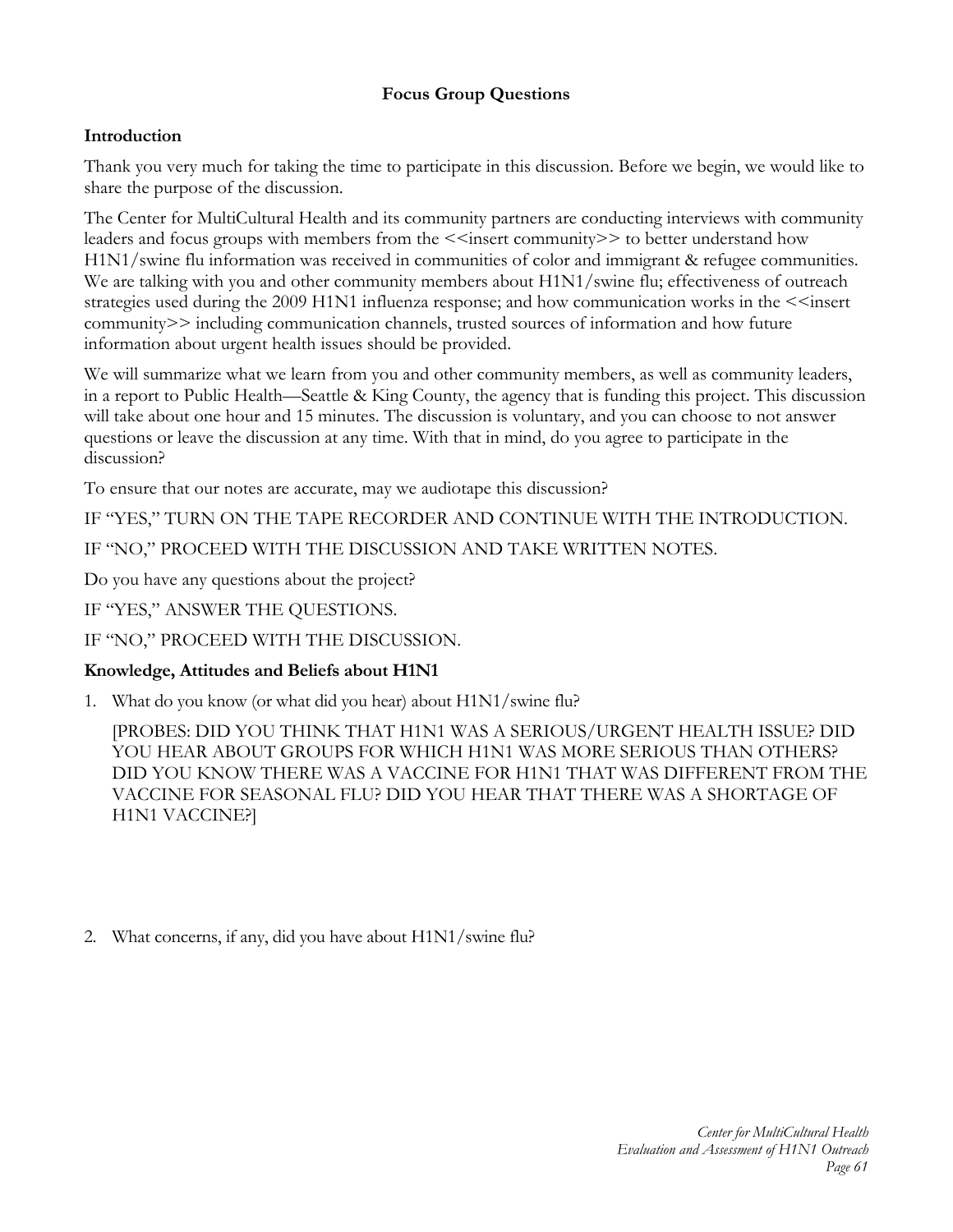# Focus Group Questions

## Introduction

Thank you very much for taking the time to participate in this discussion. Before we begin, we would like to share the purpose of the discussion.

The Center for MultiCultural Health and its community partners are conducting interviews with community leaders and focus groups with members from the <<insert community>> to better understand how H1N1/swine flu information was received in communities of color and immigrant & refugee communities. We are talking with you and other community members about H1N1/swine flu; effectiveness of outreach strategies used during the 2009 H1N1 influenza response; and how communication works in the <<insert community>> including communication channels, trusted sources of information and how future information about urgent health issues should be provided.

We will summarize what we learn from you and other community members, as well as community leaders, in a report to Public Health—Seattle & King County, the agency that is funding this project. This discussion will take about one hour and 15 minutes. The discussion is voluntary, and you can choose to not answer questions or leave the discussion at any time. With that in mind, do you agree to participate in the discussion?

To ensure that our notes are accurate, may we audiotape this discussion?

IF "YES," TURN ON THE TAPE RECORDER AND CONTINUE WITH THE INTRODUCTION.

IF "NO," PROCEED WITH THE DISCUSSION AND TAKE WRITTEN NOTES.

Do you have any questions about the project?

IF "YES," ANSWER THE QUESTIONS.

IF "NO," PROCEED WITH THE DISCUSSION.

## Knowledge, Attitudes and Beliefs about H1N1

1. What do you know (or what did you hear) about H1N1/swine flu?

   [PROBES: DID YOU THINK THAT H1N1 WAS A SERIOUS/URGENT HEALTH ISSUE? DID YOU HEAR ABOUT GROUPS FOR WHICH H1N1 WAS MORE SERIOUS THAN OTHERS? DID YOU KNOW THERE WAS A VACCINE FOR H1N1 THAT WAS DIFFERENT FROM THE VACCINE FOR SEASONAL FLU? DID YOU HEAR THAT THERE WAS A SHORTAGE OF H1N1 VACCINE?]

2. What concerns, if any, did you have about H1N1/swine flu?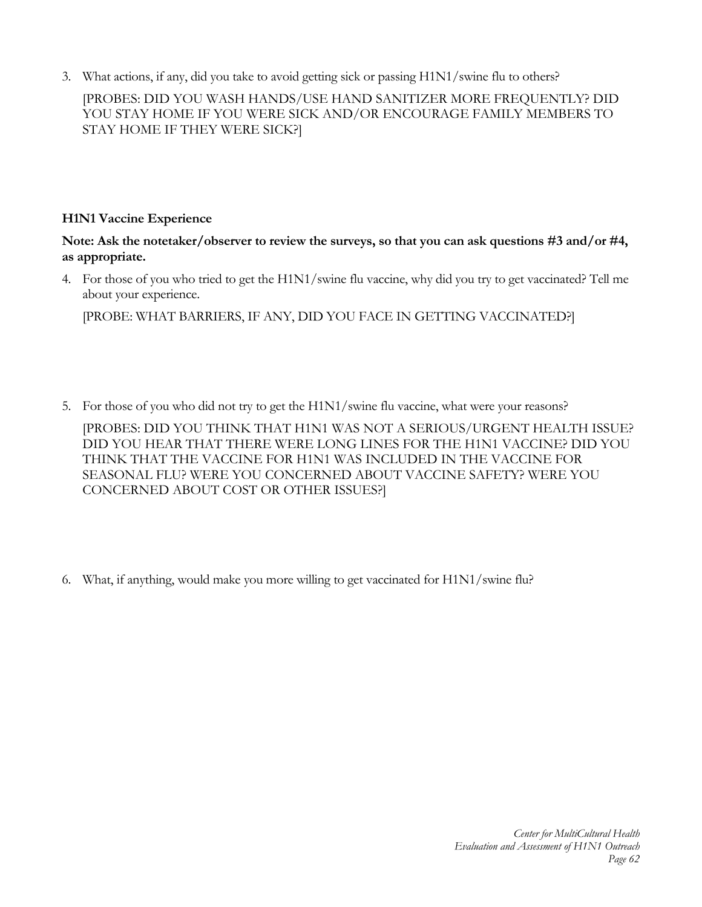3. What actions, if any, did you take to avoid getting sick or passing H1N1/swine flu to others?

   [PROBES: DID YOU WASH HANDS/USE HAND SANITIZER MORE FREQUENTLY? DID YOU STAY HOME IF YOU WERE SICK AND/OR ENCOURAGE FAMILY MEMBERS TO STAY HOME IF THEY WERE SICK?]

### H1N1 Vaccine Experience

**Note: Ask the notetaker/observer to review the surveys, so that you can ask questions #3 and/or #4, as appropriate.**

4. For those of you who tried to get the H1N1/swine flu vaccine, why did you try to get vaccinated? Tell me about your experience.

   [PROBE: WHAT BARRIERS, IF ANY, DID YOU FACE IN GETTING VACCINATED?]

5. For those of you who did not try to get the H1N1/swine flu vaccine, what were your reasons?

   [PROBES: DID YOU THINK THAT H1N1 WAS NOT A SERIOUS/URGENT HEALTH ISSUE? DID YOU HEAR THAT THERE WERE LONG LINES FOR THE H1N1 VACCINE? DID YOU THINK THAT THE VACCINE FOR H1N1 WAS INCLUDED IN THE VACCINE FOR SEASONAL FLU? WERE YOU CONCERNED ABOUT VACCINE SAFETY? WERE YOU CONCERNED ABOUT COST OR OTHER ISSUES?]

6. What, if anything, would make you more willing to get vaccinated for H1N1/swine flu?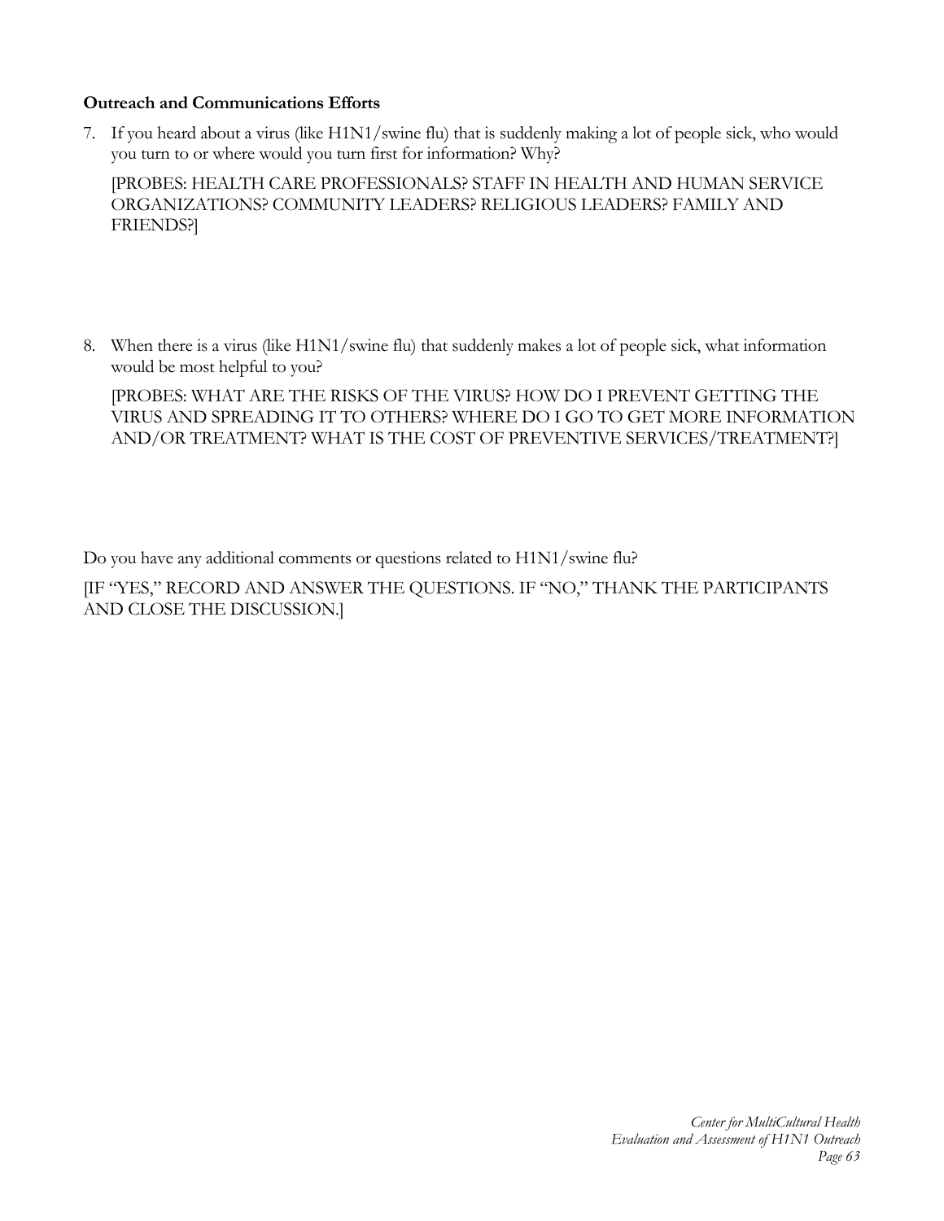**Outreach and Communications Efforts**

7. If you heard about a virus (like H1N1/swine flu) that is suddenly making a lot of people sick, who would you turn to or where would you turn first for information? Why?

   [PROBES: HEALTH CARE PROFESSIONALS? STAFF IN HEALTH AND HUMAN SERVICE ORGANIZATIONS? COMMUNITY LEADERS? RELIGIOUS LEADERS? FAMILY AND FRIENDS?]

8. When there is a virus (like H1N1/swine flu) that suddenly makes a lot of people sick, what information would be most helpful to you?

   [PROBES: WHAT ARE THE RISKS OF THE VIRUS? HOW DO I PREVENT GETTING THE VIRUS AND SPREADING IT TO OTHERS? WHERE DO I GO TO GET MORE INFORMATION AND/OR TREATMENT? WHAT IS THE COST OF PREVENTIVE SERVICES/TREATMENT?]

Do you have any additional comments or questions related to H1N1/swine flu?

[IF "YES," RECORD AND ANSWER THE QUESTIONS. IF "NO," THANK THE PARTICIPANTS AND CLOSE THE DISCUSSION.]